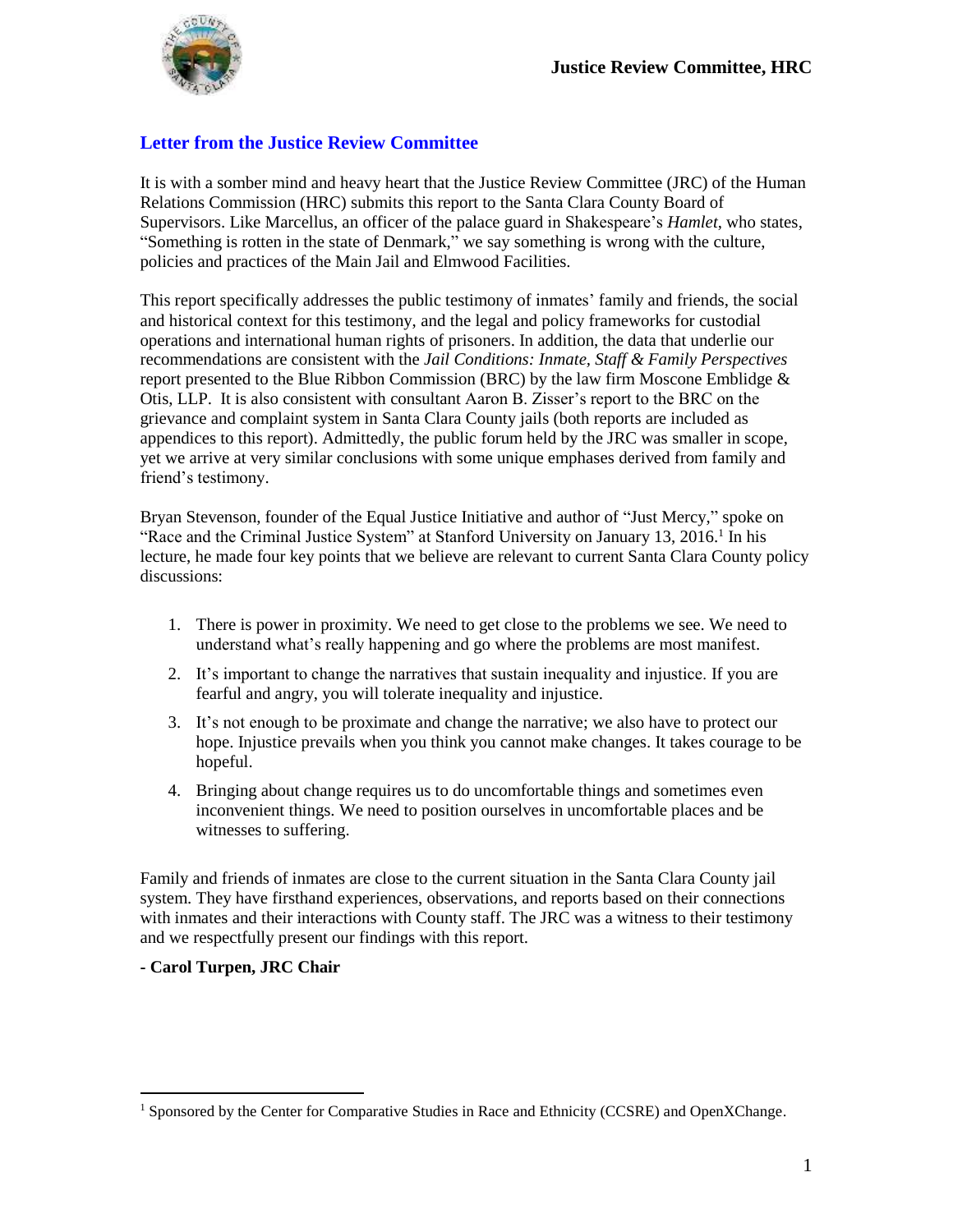## Letter from the Justice Review Committee

It is with a somber mind and heavy heart that the Justice Review Committee (JRC) of the Human Relations Commission (HRC) submits this report to the Santa Clara County Board of Supervisors. Like Marcellus, an officer of the palace guard in Shakespeare's *Hamlet*, who states, "Something is rotten in the state of Denmark," we say something is wrong with the culture, policies and practices of the Main Jail and Elmwood Facilities.

This report specifically addresses the public testimony of inmates' family and friends, the social and historical context for this testimony, and the legal and policy frameworks for custodial operations and international human rights of prisoners. In addition, the data that underlie our recommendations are consistent with the *Jail Conditions: Inmate, Staff & Family Perspectives* report presented to the Blue Ribbon Commission (BRC) by the law firm Moscone Emblidge & Otis, LLP. It is also consistent with consultant Aaron B. Zisser's report to the BRC on the grievance and complaint system in Santa Clara County jails (both reports are included as appendices to this report). Admittedly, the public forum held by the JRC was smaller in scope, yet we arrive at very similar conclusions with some unique emphases derived from family and friend's testimony.

Bryan Stevenson, founder of the Equal Justice Initiative and author of "Just Mercy," spoke on "Race and the Criminal Justice System" at Stanford University on January 13, 2016.[1] In his lecture, he made four key points that we believe are relevant to current Santa Clara County policy discussions:

1. There is power in proximity. We need to get close to the problems we see. We need to understand what's really happening and go where the problems are most manifest.
2. It's important to change the narratives that sustain inequality and injustice. If you are fearful and angry, you will tolerate inequality and injustice.
3. It's not enough to be proximate and change the narrative; we also have to protect our hope. Injustice prevails when you think you cannot make changes. It takes courage to be hopeful.
4. Bringing about change requires us to do uncomfortable things and sometimes even inconvenient things. We need to position ourselves in uncomfortable places and be witnesses to suffering.

Family and friends of inmates are close to the current situation in the Santa Clara County jail system. They have firsthand experiences, observations, and reports based on their connections with inmates and their interactions with County staff. The JRC was a witness to their testimony and we respectfully present our findings with this report.

**- Carol Turpen, JRC Chair**

---

[1] Sponsored by the Center for Comparative Studies in Race and Ethnicity (CCSRE) and OpenXChange.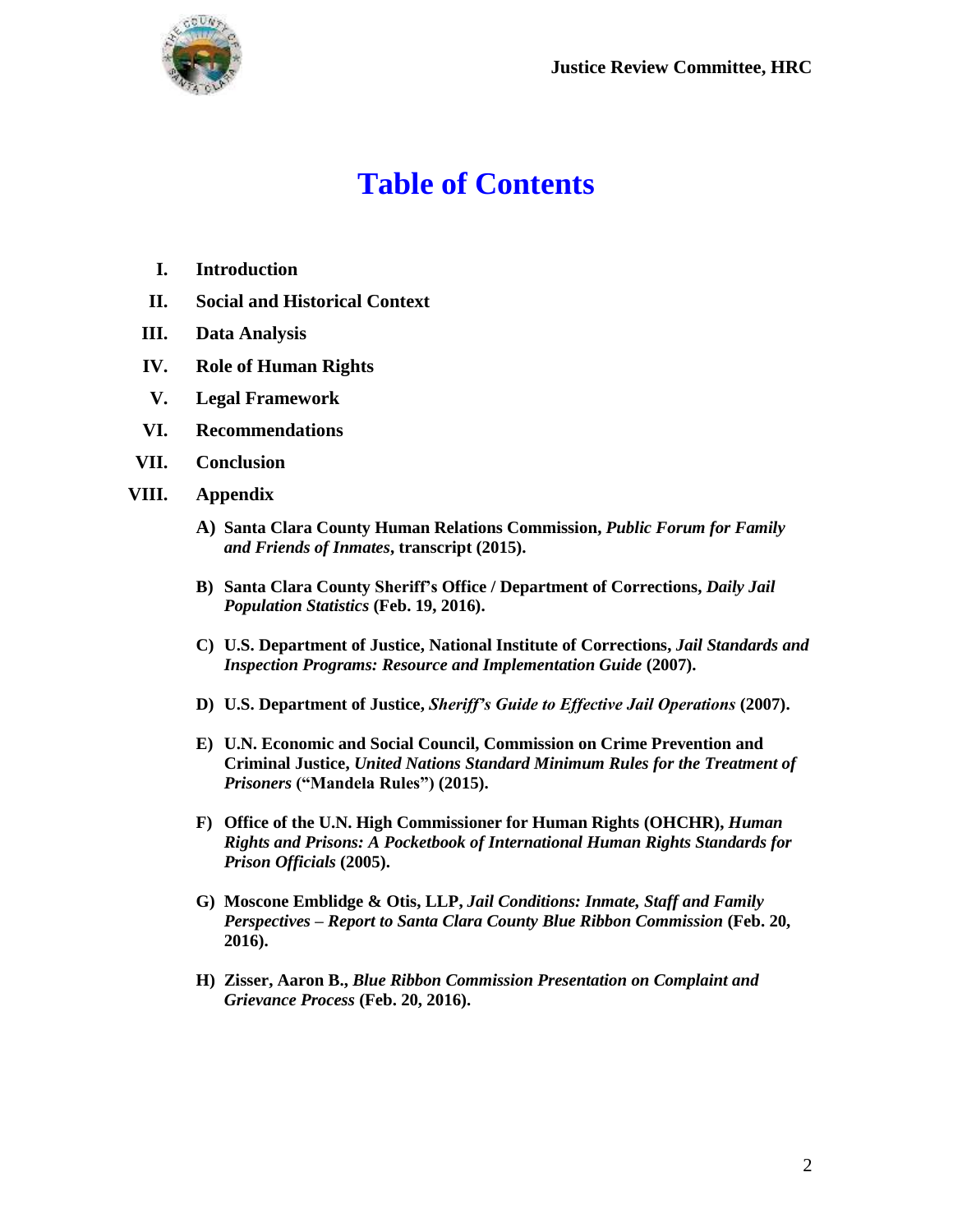# Table of Contents

- **I. Introduction**
- **II. Social and Historical Context**
- **III. Data Analysis**
- **IV. Role of Human Rights**
- **V. Legal Framework**
- **VI. Recommendations**
- **VII. Conclusion**
- **VIII. Appendix**
  - **A) Santa Clara County Human Relations Commission, *Public Forum for Family and Friends of Inmates*, transcript (2015).**
  - **B) Santa Clara County Sheriff's Office / Department of Corrections, *Daily Jail Population Statistics* (Feb. 19, 2016).**
  - **C) U.S. Department of Justice, National Institute of Corrections, *Jail Standards and Inspection Programs: Resource and Implementation Guide* (2007).**
  - **D) U.S. Department of Justice, *Sheriff's Guide to Effective Jail Operations* (2007).**
  - **E) U.N. Economic and Social Council, Commission on Crime Prevention and Criminal Justice, *United Nations Standard Minimum Rules for the Treatment of Prisoners* ("Mandela Rules") (2015).**
  - **F) Office of the U.N. High Commissioner for Human Rights (OHCHR), *Human Rights and Prisons: A Pocketbook of International Human Rights Standards for Prison Officials* (2005).**
  - **G) Moscone Emblidge & Otis, LLP, *Jail Conditions: Inmate, Staff and Family Perspectives – Report to Santa Clara County Blue Ribbon Commission* (Feb. 20, 2016).**
  - **H) Zisser, Aaron B., *Blue Ribbon Commission Presentation on Complaint and Grievance Process* (Feb. 20, 2016).**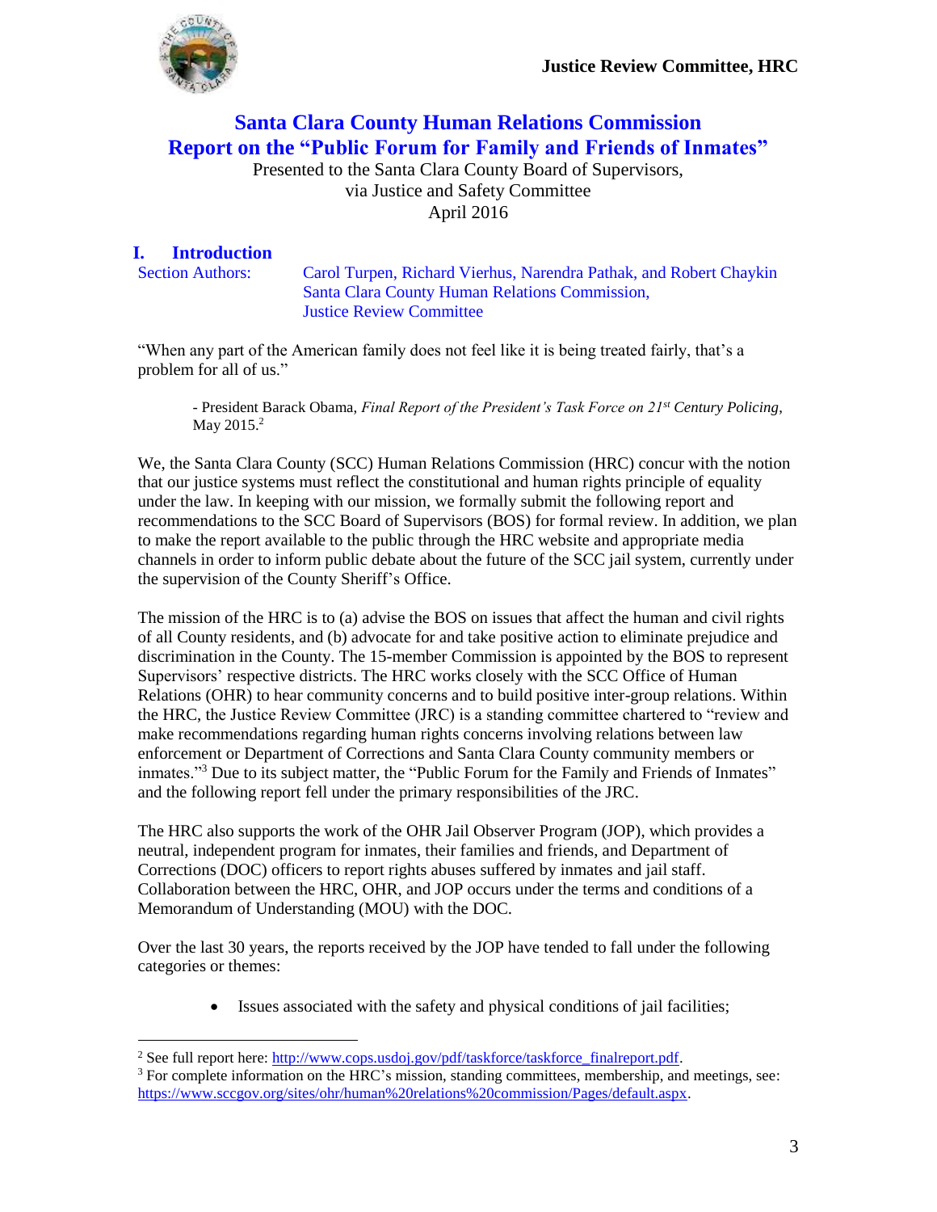# Santa Clara County Human Relations Commission
# Report on the "Public Forum for Family and Friends of Inmates"

Presented to the Santa Clara County Board of Supervisors,
via Justice and Safety Committee
April 2016

## I. Introduction

Section Authors: Carol Turpen, Richard Vierhus, Narendra Pathak, and Robert Chaykin
Santa Clara County Human Relations Commission,
Justice Review Committee

"When any part of the American family does not feel like it is being treated fairly, that's a problem for all of us."

> - President Barack Obama, *Final Report of the President's Task Force on 21st Century Policing*, May 2015.[2]

We, the Santa Clara County (SCC) Human Relations Commission (HRC) concur with the notion that our justice systems must reflect the constitutional and human rights principle of equality under the law. In keeping with our mission, we formally submit the following report and recommendations to the SCC Board of Supervisors (BOS) for formal review. In addition, we plan to make the report available to the public through the HRC website and appropriate media channels in order to inform public debate about the future of the SCC jail system, currently under the supervision of the County Sheriff's Office.

The mission of the HRC is to (a) advise the BOS on issues that affect the human and civil rights of all County residents, and (b) advocate for and take positive action to eliminate prejudice and discrimination in the County. The 15-member Commission is appointed by the BOS to represent Supervisors' respective districts. The HRC works closely with the SCC Office of Human Relations (OHR) to hear community concerns and to build positive inter-group relations. Within the HRC, the Justice Review Committee (JRC) is a standing committee chartered to "review and make recommendations regarding human rights concerns involving relations between law enforcement or Department of Corrections and Santa Clara County community members or inmates."[3] Due to its subject matter, the "Public Forum for the Family and Friends of Inmates" and the following report fell under the primary responsibilities of the JRC.

The HRC also supports the work of the OHR Jail Observer Program (JOP), which provides a neutral, independent program for inmates, their families and friends, and Department of Corrections (DOC) officers to report rights abuses suffered by inmates and jail staff. Collaboration between the HRC, OHR, and JOP occurs under the terms and conditions of a Memorandum of Understanding (MOU) with the DOC.

Over the last 30 years, the reports received by the JOP have tended to fall under the following categories or themes:

- Issues associated with the safety and physical conditions of jail facilities;

---

[2] See full report here: http://www.cops.usdoj.gov/pdf/taskforce/taskforce_finalreport.pdf.

[3] For complete information on the HRC's mission, standing committees, membership, and meetings, see: https://www.sccgov.org/sites/ohr/human%20relations%20commission/Pages/default.aspx.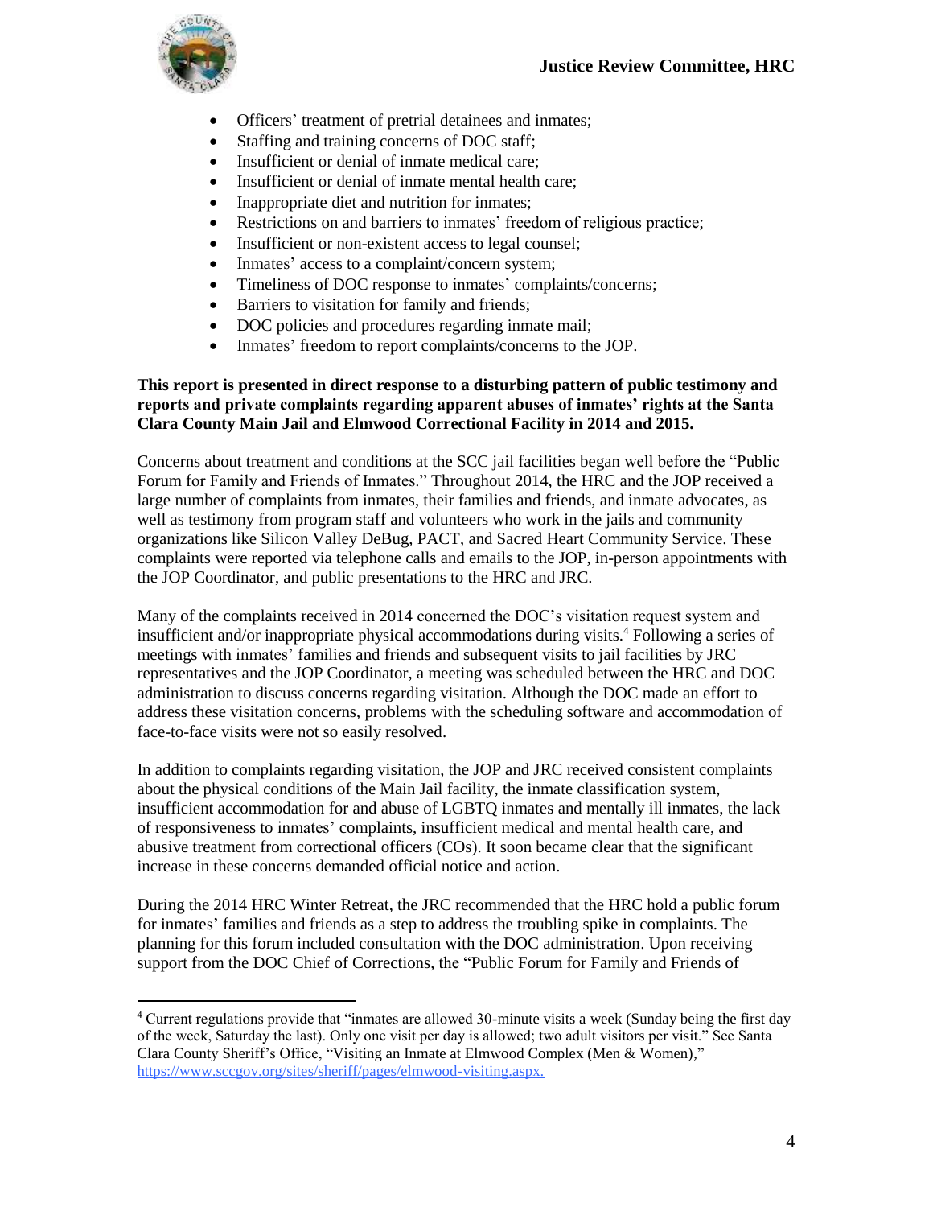- Officers' treatment of pretrial detainees and inmates;
- Staffing and training concerns of DOC staff;
- Insufficient or denial of inmate medical care;
- Insufficient or denial of inmate mental health care;
- Inappropriate diet and nutrition for inmates;
- Restrictions on and barriers to inmates' freedom of religious practice;
- Insufficient or non-existent access to legal counsel;
- Inmates' access to a complaint/concern system;
- Timeliness of DOC response to inmates' complaints/concerns;
- Barriers to visitation for family and friends;
- DOC policies and procedures regarding inmate mail;
- Inmates' freedom to report complaints/concerns to the JOP.

**This report is presented in direct response to a disturbing pattern of public testimony and reports and private complaints regarding apparent abuses of inmates' rights at the Santa Clara County Main Jail and Elmwood Correctional Facility in 2014 and 2015.**

Concerns about treatment and conditions at the SCC jail facilities began well before the "Public Forum for Family and Friends of Inmates." Throughout 2014, the HRC and the JOP received a large number of complaints from inmates, their families and friends, and inmate advocates, as well as testimony from program staff and volunteers who work in the jails and community organizations like Silicon Valley DeBug, PACT, and Sacred Heart Community Service. These complaints were reported via telephone calls and emails to the JOP, in-person appointments with the JOP Coordinator, and public presentations to the HRC and JRC.

Many of the complaints received in 2014 concerned the DOC's visitation request system and insufficient and/or inappropriate physical accommodations during visits.[4] Following a series of meetings with inmates' families and friends and subsequent visits to jail facilities by JRC representatives and the JOP Coordinator, a meeting was scheduled between the HRC and DOC administration to discuss concerns regarding visitation. Although the DOC made an effort to address these visitation concerns, problems with the scheduling software and accommodation of face-to-face visits were not so easily resolved.

In addition to complaints regarding visitation, the JOP and JRC received consistent complaints about the physical conditions of the Main Jail facility, the inmate classification system, insufficient accommodation for and abuse of LGBTQ inmates and mentally ill inmates, the lack of responsiveness to inmates' complaints, insufficient medical and mental health care, and abusive treatment from correctional officers (COs). It soon became clear that the significant increase in these concerns demanded official notice and action.

During the 2014 HRC Winter Retreat, the JRC recommended that the HRC hold a public forum for inmates' families and friends as a step to address the troubling spike in complaints. The planning for this forum included consultation with the DOC administration. Upon receiving support from the DOC Chief of Corrections, the "Public Forum for Family and Friends of

---

[4] Current regulations provide that "inmates are allowed 30-minute visits a week (Sunday being the first day of the week, Saturday the last). Only one visit per day is allowed; two adult visitors per visit." See Santa Clara County Sheriff's Office, "Visiting an Inmate at Elmwood Complex (Men & Women)," https://www.sccgov.org/sites/sheriff/pages/elmwood-visiting.aspx.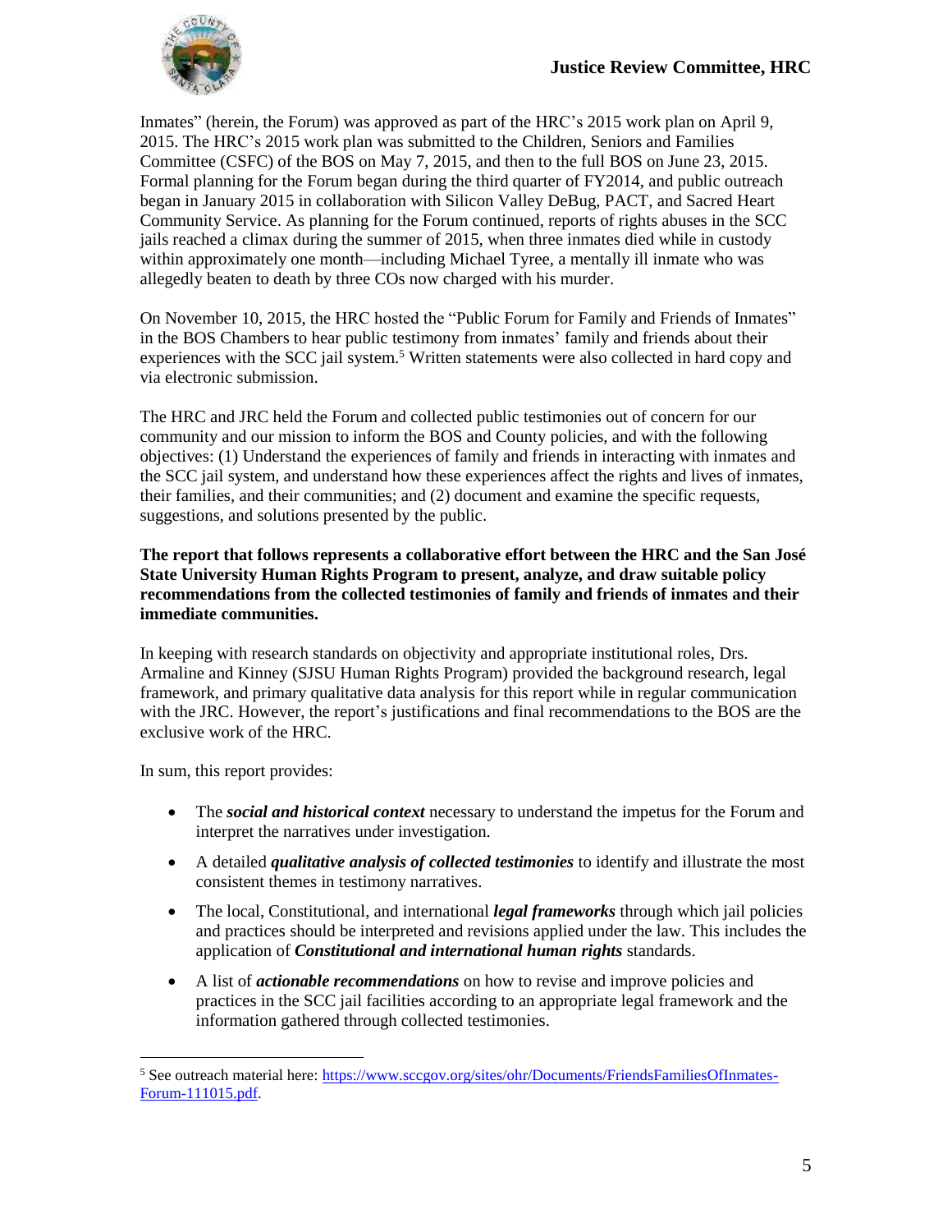Inmates" (herein, the Forum) was approved as part of the HRC's 2015 work plan on April 9, 2015. The HRC's 2015 work plan was submitted to the Children, Seniors and Families Committee (CSFC) of the BOS on May 7, 2015, and then to the full BOS on June 23, 2015. Formal planning for the Forum began during the third quarter of FY2014, and public outreach began in January 2015 in collaboration with Silicon Valley DeBug, PACT, and Sacred Heart Community Service. As planning for the Forum continued, reports of rights abuses in the SCC jails reached a climax during the summer of 2015, when three inmates died while in custody within approximately one month—including Michael Tyree, a mentally ill inmate who was allegedly beaten to death by three COs now charged with his murder.

On November 10, 2015, the HRC hosted the "Public Forum for Family and Friends of Inmates" in the BOS Chambers to hear public testimony from inmates' family and friends about their experiences with the SCC jail system.[5] Written statements were also collected in hard copy and via electronic submission.

The HRC and JRC held the Forum and collected public testimonies out of concern for our community and our mission to inform the BOS and County policies, and with the following objectives: (1) Understand the experiences of family and friends in interacting with inmates and the SCC jail system, and understand how these experiences affect the rights and lives of inmates, their families, and their communities; and (2) document and examine the specific requests, suggestions, and solutions presented by the public.

**The report that follows represents a collaborative effort between the HRC and the San José State University Human Rights Program to present, analyze, and draw suitable policy recommendations from the collected testimonies of family and friends of inmates and their immediate communities.**

In keeping with research standards on objectivity and appropriate institutional roles, Drs. Armaline and Kinney (SJSU Human Rights Program) provided the background research, legal framework, and primary qualitative data analysis for this report while in regular communication with the JRC. However, the report's justifications and final recommendations to the BOS are the exclusive work of the HRC.

In sum, this report provides:

- The ***social and historical context*** necessary to understand the impetus for the Forum and interpret the narratives under investigation.
- A detailed ***qualitative analysis of collected testimonies*** to identify and illustrate the most consistent themes in testimony narratives.
- The local, Constitutional, and international ***legal frameworks*** through which jail policies and practices should be interpreted and revisions applied under the law. This includes the application of ***Constitutional and international human rights*** standards.
- A list of ***actionable recommendations*** on how to revise and improve policies and practices in the SCC jail facilities according to an appropriate legal framework and the information gathered through collected testimonies.

---

[5] See outreach material here: https://www.sccgov.org/sites/ohr/Documents/FriendsFamiliesOfInmates-Forum-111015.pdf.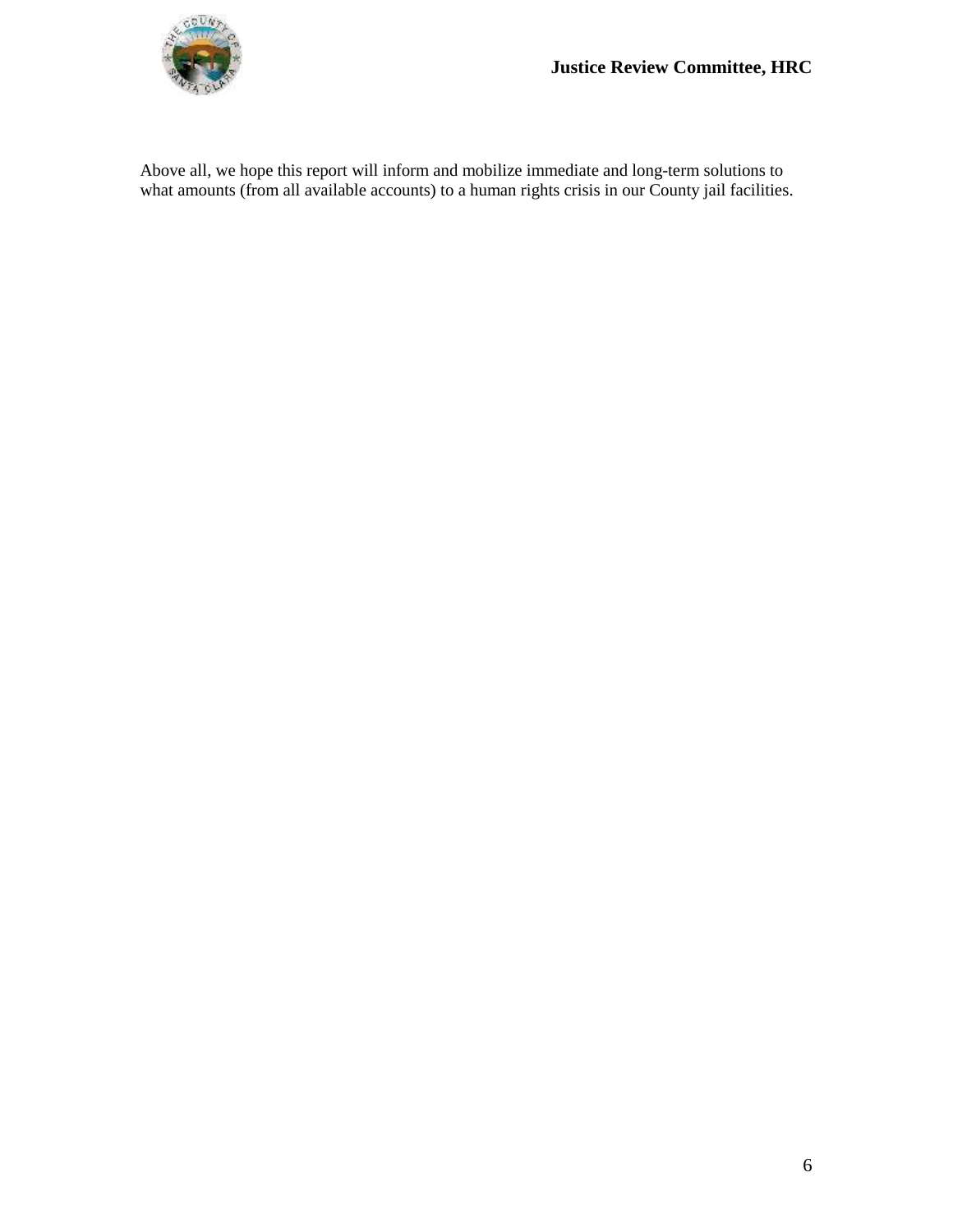Above all, we hope this report will inform and mobilize immediate and long-term solutions to what amounts (from all available accounts) to a human rights crisis in our County jail facilities.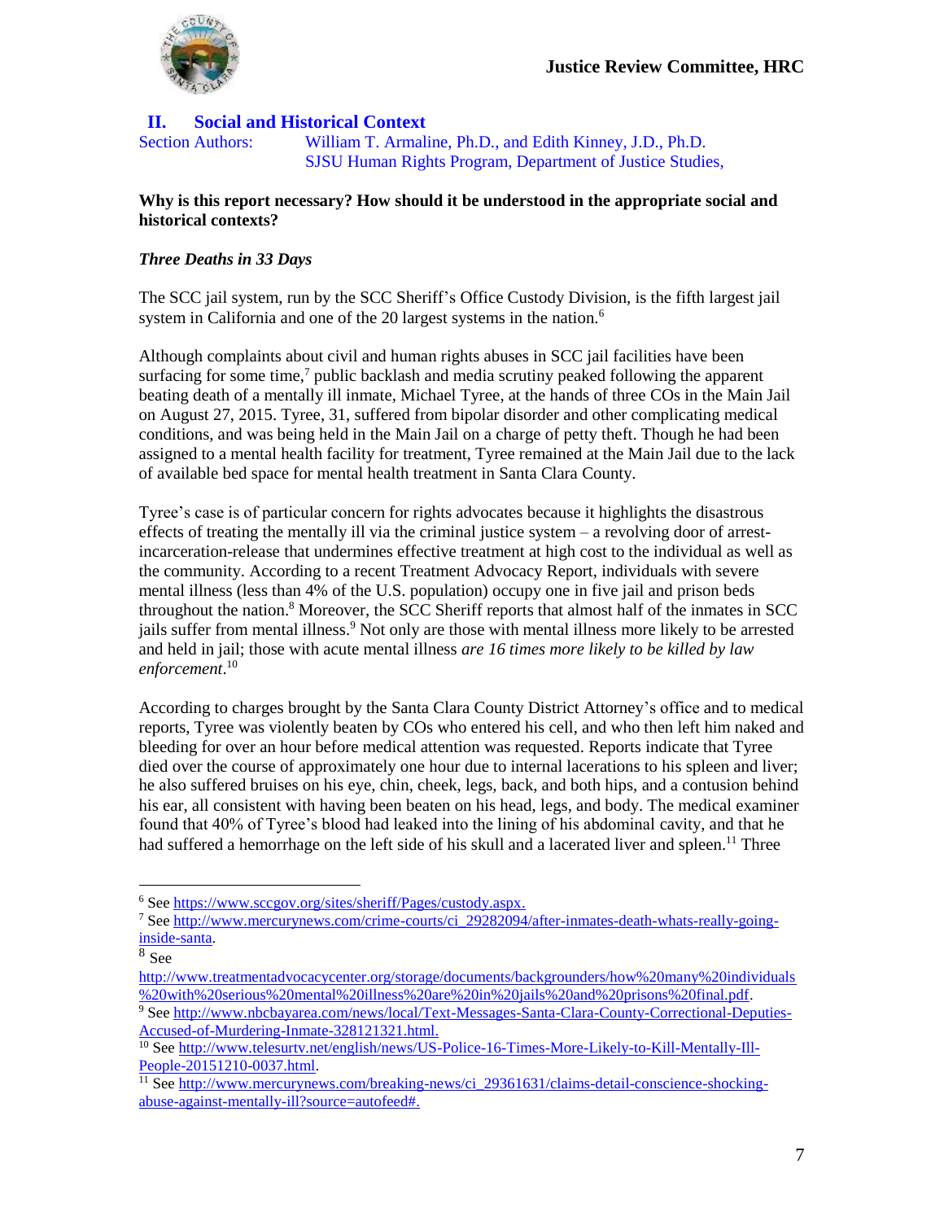## II. Social and Historical Context

Section Authors: William T. Armaline, Ph.D., and Edith Kinney, J.D., Ph.D.
SJSU Human Rights Program, Department of Justice Studies,

**Why is this report necessary? How should it be understood in the appropriate social and historical contexts?**

### *Three Deaths in 33 Days*

The SCC jail system, run by the SCC Sheriff's Office Custody Division, is the fifth largest jail system in California and one of the 20 largest systems in the nation.[6]

Although complaints about civil and human rights abuses in SCC jail facilities have been surfacing for some time,[7] public backlash and media scrutiny peaked following the apparent beating death of a mentally ill inmate, Michael Tyree, at the hands of three COs in the Main Jail on August 27, 2015. Tyree, 31, suffered from bipolar disorder and other complicating medical conditions, and was being held in the Main Jail on a charge of petty theft. Though he had been assigned to a mental health facility for treatment, Tyree remained at the Main Jail due to the lack of available bed space for mental health treatment in Santa Clara County.

Tyree's case is of particular concern for rights advocates because it highlights the disastrous effects of treating the mentally ill via the criminal justice system – a revolving door of arrest-incarceration-release that undermines effective treatment at high cost to the individual as well as the community. According to a recent Treatment Advocacy Report, individuals with severe mental illness (less than 4% of the U.S. population) occupy one in five jail and prison beds throughout the nation.[8] Moreover, the SCC Sheriff reports that almost half of the inmates in SCC jails suffer from mental illness.[9] Not only are those with mental illness more likely to be arrested and held in jail; those with acute mental illness *are 16 times more likely to be killed by law enforcement*.[10]

According to charges brought by the Santa Clara County District Attorney's office and to medical reports, Tyree was violently beaten by COs who entered his cell, and who then left him naked and bleeding for over an hour before medical attention was requested. Reports indicate that Tyree died over the course of approximately one hour due to internal lacerations to his spleen and liver; he also suffered bruises on his eye, chin, cheek, legs, back, and both hips, and a contusion behind his ear, all consistent with having been beaten on his head, legs, and body. The medical examiner found that 40% of Tyree's blood had leaked into the lining of his abdominal cavity, and that he had suffered a hemorrhage on the left side of his skull and a lacerated liver and spleen.[11] Three

---

[6] See https://www.sccgov.org/sites/sheriff/Pages/custody.aspx.

[7] See http://www.mercurynews.com/crime-courts/ci_29282094/after-inmates-death-whats-really-going-inside-santa.

[8] See http://www.treatmentadvocacycenter.org/storage/documents/backgrounders/how%20many%20individuals%20with%20serious%20mental%20illness%20are%20in%20jails%20and%20prisons%20final.pdf.

[9] See http://www.nbcbayarea.com/news/local/Text-Messages-Santa-Clara-County-Correctional-Deputies-Accused-of-Murdering-Inmate-328121321.html.

[10] See http://www.telesurtv.net/english/news/US-Police-16-Times-More-Likely-to-Kill-Mentally-Ill-People-20151210-0037.html.

[11] See http://www.mercurynews.com/breaking-news/ci_29361631/claims-detail-conscience-shocking-abuse-against-mentally-ill?source=autofeed#.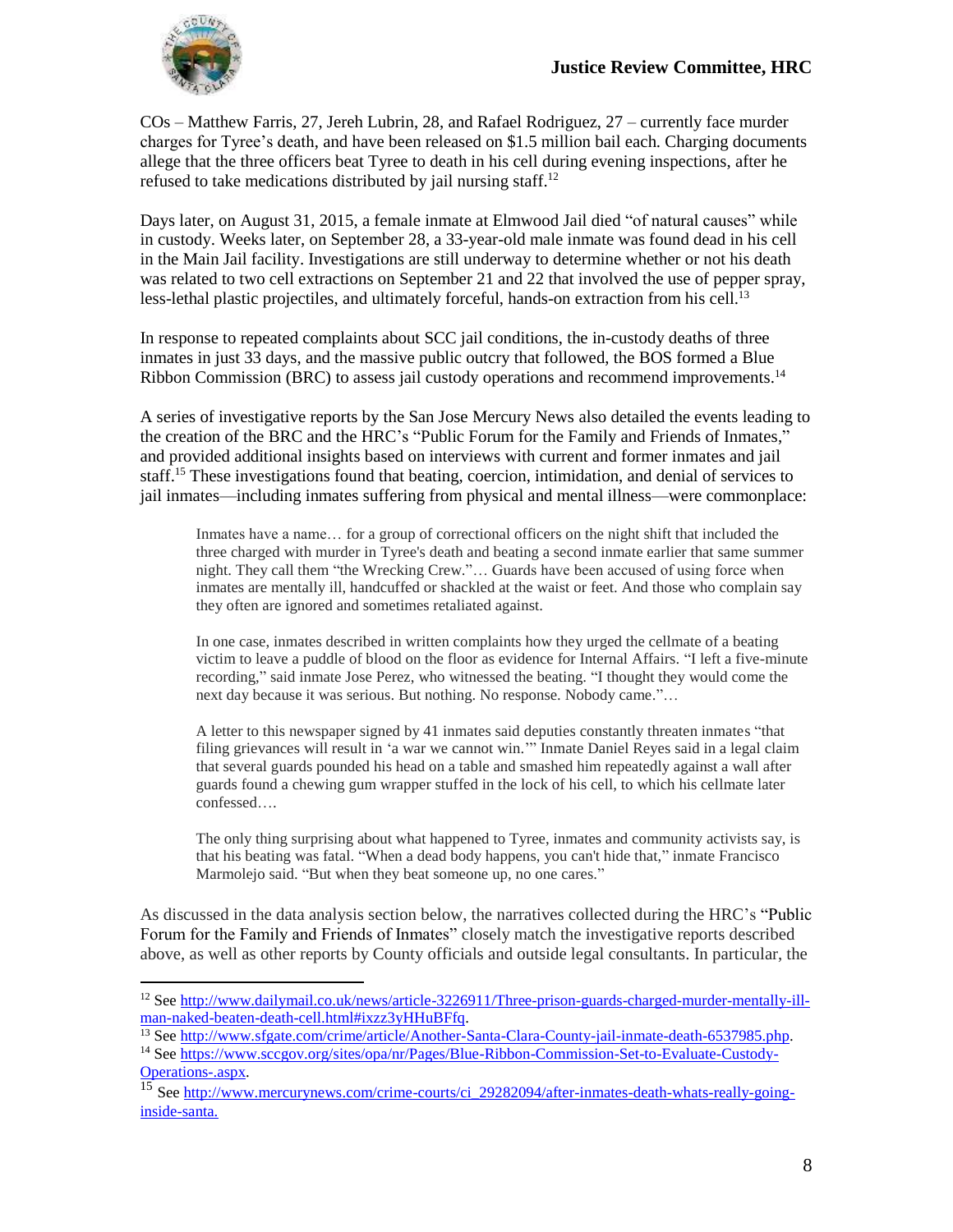COs – Matthew Farris, 27, Jereh Lubrin, 28, and Rafael Rodriguez, 27 – currently face murder charges for Tyree's death, and have been released on $1.5 million bail each. Charging documents allege that the three officers beat Tyree to death in his cell during evening inspections, after he refused to take medications distributed by jail nursing staff.[12]

Days later, on August 31, 2015, a female inmate at Elmwood Jail died "of natural causes" while in custody. Weeks later, on September 28, a 33-year-old male inmate was found dead in his cell in the Main Jail facility. Investigations are still underway to determine whether or not his death was related to two cell extractions on September 21 and 22 that involved the use of pepper spray, less-lethal plastic projectiles, and ultimately forceful, hands-on extraction from his cell.[13]

In response to repeated complaints about SCC jail conditions, the in-custody deaths of three inmates in just 33 days, and the massive public outcry that followed, the BOS formed a Blue Ribbon Commission (BRC) to assess jail custody operations and recommend improvements.[14]

A series of investigative reports by the San Jose Mercury News also detailed the events leading to the creation of the BRC and the HRC's "Public Forum for the Family and Friends of Inmates," and provided additional insights based on interviews with current and former inmates and jail staff.[15] These investigations found that beating, coercion, intimidation, and denial of services to jail inmates—including inmates suffering from physical and mental illness—were commonplace:

> Inmates have a name… for a group of correctional officers on the night shift that included the three charged with murder in Tyree's death and beating a second inmate earlier that same summer night. They call them "the Wrecking Crew."… Guards have been accused of using force when inmates are mentally ill, handcuffed or shackled at the waist or feet. And those who complain say they often are ignored and sometimes retaliated against.
>
> In one case, inmates described in written complaints how they urged the cellmate of a beating victim to leave a puddle of blood on the floor as evidence for Internal Affairs. "I left a five-minute recording," said inmate Jose Perez, who witnessed the beating. "I thought they would come the next day because it was serious. But nothing. No response. Nobody came."…
>
> A letter to this newspaper signed by 41 inmates said deputies constantly threaten inmates "that filing grievances will result in 'a war we cannot win.'" Inmate Daniel Reyes said in a legal claim that several guards pounded his head on a table and smashed him repeatedly against a wall after guards found a chewing gum wrapper stuffed in the lock of his cell, to which his cellmate later confessed….
>
> The only thing surprising about what happened to Tyree, inmates and community activists say, is that his beating was fatal. "When a dead body happens, you can't hide that," inmate Francisco Marmolejo said. "But when they beat someone up, no one cares."

As discussed in the data analysis section below, the narratives collected during the HRC's "Public Forum for the Family and Friends of Inmates" closely match the investigative reports described above, as well as other reports by County officials and outside legal consultants. In particular, the

---

[12] See http://www.dailymail.co.uk/news/article-3226911/Three-prison-guards-charged-murder-mentally-ill-man-naked-beaten-death-cell.html#ixzz3yHHuBFfq.

[13] See http://www.sfgate.com/crime/article/Another-Santa-Clara-County-jail-inmate-death-6537985.php.

[14] See https://www.sccgov.org/sites/opa/nr/Pages/Blue-Ribbon-Commission-Set-to-Evaluate-Custody-Operations-.aspx.

[15] See http://www.mercurynews.com/crime-courts/ci_29282094/after-inmates-death-whats-really-going-inside-santa.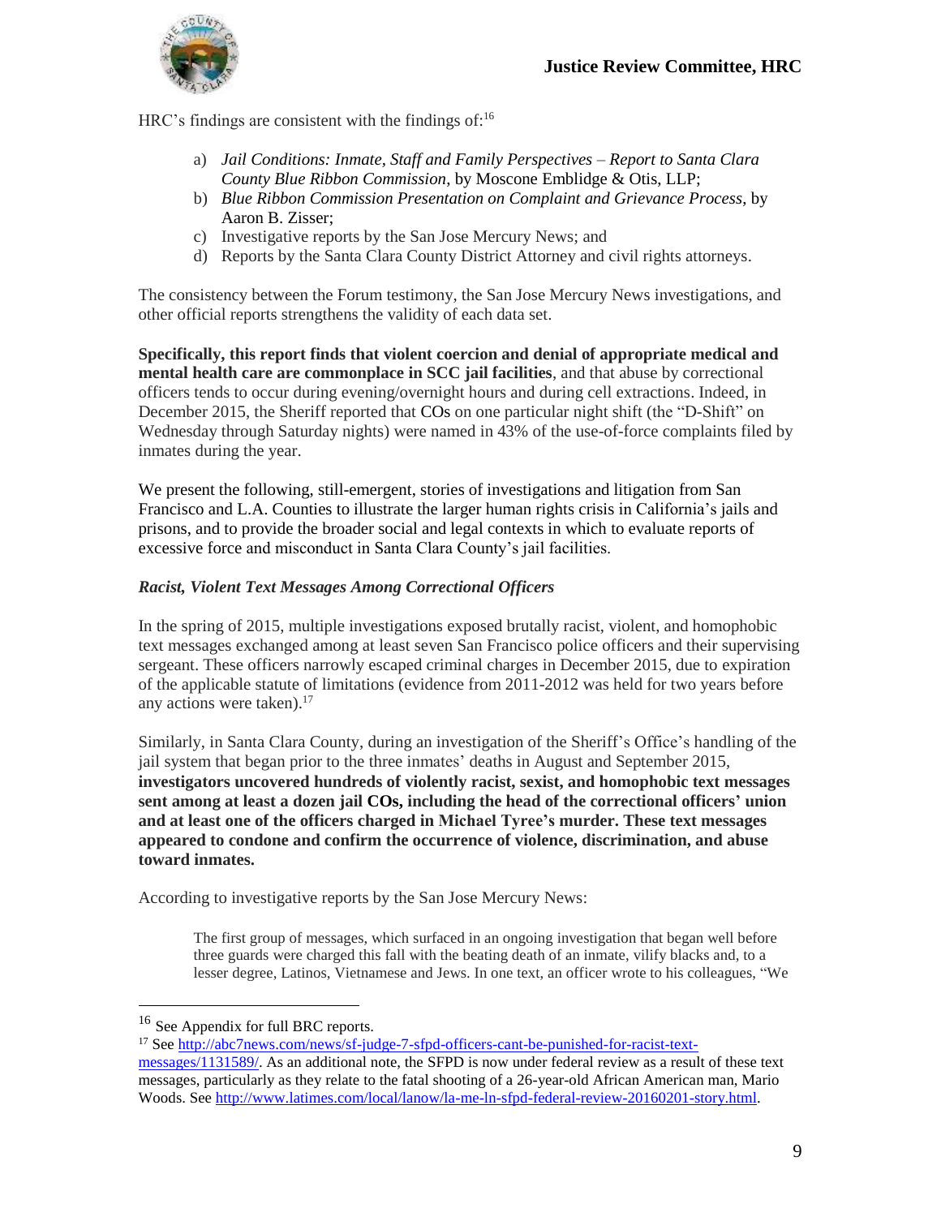HRC's findings are consistent with the findings of:[16]

a) *Jail Conditions: Inmate, Staff and Family Perspectives – Report to Santa Clara County Blue Ribbon Commission*, by Moscone Emblidge & Otis, LLP;
b) *Blue Ribbon Commission Presentation on Complaint and Grievance Process*, by Aaron B. Zisser;
c) Investigative reports by the San Jose Mercury News; and
d) Reports by the Santa Clara County District Attorney and civil rights attorneys.

The consistency between the Forum testimony, the San Jose Mercury News investigations, and other official reports strengthens the validity of each data set.

**Specifically, this report finds that violent coercion and denial of appropriate medical and mental health care are commonplace in SCC jail facilities**, and that abuse by correctional officers tends to occur during evening/overnight hours and during cell extractions. Indeed, in December 2015, the Sheriff reported that COs on one particular night shift (the "D-Shift" on Wednesday through Saturday nights) were named in 43% of the use-of-force complaints filed by inmates during the year.

We present the following, still-emergent, stories of investigations and litigation from San Francisco and L.A. Counties to illustrate the larger human rights crisis in California's jails and prisons, and to provide the broader social and legal contexts in which to evaluate reports of excessive force and misconduct in Santa Clara County's jail facilities.

*Racist, Violent Text Messages Among Correctional Officers*

In the spring of 2015, multiple investigations exposed brutally racist, violent, and homophobic text messages exchanged among at least seven San Francisco police officers and their supervising sergeant. These officers narrowly escaped criminal charges in December 2015, due to expiration of the applicable statute of limitations (evidence from 2011-2012 was held for two years before any actions were taken).[17]

Similarly, in Santa Clara County, during an investigation of the Sheriff's Office's handling of the jail system that began prior to the three inmates' deaths in August and September 2015, **investigators uncovered hundreds of violently racist, sexist, and homophobic text messages sent among at least a dozen jail COs, including the head of the correctional officers' union and at least one of the officers charged in Michael Tyree's murder. These text messages appeared to condone and confirm the occurrence of violence, discrimination, and abuse toward inmates.**

According to investigative reports by the San Jose Mercury News:

> The first group of messages, which surfaced in an ongoing investigation that began well before three guards were charged this fall with the beating death of an inmate, vilify blacks and, to a lesser degree, Latinos, Vietnamese and Jews. In one text, an officer wrote to his colleagues, "We

---

[16] See Appendix for full BRC reports.

[17] See http://abc7news.com/news/sf-judge-7-sfpd-officers-cant-be-punished-for-racist-text-messages/1131589/. As an additional note, the SFPD is now under federal review as a result of these text messages, particularly as they relate to the fatal shooting of a 26-year-old African American man, Mario Woods. See http://www.latimes.com/local/lanow/la-me-ln-sfpd-federal-review-20160201-story.html.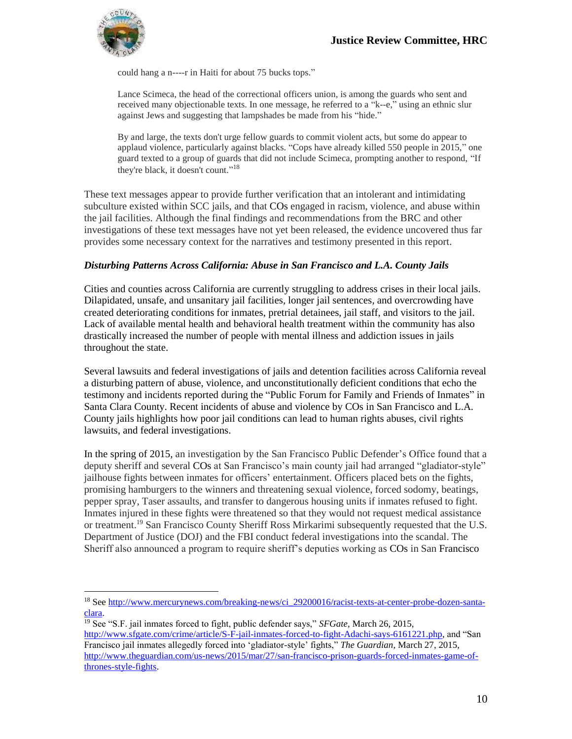could hang a n----r in Haiti for about 75 bucks tops."

> Lance Scimeca, the head of the correctional officers union, is among the guards who sent and received many objectionable texts. In one message, he referred to a "k--e," using an ethnic slur against Jews and suggesting that lampshades be made from his "hide."
>
> By and large, the texts don't urge fellow guards to commit violent acts, but some do appear to applaud violence, particularly against blacks. "Cops have already killed 550 people in 2015," one guard texted to a group of guards that did not include Scimeca, prompting another to respond, "If they're black, it doesn't count."[18]

These text messages appear to provide further verification that an intolerant and intimidating subculture existed within SCC jails, and that COs engaged in racism, violence, and abuse within the jail facilities. Although the final findings and recommendations from the BRC and other investigations of these text messages have not yet been released, the evidence uncovered thus far provides some necessary context for the narratives and testimony presented in this report.

### *Disturbing Patterns Across California: Abuse in San Francisco and L.A. County Jails*

Cities and counties across California are currently struggling to address crises in their local jails. Dilapidated, unsafe, and unsanitary jail facilities, longer jail sentences, and overcrowding have created deteriorating conditions for inmates, pretrial detainees, jail staff, and visitors to the jail. Lack of available mental health and behavioral health treatment within the community has also drastically increased the number of people with mental illness and addiction issues in jails throughout the state.

Several lawsuits and federal investigations of jails and detention facilities across California reveal a disturbing pattern of abuse, violence, and unconstitutionally deficient conditions that echo the testimony and incidents reported during the "Public Forum for Family and Friends of Inmates" in Santa Clara County. Recent incidents of abuse and violence by COs in San Francisco and L.A. County jails highlights how poor jail conditions can lead to human rights abuses, civil rights lawsuits, and federal investigations.

In the spring of 2015, an investigation by the San Francisco Public Defender's Office found that a deputy sheriff and several COs at San Francisco's main county jail had arranged "gladiator-style" jailhouse fights between inmates for officers' entertainment. Officers placed bets on the fights, promising hamburgers to the winners and threatening sexual violence, forced sodomy, beatings, pepper spray, Taser assaults, and transfer to dangerous housing units if inmates refused to fight. Inmates injured in these fights were threatened so that they would not request medical assistance or treatment.[19] San Francisco County Sheriff Ross Mirkarimi subsequently requested that the U.S. Department of Justice (DOJ) and the FBI conduct federal investigations into the scandal. The Sheriff also announced a program to require sheriff's deputies working as COs in San Francisco

---

[18] See http://www.mercurynews.com/breaking-news/ci_29200016/racist-texts-at-center-probe-dozen-santa-clara.

[19] See "S.F. jail inmates forced to fight, public defender says," *SFGate*, March 26, 2015, http://www.sfgate.com/crime/article/S-F-jail-inmates-forced-to-fight-Adachi-says-6161221.php, and "San Francisco jail inmates allegedly forced into 'gladiator-style' fights," *The Guardian*, March 27, 2015, http://www.theguardian.com/us-news/2015/mar/27/san-francisco-prison-guards-forced-inmates-game-of-thrones-style-fights.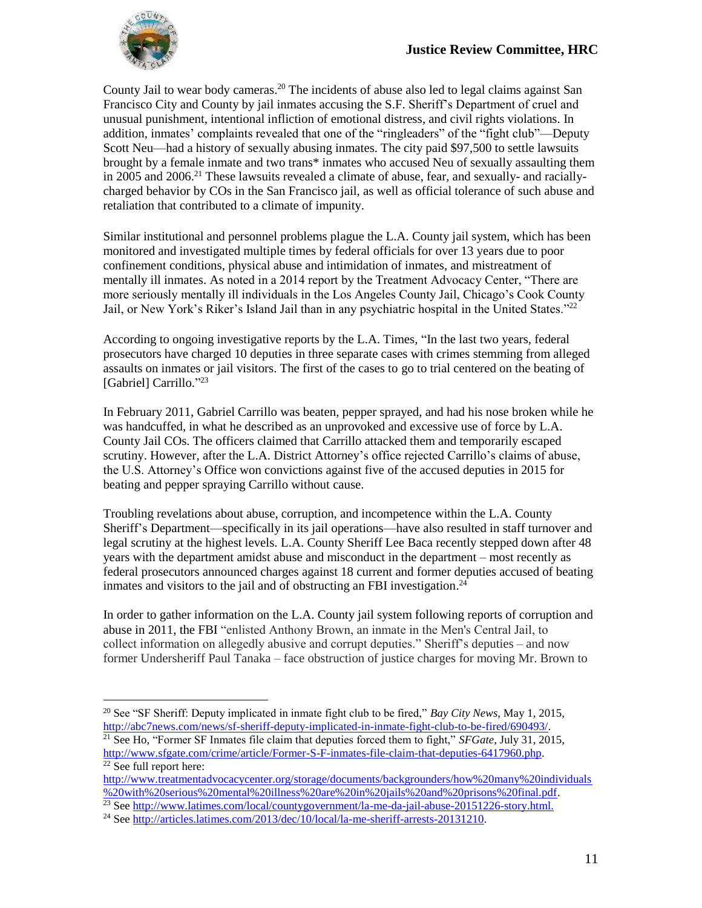County Jail to wear body cameras.[20] The incidents of abuse also led to legal claims against San Francisco City and County by jail inmates accusing the S.F. Sheriff's Department of cruel and unusual punishment, intentional infliction of emotional distress, and civil rights violations. In addition, inmates' complaints revealed that one of the "ringleaders" of the "fight club"—Deputy Scott Neu—had a history of sexually abusing inmates. The city paid $97,500 to settle lawsuits brought by a female inmate and two trans* inmates who accused Neu of sexually assaulting them in 2005 and 2006.[21] These lawsuits revealed a climate of abuse, fear, and sexually- and racially-charged behavior by COs in the San Francisco jail, as well as official tolerance of such abuse and retaliation that contributed to a climate of impunity.

Similar institutional and personnel problems plague the L.A. County jail system, which has been monitored and investigated multiple times by federal officials for over 13 years due to poor confinement conditions, physical abuse and intimidation of inmates, and mistreatment of mentally ill inmates. As noted in a 2014 report by the Treatment Advocacy Center, "There are more seriously mentally ill individuals in the Los Angeles County Jail, Chicago's Cook County Jail, or New York's Riker's Island Jail than in any psychiatric hospital in the United States."[22]

According to ongoing investigative reports by the L.A. Times, "In the last two years, federal prosecutors have charged 10 deputies in three separate cases with crimes stemming from alleged assaults on inmates or jail visitors. The first of the cases to go to trial centered on the beating of [Gabriel] Carrillo."[23]

In February 2011, Gabriel Carrillo was beaten, pepper sprayed, and had his nose broken while he was handcuffed, in what he described as an unprovoked and excessive use of force by L.A. County Jail COs. The officers claimed that Carrillo attacked them and temporarily escaped scrutiny. However, after the L.A. District Attorney's office rejected Carrillo's claims of abuse, the U.S. Attorney's Office won convictions against five of the accused deputies in 2015 for beating and pepper spraying Carrillo without cause.

Troubling revelations about abuse, corruption, and incompetence within the L.A. County Sheriff's Department—specifically in its jail operations—have also resulted in staff turnover and legal scrutiny at the highest levels. L.A. County Sheriff Lee Baca recently stepped down after 48 years with the department amidst abuse and misconduct in the department – most recently as federal prosecutors announced charges against 18 current and former deputies accused of beating inmates and visitors to the jail and of obstructing an FBI investigation.[24]

In order to gather information on the L.A. County jail system following reports of corruption and abuse in 2011, the FBI "enlisted Anthony Brown, an inmate in the Men's Central Jail, to collect information on allegedly abusive and corrupt deputies." Sheriff's deputies – and now former Undersheriff Paul Tanaka – face obstruction of justice charges for moving Mr. Brown to

---

[20] See "SF Sheriff: Deputy implicated in inmate fight club to be fired," *Bay City News*, May 1, 2015, http://abc7news.com/news/sf-sheriff-deputy-implicated-in-inmate-fight-club-to-be-fired/690493/.

[21] See Ho, "Former SF Inmates file claim that deputies forced them to fight," *SFGate*, July 31, 2015, http://www.sfgate.com/crime/article/Former-S-F-inmates-file-claim-that-deputies-6417960.php.

[22] See full report here: http://www.treatmentadvocacycenter.org/storage/documents/backgrounders/how%20many%20individuals%20with%20serious%20mental%20illness%20are%20in%20jails%20and%20prisons%20final.pdf.

[23] See http://www.latimes.com/local/countygovernment/la-me-da-jail-abuse-20151226-story.html.

[24] See http://articles.latimes.com/2013/dec/10/local/la-me-sheriff-arrests-20131210.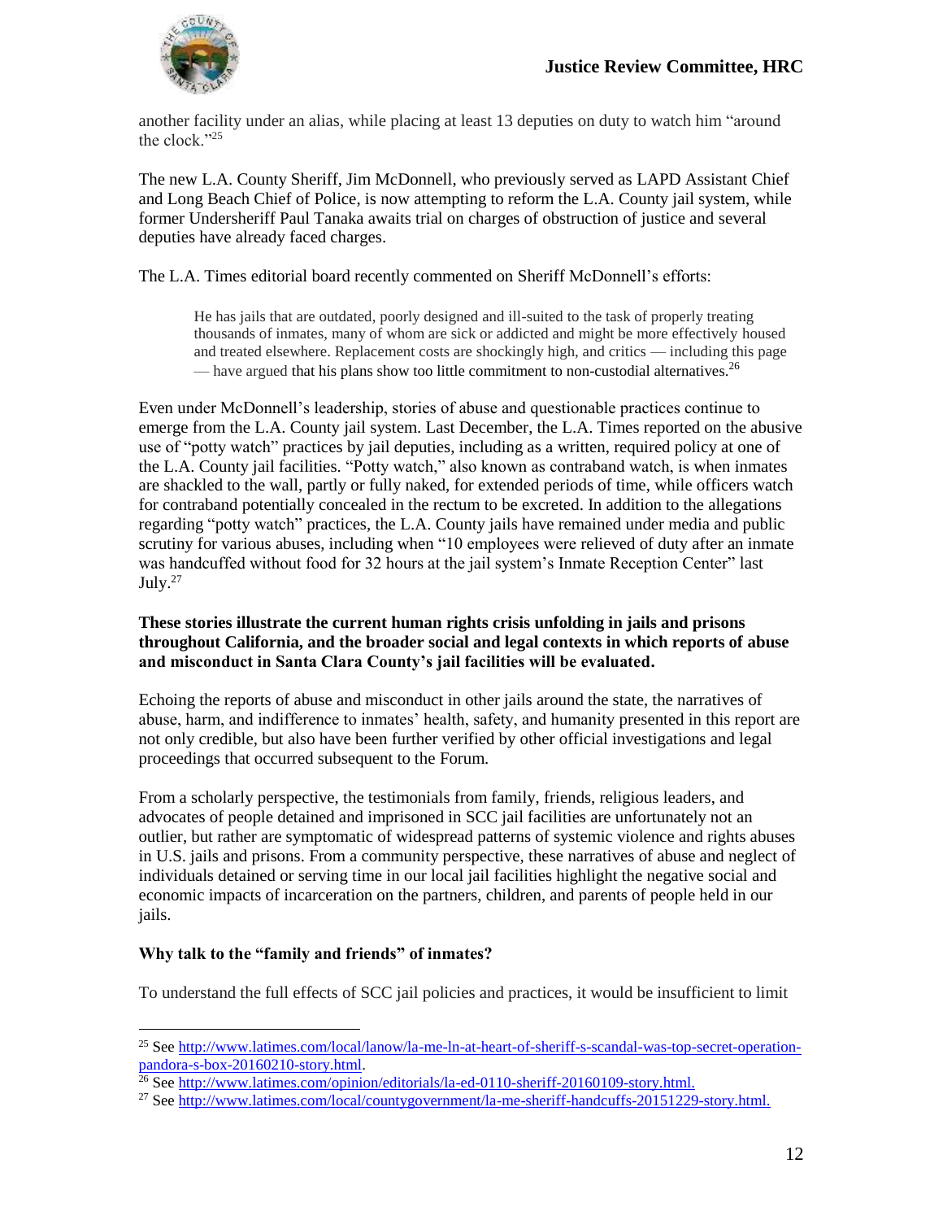another facility under an alias, while placing at least 13 deputies on duty to watch him "around the clock."[25]

The new L.A. County Sheriff, Jim McDonnell, who previously served as LAPD Assistant Chief and Long Beach Chief of Police, is now attempting to reform the L.A. County jail system, while former Undersheriff Paul Tanaka awaits trial on charges of obstruction of justice and several deputies have already faced charges.

The L.A. Times editorial board recently commented on Sheriff McDonnell's efforts:

> He has jails that are outdated, poorly designed and ill-suited to the task of properly treating thousands of inmates, many of whom are sick or addicted and might be more effectively housed and treated elsewhere. Replacement costs are shockingly high, and critics — including this page — have argued that his plans show too little commitment to non-custodial alternatives.[26]

Even under McDonnell's leadership, stories of abuse and questionable practices continue to emerge from the L.A. County jail system. Last December, the L.A. Times reported on the abusive use of "potty watch" practices by jail deputies, including as a written, required policy at one of the L.A. County jail facilities. "Potty watch," also known as contraband watch, is when inmates are shackled to the wall, partly or fully naked, for extended periods of time, while officers watch for contraband potentially concealed in the rectum to be excreted. In addition to the allegations regarding "potty watch" practices, the L.A. County jails have remained under media and public scrutiny for various abuses, including when "10 employees were relieved of duty after an inmate was handcuffed without food for 32 hours at the jail system's Inmate Reception Center" last July.[27]

**These stories illustrate the current human rights crisis unfolding in jails and prisons throughout California, and the broader social and legal contexts in which reports of abuse and misconduct in Santa Clara County's jail facilities will be evaluated.**

Echoing the reports of abuse and misconduct in other jails around the state, the narratives of abuse, harm, and indifference to inmates' health, safety, and humanity presented in this report are not only credible, but also have been further verified by other official investigations and legal proceedings that occurred subsequent to the Forum.

From a scholarly perspective, the testimonials from family, friends, religious leaders, and advocates of people detained and imprisoned in SCC jail facilities are unfortunately not an outlier, but rather are symptomatic of widespread patterns of systemic violence and rights abuses in U.S. jails and prisons. From a community perspective, these narratives of abuse and neglect of individuals detained or serving time in our local jail facilities highlight the negative social and economic impacts of incarceration on the partners, children, and parents of people held in our jails.

### Why talk to the "family and friends" of inmates?

To understand the full effects of SCC jail policies and practices, it would be insufficient to limit

---

[25] See http://www.latimes.com/local/lanow/la-me-ln-at-heart-of-sheriff-s-scandal-was-top-secret-operation-pandora-s-box-20160210-story.html.

[26] See http://www.latimes.com/opinion/editorials/la-ed-0110-sheriff-20160109-story.html.

[27] See http://www.latimes.com/local/countygovernment/la-me-sheriff-handcuffs-20151229-story.html.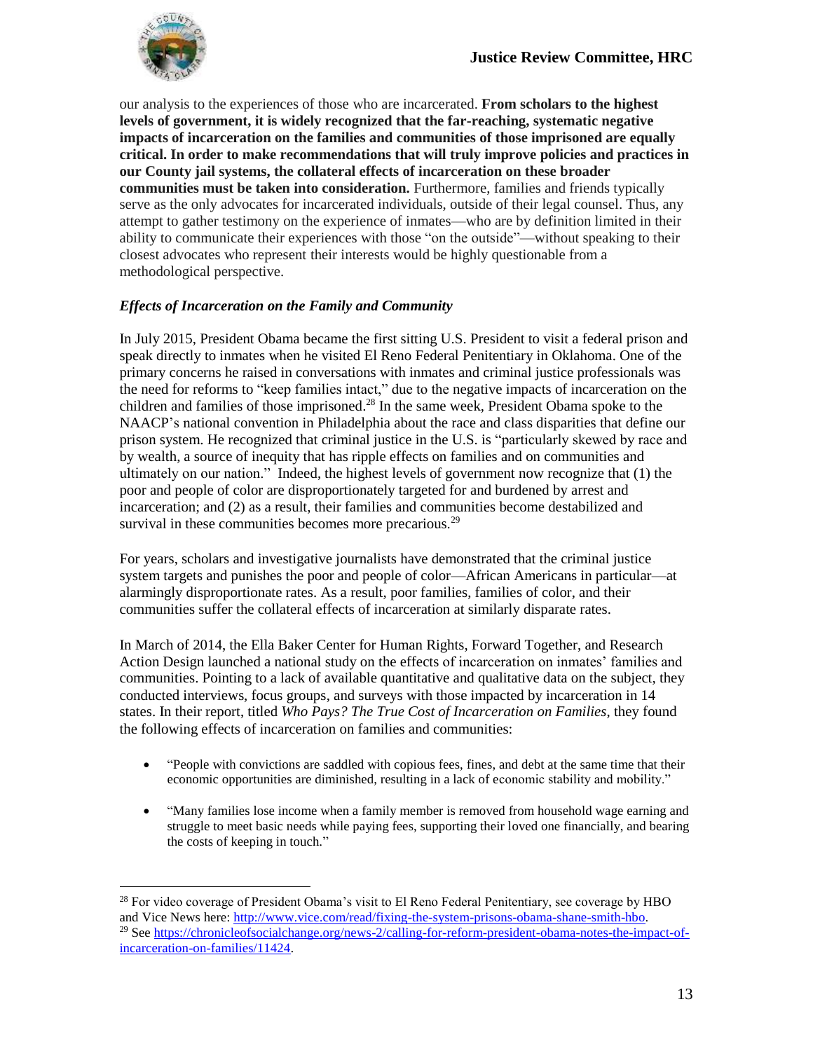our analysis to the experiences of those who are incarcerated. **From scholars to the highest levels of government, it is widely recognized that the far-reaching, systematic negative impacts of incarceration on the families and communities of those imprisoned are equally critical. In order to make recommendations that will truly improve policies and practices in our County jail systems, the collateral effects of incarceration on these broader communities must be taken into consideration.** Furthermore, families and friends typically serve as the only advocates for incarcerated individuals, outside of their legal counsel. Thus, any attempt to gather testimony on the experience of inmates—who are by definition limited in their ability to communicate their experiences with those "on the outside"—without speaking to their closest advocates who represent their interests would be highly questionable from a methodological perspective.

### *Effects of Incarceration on the Family and Community*

In July 2015, President Obama became the first sitting U.S. President to visit a federal prison and speak directly to inmates when he visited El Reno Federal Penitentiary in Oklahoma. One of the primary concerns he raised in conversations with inmates and criminal justice professionals was the need for reforms to "keep families intact," due to the negative impacts of incarceration on the children and families of those imprisoned.[28] In the same week, President Obama spoke to the NAACP's national convention in Philadelphia about the race and class disparities that define our prison system. He recognized that criminal justice in the U.S. is "particularly skewed by race and by wealth, a source of inequity that has ripple effects on families and on communities and ultimately on our nation." Indeed, the highest levels of government now recognize that (1) the poor and people of color are disproportionately targeted for and burdened by arrest and incarceration; and (2) as a result, their families and communities become destabilized and survival in these communities becomes more precarious.[29]

For years, scholars and investigative journalists have demonstrated that the criminal justice system targets and punishes the poor and people of color—African Americans in particular—at alarmingly disproportionate rates. As a result, poor families, families of color, and their communities suffer the collateral effects of incarceration at similarly disparate rates.

In March of 2014, the Ella Baker Center for Human Rights, Forward Together, and Research Action Design launched a national study on the effects of incarceration on inmates' families and communities. Pointing to a lack of available quantitative and qualitative data on the subject, they conducted interviews, focus groups, and surveys with those impacted by incarceration in 14 states. In their report, titled *Who Pays? The True Cost of Incarceration on Families*, they found the following effects of incarceration on families and communities:

- "People with convictions are saddled with copious fees, fines, and debt at the same time that their economic opportunities are diminished, resulting in a lack of economic stability and mobility."
- "Many families lose income when a family member is removed from household wage earning and struggle to meet basic needs while paying fees, supporting their loved one financially, and bearing the costs of keeping in touch."

---

[28] For video coverage of President Obama's visit to El Reno Federal Penitentiary, see coverage by HBO and Vice News here: http://www.vice.com/read/fixing-the-system-prisons-obama-shane-smith-hbo.

[29] See https://chronicleofsocialchange.org/news-2/calling-for-reform-president-obama-notes-the-impact-of-incarceration-on-families/11424.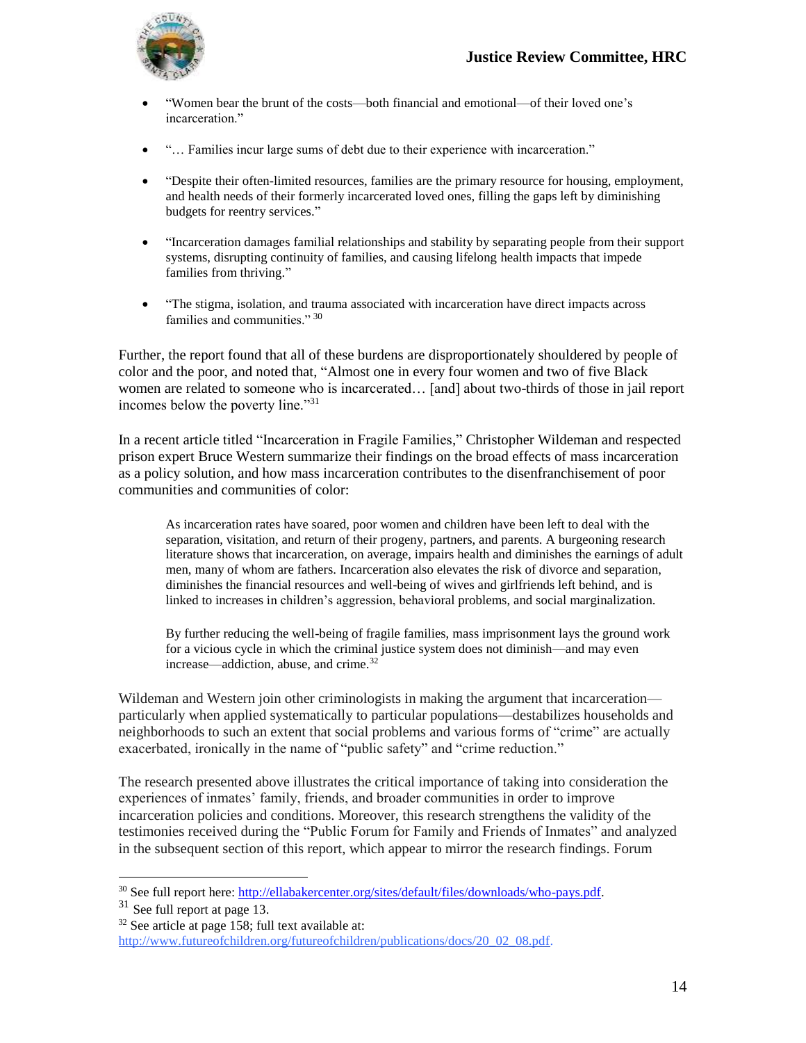- "Women bear the brunt of the costs—both financial and emotional—of their loved one's incarceration."

- "… Families incur large sums of debt due to their experience with incarceration."

- "Despite their often-limited resources, families are the primary resource for housing, employment, and health needs of their formerly incarcerated loved ones, filling the gaps left by diminishing budgets for reentry services."

- "Incarceration damages familial relationships and stability by separating people from their support systems, disrupting continuity of families, and causing lifelong health impacts that impede families from thriving."

- "The stigma, isolation, and trauma associated with incarceration have direct impacts across families and communities." [30]

Further, the report found that all of these burdens are disproportionately shouldered by people of color and the poor, and noted that, "Almost one in every four women and two of five Black women are related to someone who is incarcerated… [and] about two-thirds of those in jail report incomes below the poverty line."[31]

In a recent article titled "Incarceration in Fragile Families," Christopher Wildeman and respected prison expert Bruce Western summarize their findings on the broad effects of mass incarceration as a policy solution, and how mass incarceration contributes to the disenfranchisement of poor communities and communities of color:

> As incarceration rates have soared, poor women and children have been left to deal with the separation, visitation, and return of their progeny, partners, and parents. A burgeoning research literature shows that incarceration, on average, impairs health and diminishes the earnings of adult men, many of whom are fathers. Incarceration also elevates the risk of divorce and separation, diminishes the financial resources and well-being of wives and girlfriends left behind, and is linked to increases in children's aggression, behavioral problems, and social marginalization.
>
> By further reducing the well-being of fragile families, mass imprisonment lays the ground work for a vicious cycle in which the criminal justice system does not diminish—and may even increase—addiction, abuse, and crime.[32]

Wildeman and Western join other criminologists in making the argument that incarceration—particularly when applied systematically to particular populations—destabilizes households and neighborhoods to such an extent that social problems and various forms of "crime" are actually exacerbated, ironically in the name of "public safety" and "crime reduction."

The research presented above illustrates the critical importance of taking into consideration the experiences of inmates' family, friends, and broader communities in order to improve incarceration policies and conditions. Moreover, this research strengthens the validity of the testimonies received during the "Public Forum for Family and Friends of Inmates" and analyzed in the subsequent section of this report, which appear to mirror the research findings. Forum

---

[30] See full report here: http://ellabakercenter.org/sites/default/files/downloads/who-pays.pdf.

[31] See full report at page 13.

[32] See article at page 158; full text available at: http://www.futureofchildren.org/futureofchildren/publications/docs/20_02_08.pdf.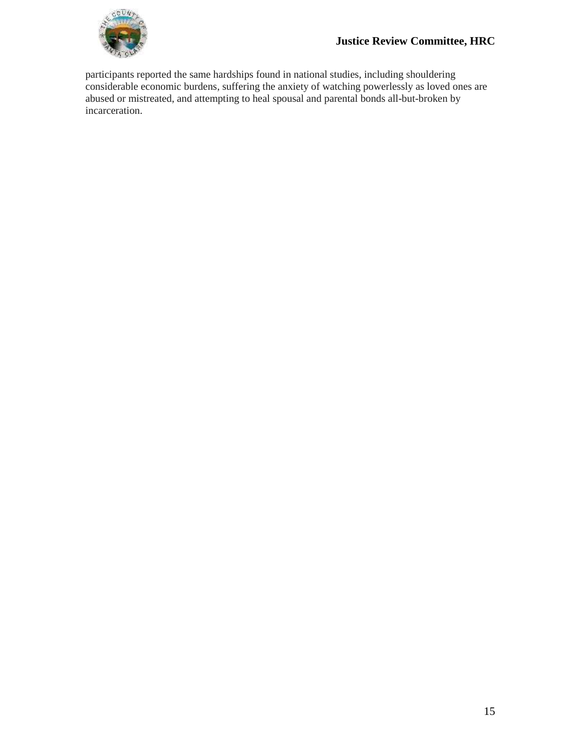participants reported the same hardships found in national studies, including shouldering considerable economic burdens, suffering the anxiety of watching powerlessly as loved ones are abused or mistreated, and attempting to heal spousal and parental bonds all-but-broken by incarceration.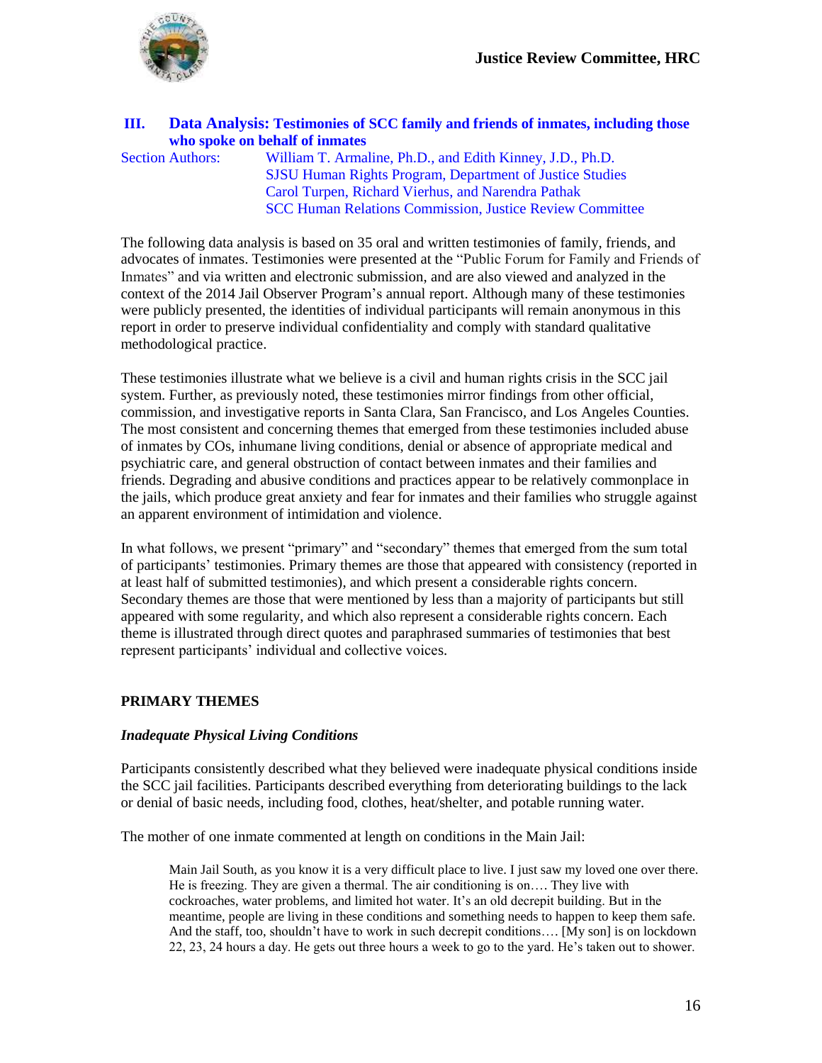## III. Data Analysis: Testimonies of SCC family and friends of inmates, including those who spoke on behalf of inmates

Section Authors: William T. Armaline, Ph.D., and Edith Kinney, J.D., Ph.D.
SJSU Human Rights Program, Department of Justice Studies
Carol Turpen, Richard Vierhus, and Narendra Pathak
SCC Human Relations Commission, Justice Review Committee

The following data analysis is based on 35 oral and written testimonies of family, friends, and advocates of inmates. Testimonies were presented at the "Public Forum for Family and Friends of Inmates" and via written and electronic submission, and are also viewed and analyzed in the context of the 2014 Jail Observer Program's annual report. Although many of these testimonies were publicly presented, the identities of individual participants will remain anonymous in this report in order to preserve individual confidentiality and comply with standard qualitative methodological practice.

These testimonies illustrate what we believe is a civil and human rights crisis in the SCC jail system. Further, as previously noted, these testimonies mirror findings from other official, commission, and investigative reports in Santa Clara, San Francisco, and Los Angeles Counties. The most consistent and concerning themes that emerged from these testimonies included abuse of inmates by COs, inhumane living conditions, denial or absence of appropriate medical and psychiatric care, and general obstruction of contact between inmates and their families and friends. Degrading and abusive conditions and practices appear to be relatively commonplace in the jails, which produce great anxiety and fear for inmates and their families who struggle against an apparent environment of intimidation and violence.

In what follows, we present "primary" and "secondary" themes that emerged from the sum total of participants' testimonies. Primary themes are those that appeared with consistency (reported in at least half of submitted testimonies), and which present a considerable rights concern. Secondary themes are those that were mentioned by less than a majority of participants but still appeared with some regularity, and which also represent a considerable rights concern. Each theme is illustrated through direct quotes and paraphrased summaries of testimonies that best represent participants' individual and collective voices.

### PRIMARY THEMES

#### *Inadequate Physical Living Conditions*

Participants consistently described what they believed were inadequate physical conditions inside the SCC jail facilities. Participants described everything from deteriorating buildings to the lack or denial of basic needs, including food, clothes, heat/shelter, and potable running water.

The mother of one inmate commented at length on conditions in the Main Jail:

> Main Jail South, as you know it is a very difficult place to live. I just saw my loved one over there. He is freezing. They are given a thermal. The air conditioning is on…. They live with cockroaches, water problems, and limited hot water. It's an old decrepit building. But in the meantime, people are living in these conditions and something needs to happen to keep them safe. And the staff, too, shouldn't have to work in such decrepit conditions…. [My son] is on lockdown 22, 23, 24 hours a day. He gets out three hours a week to go to the yard. He's taken out to shower.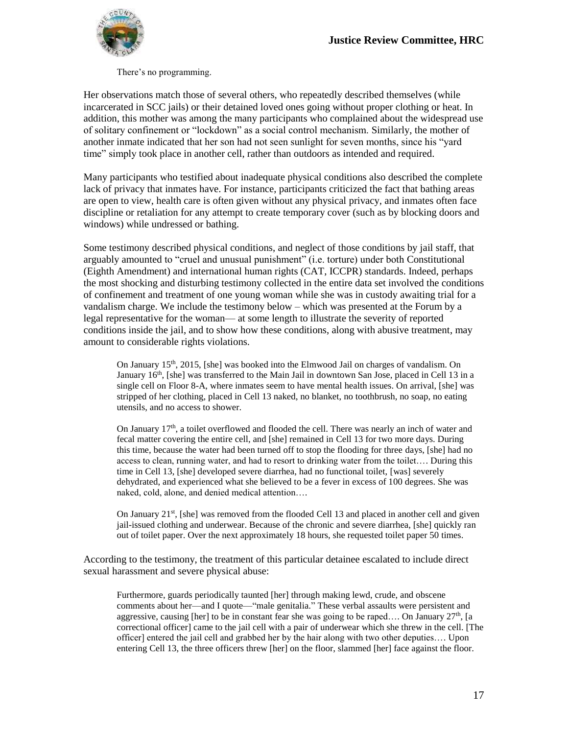> There's no programming.

Her observations match those of several others, who repeatedly described themselves (while incarcerated in SCC jails) or their detained loved ones going without proper clothing or heat. In addition, this mother was among the many participants who complained about the widespread use of solitary confinement or "lockdown" as a social control mechanism. Similarly, the mother of another inmate indicated that her son had not seen sunlight for seven months, since his "yard time" simply took place in another cell, rather than outdoors as intended and required.

Many participants who testified about inadequate physical conditions also described the complete lack of privacy that inmates have. For instance, participants criticized the fact that bathing areas are open to view, health care is often given without any physical privacy, and inmates often face discipline or retaliation for any attempt to create temporary cover (such as by blocking doors and windows) while undressed or bathing.

Some testimony described physical conditions, and neglect of those conditions by jail staff, that arguably amounted to "cruel and unusual punishment" (i.e. torture) under both Constitutional (Eighth Amendment) and international human rights (CAT, ICCPR) standards. Indeed, perhaps the most shocking and disturbing testimony collected in the entire data set involved the conditions of confinement and treatment of one young woman while she was in custody awaiting trial for a vandalism charge. We include the testimony below – which was presented at the Forum by a legal representative for the woman— at some length to illustrate the severity of reported conditions inside the jail, and to show how these conditions, along with abusive treatment, may amount to considerable rights violations.

> On January 15th, 2015, [she] was booked into the Elmwood Jail on charges of vandalism. On January 16th, [she] was transferred to the Main Jail in downtown San Jose, placed in Cell 13 in a single cell on Floor 8-A, where inmates seem to have mental health issues. On arrival, [she] was stripped of her clothing, placed in Cell 13 naked, no blanket, no toothbrush, no soap, no eating utensils, and no access to shower.
>
> On January 17th, a toilet overflowed and flooded the cell. There was nearly an inch of water and fecal matter covering the entire cell, and [she] remained in Cell 13 for two more days. During this time, because the water had been turned off to stop the flooding for three days, [she] had no access to clean, running water, and had to resort to drinking water from the toilet…. During this time in Cell 13, [she] developed severe diarrhea, had no functional toilet, [was] severely dehydrated, and experienced what she believed to be a fever in excess of 100 degrees. She was naked, cold, alone, and denied medical attention….
>
> On January 21st, [she] was removed from the flooded Cell 13 and placed in another cell and given jail-issued clothing and underwear. Because of the chronic and severe diarrhea, [she] quickly ran out of toilet paper. Over the next approximately 18 hours, she requested toilet paper 50 times.

According to the testimony, the treatment of this particular detainee escalated to include direct sexual harassment and severe physical abuse:

> Furthermore, guards periodically taunted [her] through making lewd, crude, and obscene comments about her—and I quote—"male genitalia." These verbal assaults were persistent and aggressive, causing [her] to be in constant fear she was going to be raped…. On January 27th, [a correctional officer] came to the jail cell with a pair of underwear which she threw in the cell. [The officer] entered the jail cell and grabbed her by the hair along with two other deputies…. Upon entering Cell 13, the three officers threw [her] on the floor, slammed [her] face against the floor.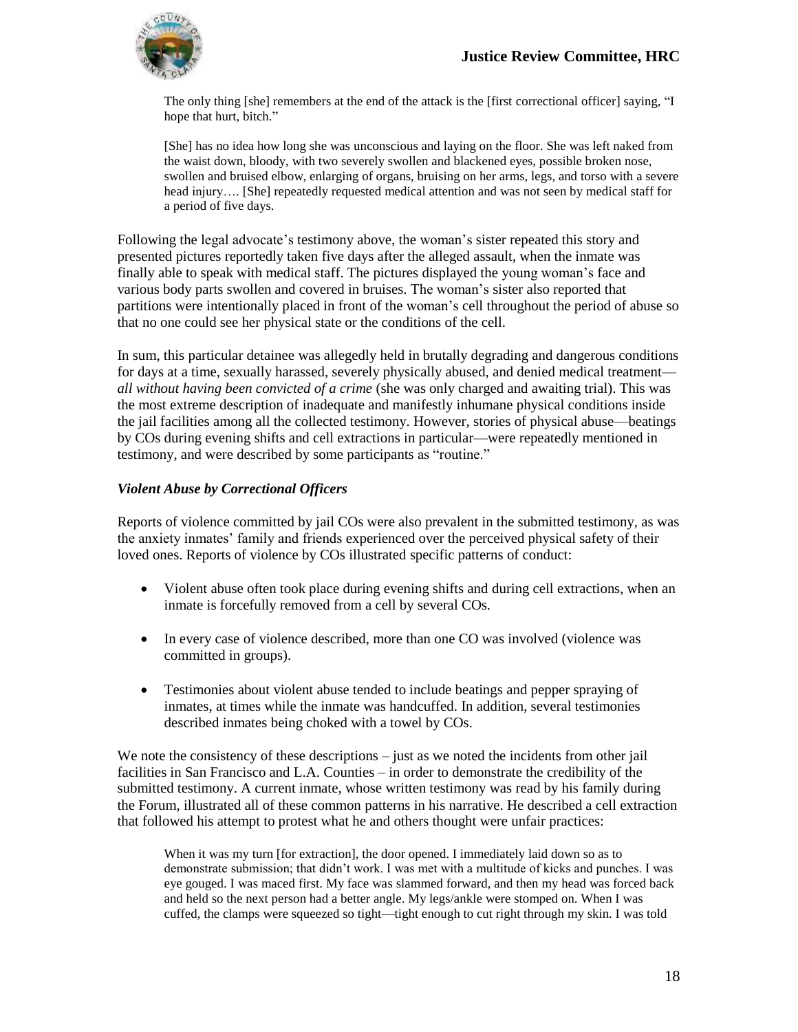> The only thing [she] remembers at the end of the attack is the [first correctional officer] saying, "I hope that hurt, bitch."
>
> [She] has no idea how long she was unconscious and laying on the floor. She was left naked from the waist down, bloody, with two severely swollen and blackened eyes, possible broken nose, swollen and bruised elbow, enlarging of organs, bruising on her arms, legs, and torso with a severe head injury…. [She] repeatedly requested medical attention and was not seen by medical staff for a period of five days.

Following the legal advocate's testimony above, the woman's sister repeated this story and presented pictures reportedly taken five days after the alleged assault, when the inmate was finally able to speak with medical staff. The pictures displayed the young woman's face and various body parts swollen and covered in bruises. The woman's sister also reported that partitions were intentionally placed in front of the woman's cell throughout the period of abuse so that no one could see her physical state or the conditions of the cell.

In sum, this particular detainee was allegedly held in brutally degrading and dangerous conditions for days at a time, sexually harassed, severely physically abused, and denied medical treatment—*all without having been convicted of a crime* (she was only charged and awaiting trial). This was the most extreme description of inadequate and manifestly inhumane physical conditions inside the jail facilities among all the collected testimony. However, stories of physical abuse—beatings by COs during evening shifts and cell extractions in particular—were repeatedly mentioned in testimony, and were described by some participants as "routine."

### *Violent Abuse by Correctional Officers*

Reports of violence committed by jail COs were also prevalent in the submitted testimony, as was the anxiety inmates' family and friends experienced over the perceived physical safety of their loved ones. Reports of violence by COs illustrated specific patterns of conduct:

- Violent abuse often took place during evening shifts and during cell extractions, when an inmate is forcefully removed from a cell by several COs.
- In every case of violence described, more than one CO was involved (violence was committed in groups).
- Testimonies about violent abuse tended to include beatings and pepper spraying of inmates, at times while the inmate was handcuffed. In addition, several testimonies described inmates being choked with a towel by COs.

We note the consistency of these descriptions – just as we noted the incidents from other jail facilities in San Francisco and L.A. Counties – in order to demonstrate the credibility of the submitted testimony. A current inmate, whose written testimony was read by his family during the Forum, illustrated all of these common patterns in his narrative. He described a cell extraction that followed his attempt to protest what he and others thought were unfair practices:

> When it was my turn [for extraction], the door opened. I immediately laid down so as to demonstrate submission; that didn't work. I was met with a multitude of kicks and punches. I was eye gouged. I was maced first. My face was slammed forward, and then my head was forced back and held so the next person had a better angle. My legs/ankle were stomped on. When I was cuffed, the clamps were squeezed so tight—tight enough to cut right through my skin. I was told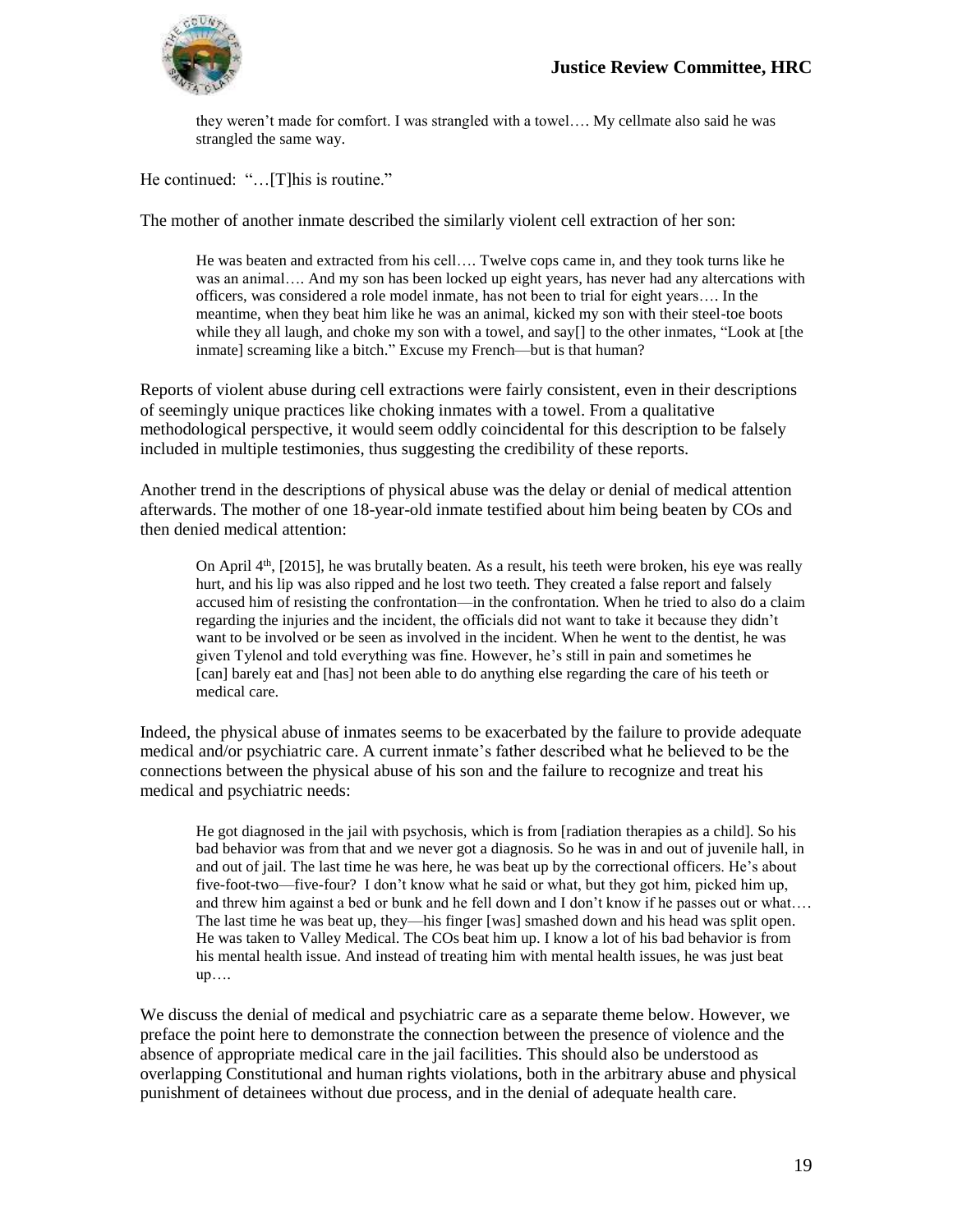> they weren't made for comfort. I was strangled with a towel…. My cellmate also said he was strangled the same way.

He continued: "…[T]his is routine."

The mother of another inmate described the similarly violent cell extraction of her son:

> He was beaten and extracted from his cell…. Twelve cops came in, and they took turns like he was an animal…. And my son has been locked up eight years, has never had any altercations with officers, was considered a role model inmate, has not been to trial for eight years…. In the meantime, when they beat him like he was an animal, kicked my son with their steel-toe boots while they all laugh, and choke my son with a towel, and say[] to the other inmates, "Look at [the inmate] screaming like a bitch." Excuse my French—but is that human?

Reports of violent abuse during cell extractions were fairly consistent, even in their descriptions of seemingly unique practices like choking inmates with a towel. From a qualitative methodological perspective, it would seem oddly coincidental for this description to be falsely included in multiple testimonies, thus suggesting the credibility of these reports.

Another trend in the descriptions of physical abuse was the delay or denial of medical attention afterwards. The mother of one 18-year-old inmate testified about him being beaten by COs and then denied medical attention:

> On April 4th, [2015], he was brutally beaten. As a result, his teeth were broken, his eye was really hurt, and his lip was also ripped and he lost two teeth. They created a false report and falsely accused him of resisting the confrontation—in the confrontation. When he tried to also do a claim regarding the injuries and the incident, the officials did not want to take it because they didn't want to be involved or be seen as involved in the incident. When he went to the dentist, he was given Tylenol and told everything was fine. However, he's still in pain and sometimes he [can] barely eat and [has] not been able to do anything else regarding the care of his teeth or medical care.

Indeed, the physical abuse of inmates seems to be exacerbated by the failure to provide adequate medical and/or psychiatric care. A current inmate's father described what he believed to be the connections between the physical abuse of his son and the failure to recognize and treat his medical and psychiatric needs:

> He got diagnosed in the jail with psychosis, which is from [radiation therapies as a child]. So his bad behavior was from that and we never got a diagnosis. So he was in and out of juvenile hall, in and out of jail. The last time he was here, he was beat up by the correctional officers. He's about five-foot-two—five-four? I don't know what he said or what, but they got him, picked him up, and threw him against a bed or bunk and he fell down and I don't know if he passes out or what…. The last time he was beat up, they—his finger [was] smashed down and his head was split open. He was taken to Valley Medical. The COs beat him up. I know a lot of his bad behavior is from his mental health issue. And instead of treating him with mental health issues, he was just beat up….

We discuss the denial of medical and psychiatric care as a separate theme below. However, we preface the point here to demonstrate the connection between the presence of violence and the absence of appropriate medical care in the jail facilities. This should also be understood as overlapping Constitutional and human rights violations, both in the arbitrary abuse and physical punishment of detainees without due process, and in the denial of adequate health care.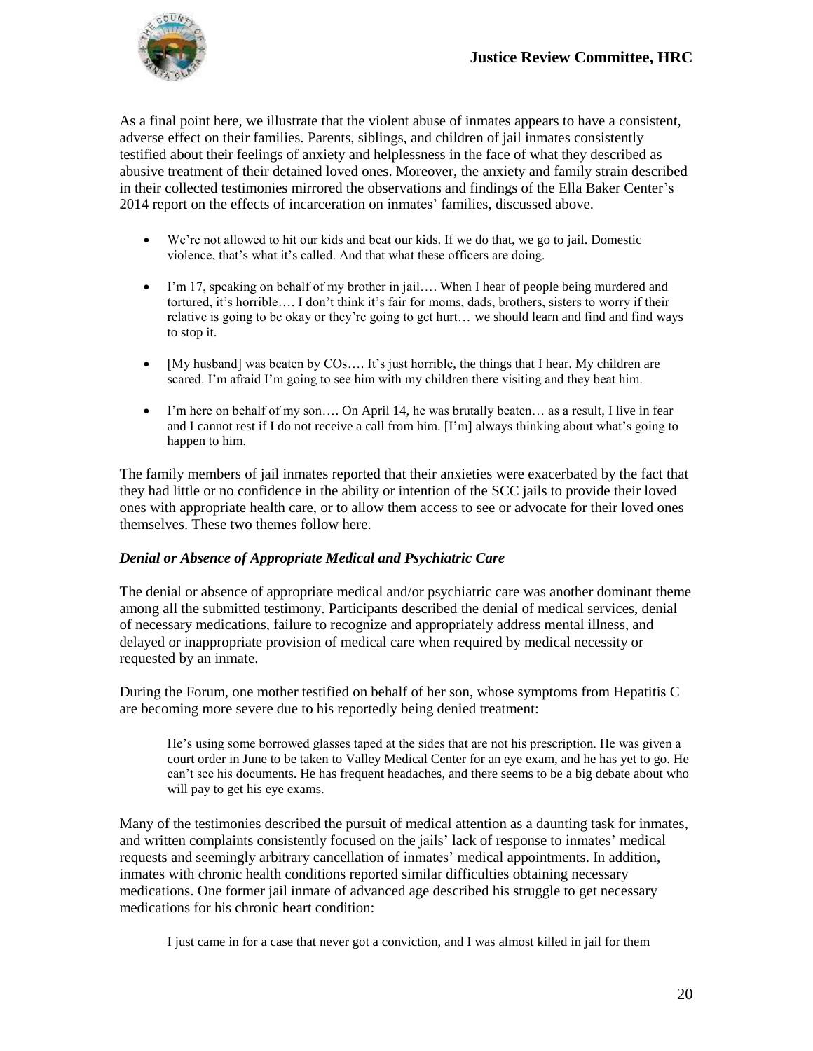As a final point here, we illustrate that the violent abuse of inmates appears to have a consistent, adverse effect on their families. Parents, siblings, and children of jail inmates consistently testified about their feelings of anxiety and helplessness in the face of what they described as abusive treatment of their detained loved ones. Moreover, the anxiety and family strain described in their collected testimonies mirrored the observations and findings of the Ella Baker Center's 2014 report on the effects of incarceration on inmates' families, discussed above.

- We're not allowed to hit our kids and beat our kids. If we do that, we go to jail. Domestic violence, that's what it's called. And that what these officers are doing.
- I'm 17, speaking on behalf of my brother in jail…. When I hear of people being murdered and tortured, it's horrible…. I don't think it's fair for moms, dads, brothers, sisters to worry if their relative is going to be okay or they're going to get hurt… we should learn and find and find ways to stop it.
- [My husband] was beaten by COs…. It's just horrible, the things that I hear. My children are scared. I'm afraid I'm going to see him with my children there visiting and they beat him.
- I'm here on behalf of my son…. On April 14, he was brutally beaten… as a result, I live in fear and I cannot rest if I do not receive a call from him. [I'm] always thinking about what's going to happen to him.

The family members of jail inmates reported that their anxieties were exacerbated by the fact that they had little or no confidence in the ability or intention of the SCC jails to provide their loved ones with appropriate health care, or to allow them access to see or advocate for their loved ones themselves. These two themes follow here.

### *Denial or Absence of Appropriate Medical and Psychiatric Care*

The denial or absence of appropriate medical and/or psychiatric care was another dominant theme among all the submitted testimony. Participants described the denial of medical services, denial of necessary medications, failure to recognize and appropriately address mental illness, and delayed or inappropriate provision of medical care when required by medical necessity or requested by an inmate.

During the Forum, one mother testified on behalf of her son, whose symptoms from Hepatitis C are becoming more severe due to his reportedly being denied treatment:

> He's using some borrowed glasses taped at the sides that are not his prescription. He was given a court order in June to be taken to Valley Medical Center for an eye exam, and he has yet to go. He can't see his documents. He has frequent headaches, and there seems to be a big debate about who will pay to get his eye exams.

Many of the testimonies described the pursuit of medical attention as a daunting task for inmates, and written complaints consistently focused on the jails' lack of response to inmates' medical requests and seemingly arbitrary cancellation of inmates' medical appointments. In addition, inmates with chronic health conditions reported similar difficulties obtaining necessary medications. One former jail inmate of advanced age described his struggle to get necessary medications for his chronic heart condition:

> I just came in for a case that never got a conviction, and I was almost killed in jail for them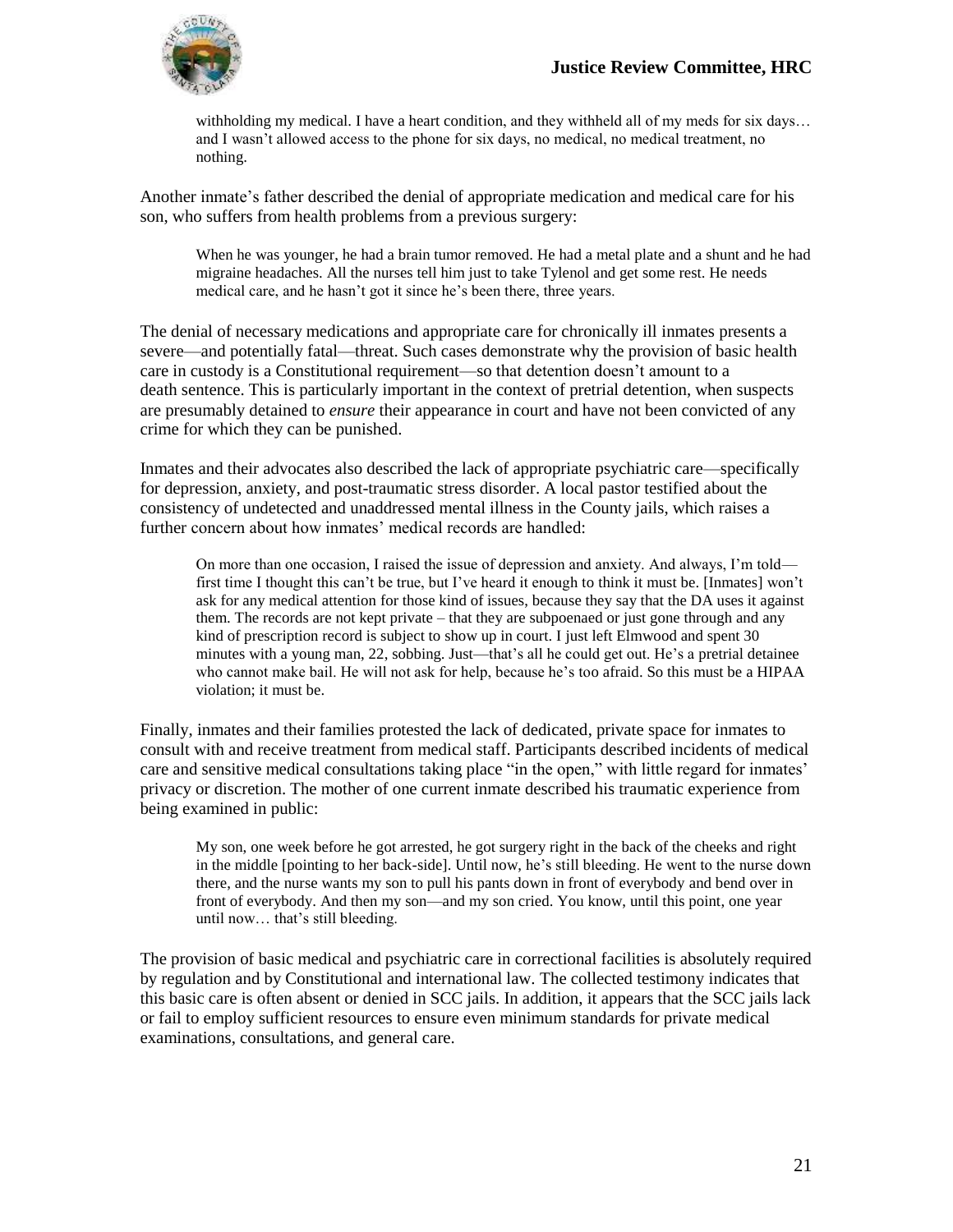> withholding my medical. I have a heart condition, and they withheld all of my meds for six days… and I wasn't allowed access to the phone for six days, no medical, no medical treatment, no nothing.

Another inmate's father described the denial of appropriate medication and medical care for his son, who suffers from health problems from a previous surgery:

> When he was younger, he had a brain tumor removed. He had a metal plate and a shunt and he had migraine headaches. All the nurses tell him just to take Tylenol and get some rest. He needs medical care, and he hasn't got it since he's been there, three years.

The denial of necessary medications and appropriate care for chronically ill inmates presents a severe—and potentially fatal—threat. Such cases demonstrate why the provision of basic health care in custody is a Constitutional requirement—so that detention doesn't amount to a death sentence. This is particularly important in the context of pretrial detention, when suspects are presumably detained to *ensure* their appearance in court and have not been convicted of any crime for which they can be punished.

Inmates and their advocates also described the lack of appropriate psychiatric care—specifically for depression, anxiety, and post-traumatic stress disorder. A local pastor testified about the consistency of undetected and unaddressed mental illness in the County jails, which raises a further concern about how inmates' medical records are handled:

> On more than one occasion, I raised the issue of depression and anxiety. And always, I'm told—first time I thought this can't be true, but I've heard it enough to think it must be. [Inmates] won't ask for any medical attention for those kind of issues, because they say that the DA uses it against them. The records are not kept private – that they are subpoenaed or just gone through and any kind of prescription record is subject to show up in court. I just left Elmwood and spent 30 minutes with a young man, 22, sobbing. Just—that's all he could get out. He's a pretrial detainee who cannot make bail. He will not ask for help, because he's too afraid. So this must be a HIPAA violation; it must be.

Finally, inmates and their families protested the lack of dedicated, private space for inmates to consult with and receive treatment from medical staff. Participants described incidents of medical care and sensitive medical consultations taking place "in the open," with little regard for inmates' privacy or discretion. The mother of one current inmate described his traumatic experience from being examined in public:

> My son, one week before he got arrested, he got surgery right in the back of the cheeks and right in the middle [pointing to her back-side]. Until now, he's still bleeding. He went to the nurse down there, and the nurse wants my son to pull his pants down in front of everybody and bend over in front of everybody. And then my son—and my son cried. You know, until this point, one year until now… that's still bleeding.

The provision of basic medical and psychiatric care in correctional facilities is absolutely required by regulation and by Constitutional and international law. The collected testimony indicates that this basic care is often absent or denied in SCC jails. In addition, it appears that the SCC jails lack or fail to employ sufficient resources to ensure even minimum standards for private medical examinations, consultations, and general care.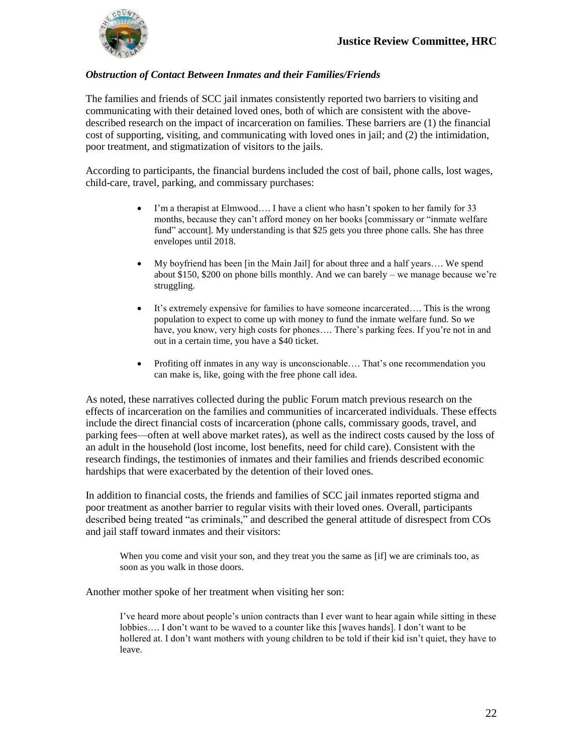### *Obstruction of Contact Between Inmates and their Families/Friends*

The families and friends of SCC jail inmates consistently reported two barriers to visiting and communicating with their detained loved ones, both of which are consistent with the above-described research on the impact of incarceration on families. These barriers are (1) the financial cost of supporting, visiting, and communicating with loved ones in jail; and (2) the intimidation, poor treatment, and stigmatization of visitors to the jails.

According to participants, the financial burdens included the cost of bail, phone calls, lost wages, child-care, travel, parking, and commissary purchases:

- I'm a therapist at Elmwood…. I have a client who hasn't spoken to her family for 33 months, because they can't afford money on her books [commissary or "inmate welfare fund" account]. My understanding is that $25 gets you three phone calls. She has three envelopes until 2018.
- My boyfriend has been [in the Main Jail] for about three and a half years…. We spend about $150, $200 on phone bills monthly. And we can barely – we manage because we're struggling.
- It's extremely expensive for families to have someone incarcerated…. This is the wrong population to expect to come up with money to fund the inmate welfare fund. So we have, you know, very high costs for phones…. There's parking fees. If you're not in and out in a certain time, you have a $40 ticket.
- Profiting off inmates in any way is unconscionable…. That's one recommendation you can make is, like, going with the free phone call idea.

As noted, these narratives collected during the public Forum match previous research on the effects of incarceration on the families and communities of incarcerated individuals. These effects include the direct financial costs of incarceration (phone calls, commissary goods, travel, and parking fees—often at well above market rates), as well as the indirect costs caused by the loss of an adult in the household (lost income, lost benefits, need for child care). Consistent with the research findings, the testimonies of inmates and their families and friends described economic hardships that were exacerbated by the detention of their loved ones.

In addition to financial costs, the friends and families of SCC jail inmates reported stigma and poor treatment as another barrier to regular visits with their loved ones. Overall, participants described being treated "as criminals," and described the general attitude of disrespect from COs and jail staff toward inmates and their visitors:

> When you come and visit your son, and they treat you the same as [if] we are criminals too, as soon as you walk in those doors.

Another mother spoke of her treatment when visiting her son:

> I've heard more about people's union contracts than I ever want to hear again while sitting in these lobbies…. I don't want to be waved to a counter like this [waves hands]. I don't want to be hollered at. I don't want mothers with young children to be told if their kid isn't quiet, they have to leave.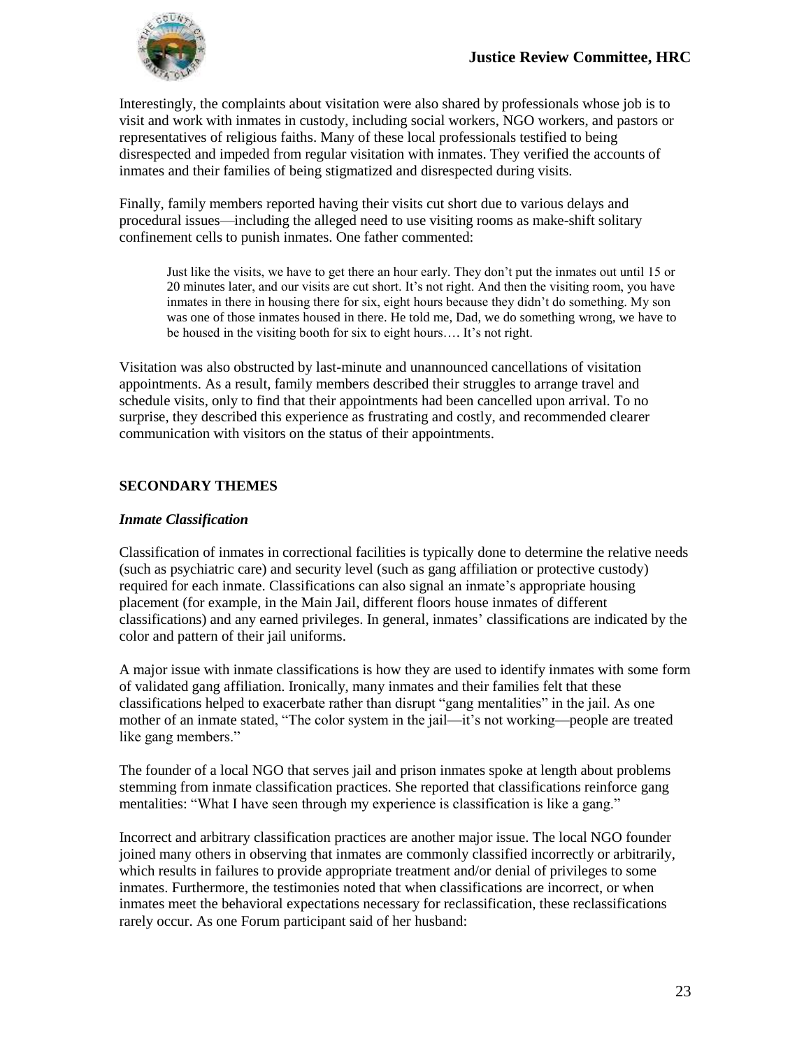Interestingly, the complaints about visitation were also shared by professionals whose job is to visit and work with inmates in custody, including social workers, NGO workers, and pastors or representatives of religious faiths. Many of these local professionals testified to being disrespected and impeded from regular visitation with inmates. They verified the accounts of inmates and their families of being stigmatized and disrespected during visits.

Finally, family members reported having their visits cut short due to various delays and procedural issues—including the alleged need to use visiting rooms as make-shift solitary confinement cells to punish inmates. One father commented:

> Just like the visits, we have to get there an hour early. They don't put the inmates out until 15 or 20 minutes later, and our visits are cut short. It's not right. And then the visiting room, you have inmates in there in housing there for six, eight hours because they didn't do something. My son was one of those inmates housed in there. He told me, Dad, we do something wrong, we have to be housed in the visiting booth for six to eight hours…. It's not right.

Visitation was also obstructed by last-minute and unannounced cancellations of visitation appointments. As a result, family members described their struggles to arrange travel and schedule visits, only to find that their appointments had been cancelled upon arrival. To no surprise, they described this experience as frustrating and costly, and recommended clearer communication with visitors on the status of their appointments.

## SECONDARY THEMES

### *Inmate Classification*

Classification of inmates in correctional facilities is typically done to determine the relative needs (such as psychiatric care) and security level (such as gang affiliation or protective custody) required for each inmate. Classifications can also signal an inmate's appropriate housing placement (for example, in the Main Jail, different floors house inmates of different classifications) and any earned privileges. In general, inmates' classifications are indicated by the color and pattern of their jail uniforms.

A major issue with inmate classifications is how they are used to identify inmates with some form of validated gang affiliation. Ironically, many inmates and their families felt that these classifications helped to exacerbate rather than disrupt "gang mentalities" in the jail. As one mother of an inmate stated, "The color system in the jail—it's not working—people are treated like gang members."

The founder of a local NGO that serves jail and prison inmates spoke at length about problems stemming from inmate classification practices. She reported that classifications reinforce gang mentalities: "What I have seen through my experience is classification is like a gang."

Incorrect and arbitrary classification practices are another major issue. The local NGO founder joined many others in observing that inmates are commonly classified incorrectly or arbitrarily, which results in failures to provide appropriate treatment and/or denial of privileges to some inmates. Furthermore, the testimonies noted that when classifications are incorrect, or when inmates meet the behavioral expectations necessary for reclassification, these reclassifications rarely occur. As one Forum participant said of her husband: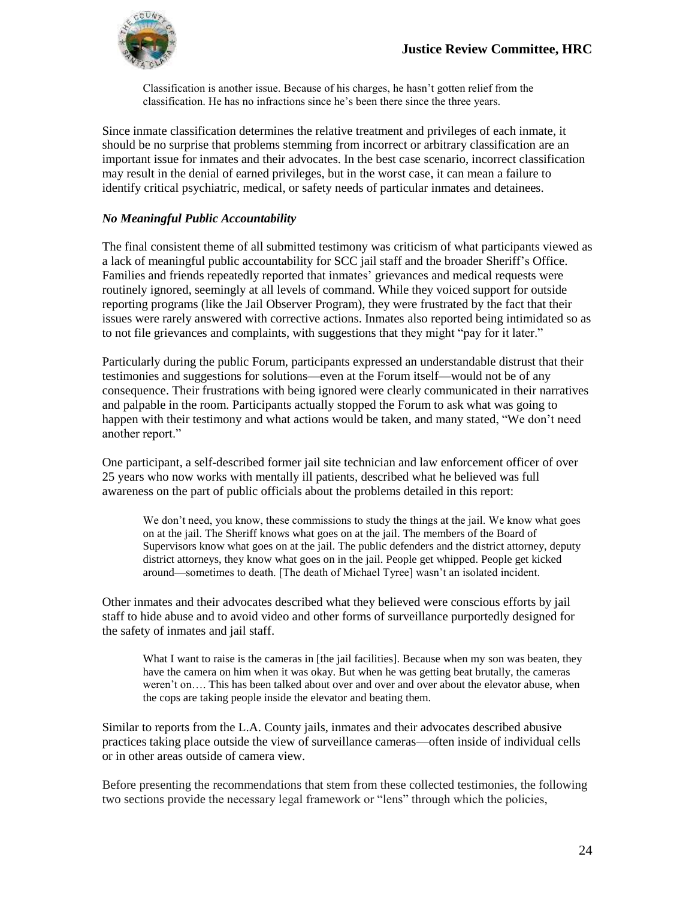> Classification is another issue. Because of his charges, he hasn't gotten relief from the classification. He has no infractions since he's been there since the three years.

Since inmate classification determines the relative treatment and privileges of each inmate, it should be no surprise that problems stemming from incorrect or arbitrary classification are an important issue for inmates and their advocates. In the best case scenario, incorrect classification may result in the denial of earned privileges, but in the worst case, it can mean a failure to identify critical psychiatric, medical, or safety needs of particular inmates and detainees.

### *No Meaningful Public Accountability*

The final consistent theme of all submitted testimony was criticism of what participants viewed as a lack of meaningful public accountability for SCC jail staff and the broader Sheriff's Office. Families and friends repeatedly reported that inmates' grievances and medical requests were routinely ignored, seemingly at all levels of command. While they voiced support for outside reporting programs (like the Jail Observer Program), they were frustrated by the fact that their issues were rarely answered with corrective actions. Inmates also reported being intimidated so as to not file grievances and complaints, with suggestions that they might "pay for it later."

Particularly during the public Forum, participants expressed an understandable distrust that their testimonies and suggestions for solutions—even at the Forum itself—would not be of any consequence. Their frustrations with being ignored were clearly communicated in their narratives and palpable in the room. Participants actually stopped the Forum to ask what was going to happen with their testimony and what actions would be taken, and many stated, "We don't need another report."

One participant, a self-described former jail site technician and law enforcement officer of over 25 years who now works with mentally ill patients, described what he believed was full awareness on the part of public officials about the problems detailed in this report:

> We don't need, you know, these commissions to study the things at the jail. We know what goes on at the jail. The Sheriff knows what goes on at the jail. The members of the Board of Supervisors know what goes on at the jail. The public defenders and the district attorney, deputy district attorneys, they know what goes on in the jail. People get whipped. People get kicked around—sometimes to death. [The death of Michael Tyree] wasn't an isolated incident.

Other inmates and their advocates described what they believed were conscious efforts by jail staff to hide abuse and to avoid video and other forms of surveillance purportedly designed for the safety of inmates and jail staff.

> What I want to raise is the cameras in [the jail facilities]. Because when my son was beaten, they have the camera on him when it was okay. But when he was getting beat brutally, the cameras weren't on…. This has been talked about over and over and over about the elevator abuse, when the cops are taking people inside the elevator and beating them.

Similar to reports from the L.A. County jails, inmates and their advocates described abusive practices taking place outside the view of surveillance cameras—often inside of individual cells or in other areas outside of camera view.

Before presenting the recommendations that stem from these collected testimonies, the following two sections provide the necessary legal framework or "lens" through which the policies,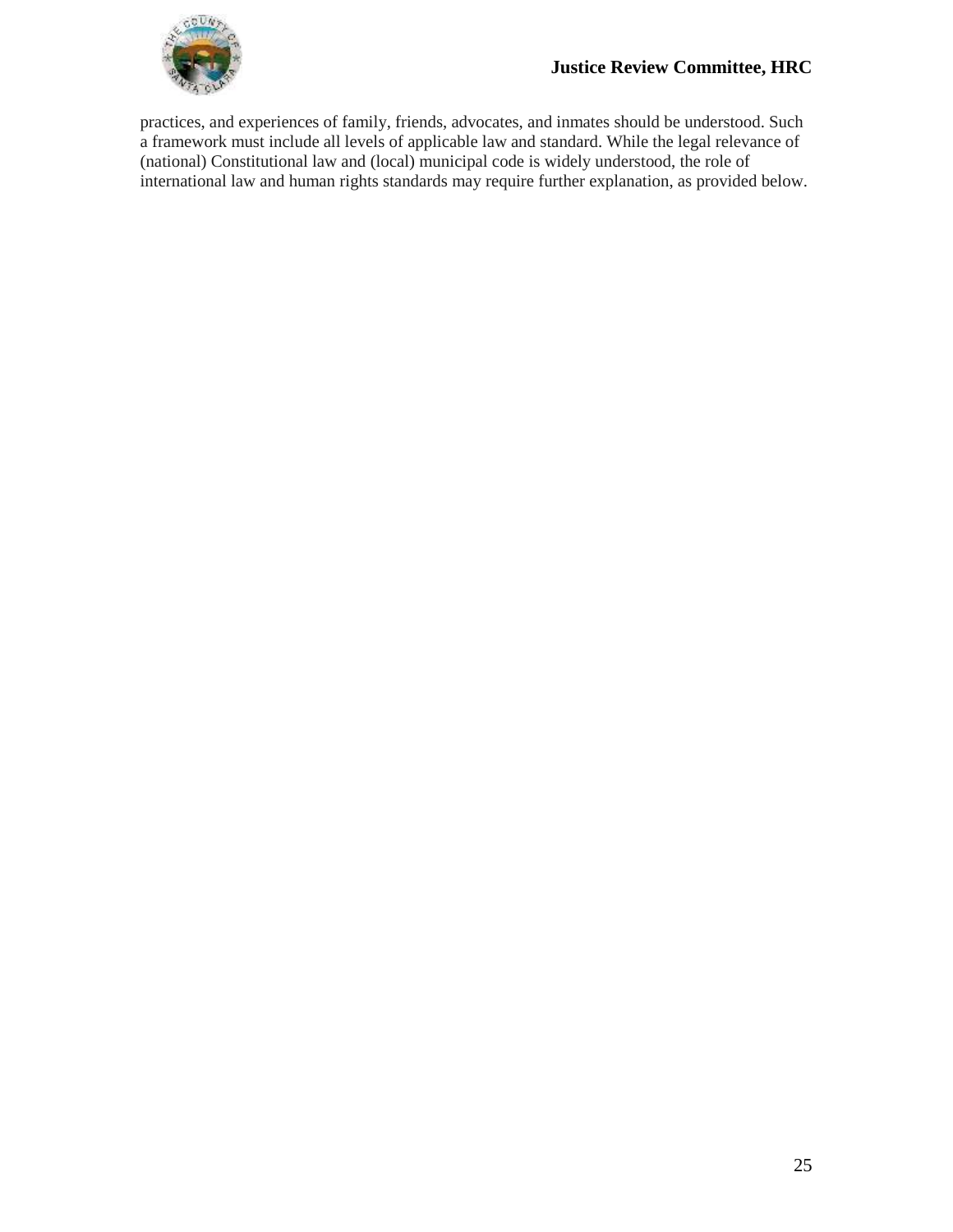practices, and experiences of family, friends, advocates, and inmates should be understood. Such a framework must include all levels of applicable law and standard. While the legal relevance of (national) Constitutional law and (local) municipal code is widely understood, the role of international law and human rights standards may require further explanation, as provided below.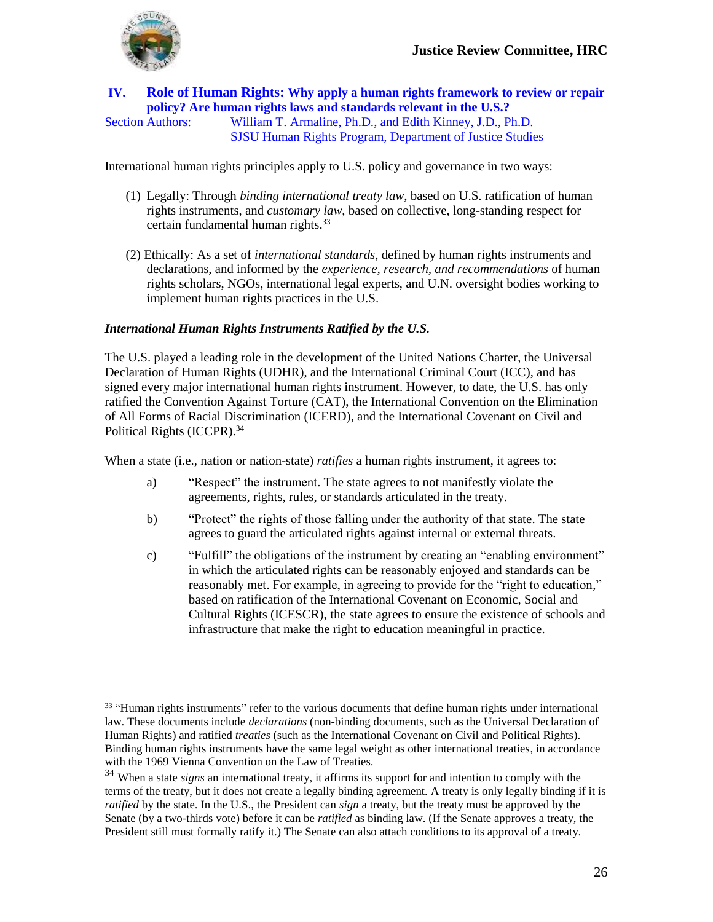## IV. Role of Human Rights: Why apply a human rights framework to review or repair policy? Are human rights laws and standards relevant in the U.S.?

Section Authors: William T. Armaline, Ph.D., and Edith Kinney, J.D., Ph.D.
SJSU Human Rights Program, Department of Justice Studies

International human rights principles apply to U.S. policy and governance in two ways:

(1) Legally: Through *binding international treaty law*, based on U.S. ratification of human rights instruments, and *customary law*, based on collective, long-standing respect for certain fundamental human rights.[33]

(2) Ethically: As a set of *international standards*, defined by human rights instruments and declarations, and informed by the *experience, research, and recommendations* of human rights scholars, NGOs, international legal experts, and U.N. oversight bodies working to implement human rights practices in the U.S.

***International Human Rights Instruments Ratified by the U.S.***

The U.S. played a leading role in the development of the United Nations Charter, the Universal Declaration of Human Rights (UDHR), and the International Criminal Court (ICC), and has signed every major international human rights instrument. However, to date, the U.S. has only ratified the Convention Against Torture (CAT), the International Convention on the Elimination of All Forms of Racial Discrimination (ICERD), and the International Covenant on Civil and Political Rights (ICCPR).[34]

When a state (i.e., nation or nation-state) *ratifies* a human rights instrument, it agrees to:

a) "Respect" the instrument. The state agrees to not manifestly violate the agreements, rights, rules, or standards articulated in the treaty.

b) "Protect" the rights of those falling under the authority of that state. The state agrees to guard the articulated rights against internal or external threats.

c) "Fulfill" the obligations of the instrument by creating an "enabling environment" in which the articulated rights can be reasonably enjoyed and standards can be reasonably met. For example, in agreeing to provide for the "right to education," based on ratification of the International Covenant on Economic, Social and Cultural Rights (ICESCR), the state agrees to ensure the existence of schools and infrastructure that make the right to education meaningful in practice.

---

[33] "Human rights instruments" refer to the various documents that define human rights under international law. These documents include *declarations* (non-binding documents, such as the Universal Declaration of Human Rights) and ratified *treaties* (such as the International Covenant on Civil and Political Rights). Binding human rights instruments have the same legal weight as other international treaties, in accordance with the 1969 Vienna Convention on the Law of Treaties.

[34] When a state *signs* an international treaty, it affirms its support for and intention to comply with the terms of the treaty, but it does not create a legally binding agreement. A treaty is only legally binding if it is *ratified* by the state. In the U.S., the President can *sign* a treaty, but the treaty must be approved by the Senate (by a two-thirds vote) before it can be *ratified* as binding law. (If the Senate approves a treaty, the President still must formally ratify it.) The Senate can also attach conditions to its approval of a treaty.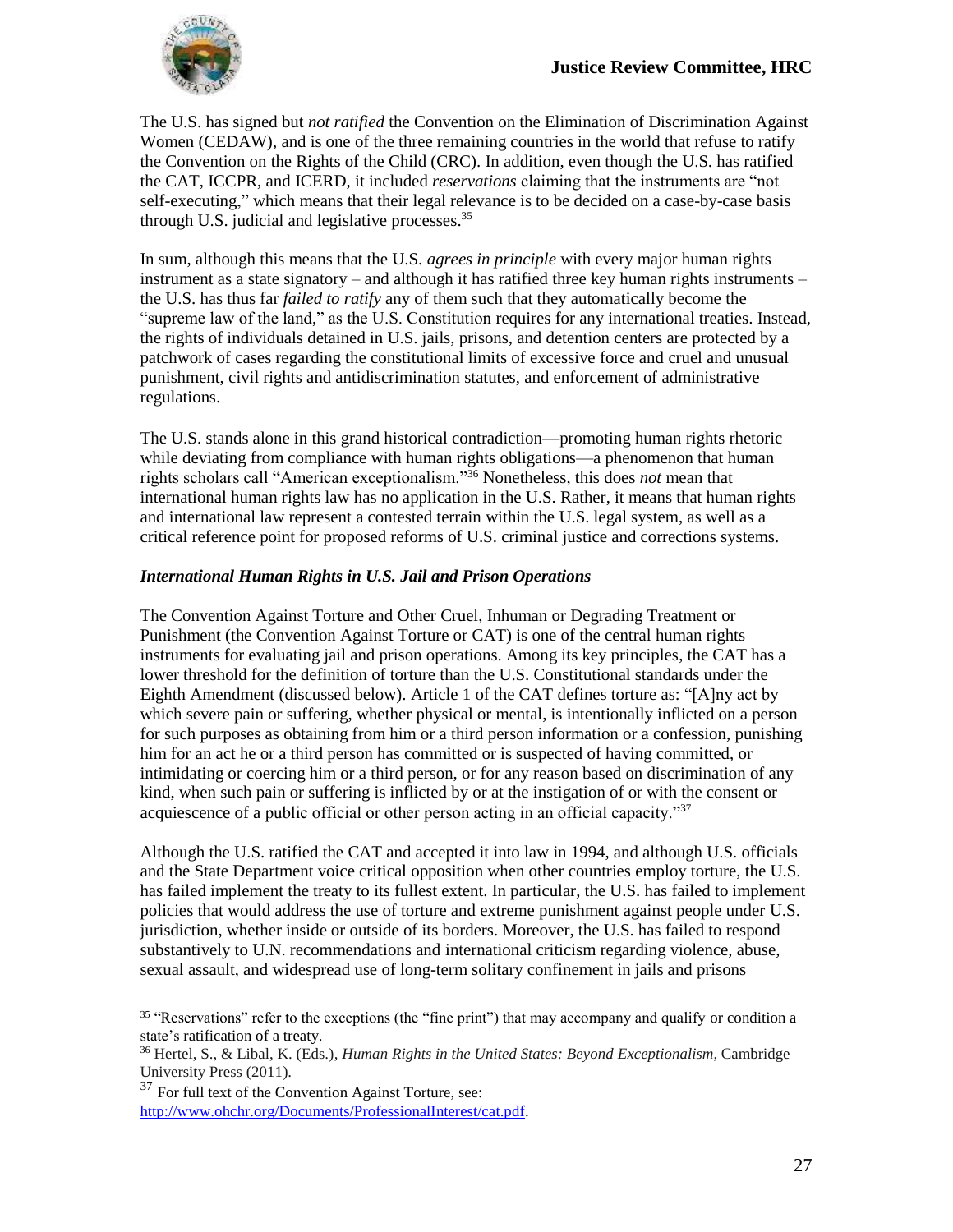The U.S. has signed but *not ratified* the Convention on the Elimination of Discrimination Against Women (CEDAW), and is one of the three remaining countries in the world that refuse to ratify the Convention on the Rights of the Child (CRC). In addition, even though the U.S. has ratified the CAT, ICCPR, and ICERD, it included *reservations* claiming that the instruments are "not self-executing," which means that their legal relevance is to be decided on a case-by-case basis through U.S. judicial and legislative processes.[35]

In sum, although this means that the U.S. *agrees in principle* with every major human rights instrument as a state signatory – and although it has ratified three key human rights instruments – the U.S. has thus far *failed to ratify* any of them such that they automatically become the "supreme law of the land," as the U.S. Constitution requires for any international treaties. Instead, the rights of individuals detained in U.S. jails, prisons, and detention centers are protected by a patchwork of cases regarding the constitutional limits of excessive force and cruel and unusual punishment, civil rights and antidiscrimination statutes, and enforcement of administrative regulations.

The U.S. stands alone in this grand historical contradiction—promoting human rights rhetoric while deviating from compliance with human rights obligations—a phenomenon that human rights scholars call "American exceptionalism."[36] Nonetheless, this does *not* mean that international human rights law has no application in the U.S. Rather, it means that human rights and international law represent a contested terrain within the U.S. legal system, as well as a critical reference point for proposed reforms of U.S. criminal justice and corrections systems.

### *International Human Rights in U.S. Jail and Prison Operations*

The Convention Against Torture and Other Cruel, Inhuman or Degrading Treatment or Punishment (the Convention Against Torture or CAT) is one of the central human rights instruments for evaluating jail and prison operations. Among its key principles, the CAT has a lower threshold for the definition of torture than the U.S. Constitutional standards under the Eighth Amendment (discussed below). Article 1 of the CAT defines torture as: "[A]ny act by which severe pain or suffering, whether physical or mental, is intentionally inflicted on a person for such purposes as obtaining from him or a third person information or a confession, punishing him for an act he or a third person has committed or is suspected of having committed, or intimidating or coercing him or a third person, or for any reason based on discrimination of any kind, when such pain or suffering is inflicted by or at the instigation of or with the consent or acquiescence of a public official or other person acting in an official capacity."[37]

Although the U.S. ratified the CAT and accepted it into law in 1994, and although U.S. officials and the State Department voice critical opposition when other countries employ torture, the U.S. has failed implement the treaty to its fullest extent. In particular, the U.S. has failed to implement policies that would address the use of torture and extreme punishment against people under U.S. jurisdiction, whether inside or outside of its borders. Moreover, the U.S. has failed to respond substantively to U.N. recommendations and international criticism regarding violence, abuse, sexual assault, and widespread use of long-term solitary confinement in jails and prisons

---

[35] "Reservations" refer to the exceptions (the "fine print") that may accompany and qualify or condition a state's ratification of a treaty.

[36] Hertel, S., & Libal, K. (Eds.), *Human Rights in the United States: Beyond Exceptionalism*, Cambridge University Press (2011).

[37] For full text of the Convention Against Torture, see: http://www.ohchr.org/Documents/ProfessionalInterest/cat.pdf.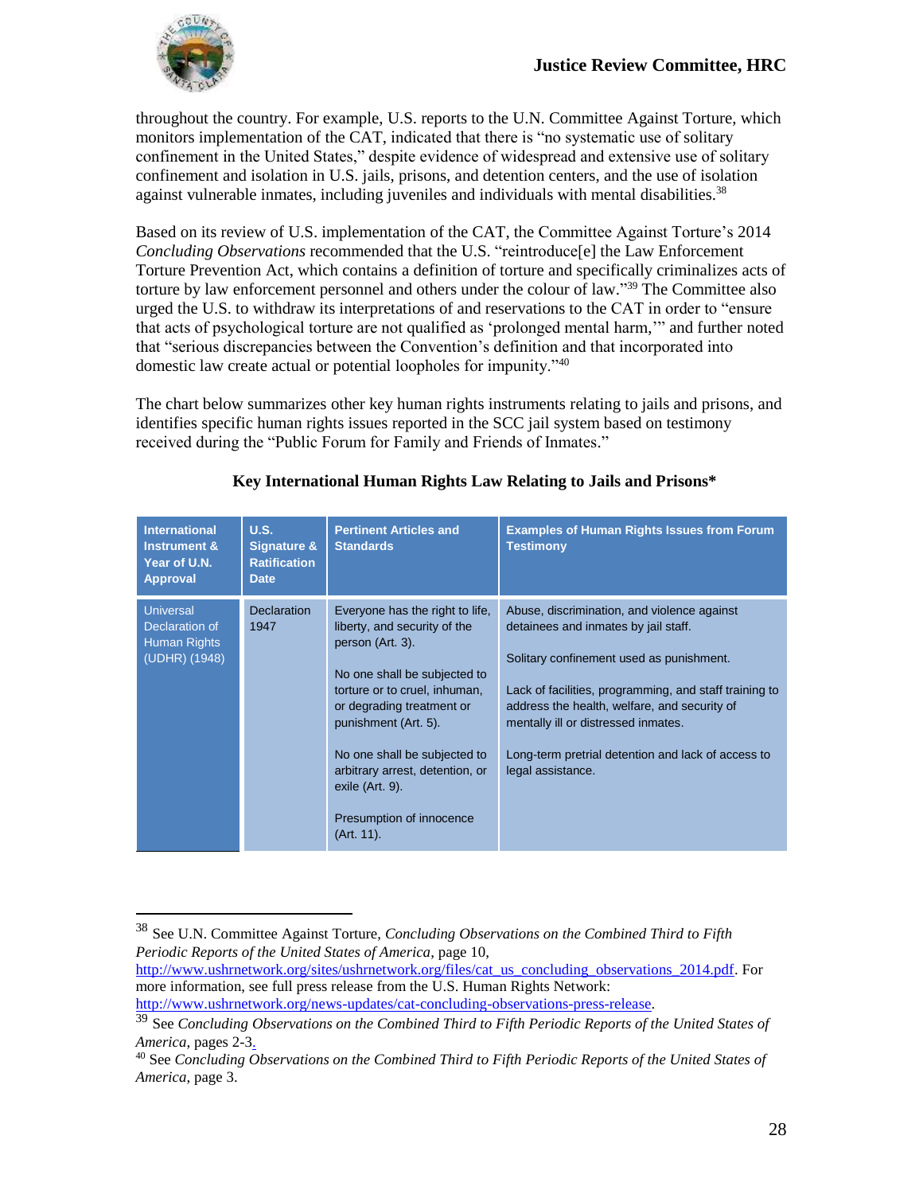throughout the country. For example, U.S. reports to the U.N. Committee Against Torture, which monitors implementation of the CAT, indicated that there is "no systematic use of solitary confinement in the United States," despite evidence of widespread and extensive use of solitary confinement and isolation in U.S. jails, prisons, and detention centers, and the use of isolation against vulnerable inmates, including juveniles and individuals with mental disabilities.[38]

Based on its review of U.S. implementation of the CAT, the Committee Against Torture's 2014 *Concluding Observations* recommended that the U.S. "reintroduce[e] the Law Enforcement Torture Prevention Act, which contains a definition of torture and specifically criminalizes acts of torture by law enforcement personnel and others under the colour of law."[39] The Committee also urged the U.S. to withdraw its interpretations of and reservations to the CAT in order to "ensure that acts of psychological torture are not qualified as 'prolonged mental harm,'" and further noted that "serious discrepancies between the Convention's definition and that incorporated into domestic law create actual or potential loopholes for impunity."[40]

The chart below summarizes other key human rights instruments relating to jails and prisons, and identifies specific human rights issues reported in the SCC jail system based on testimony received during the "Public Forum for Family and Friends of Inmates."

**Key International Human Rights Law Relating to Jails and Prisons***

| International Instrument & Year of U.N. Approval | U.S. Signature & Ratification Date | Pertinent Articles and Standards | Examples of Human Rights Issues from Forum Testimony |
|---|---|---|---|
| Universal Declaration of Human Rights (UDHR) (1948) | Declaration 1947 | Everyone has the right to life, liberty, and security of the person (Art. 3).<br><br>No one shall be subjected to torture or to cruel, inhuman, or degrading treatment or punishment (Art. 5).<br><br>No one shall be subjected to arbitrary arrest, detention, or exile (Art. 9).<br><br>Presumption of innocence (Art. 11). | Abuse, discrimination, and violence against detainees and inmates by jail staff.<br><br>Solitary confinement used as punishment.<br><br>Lack of facilities, programming, and staff training to address the health, welfare, and security of mentally ill or distressed inmates.<br><br>Long-term pretrial detention and lack of access to legal assistance. |

---

[38] See U.N. Committee Against Torture, *Concluding Observations on the Combined Third to Fifth Periodic Reports of the United States of America*, page 10, http://www.ushrnetwork.org/sites/ushrnetwork.org/files/cat_us_concluding_observations_2014.pdf. For more information, see full press release from the U.S. Human Rights Network: http://www.ushrnetwork.org/news-updates/cat-concluding-observations-press-release.

[39] See *Concluding Observations on the Combined Third to Fifth Periodic Reports of the United States of America*, pages 2-3.

[40] See *Concluding Observations on the Combined Third to Fifth Periodic Reports of the United States of America*, page 3.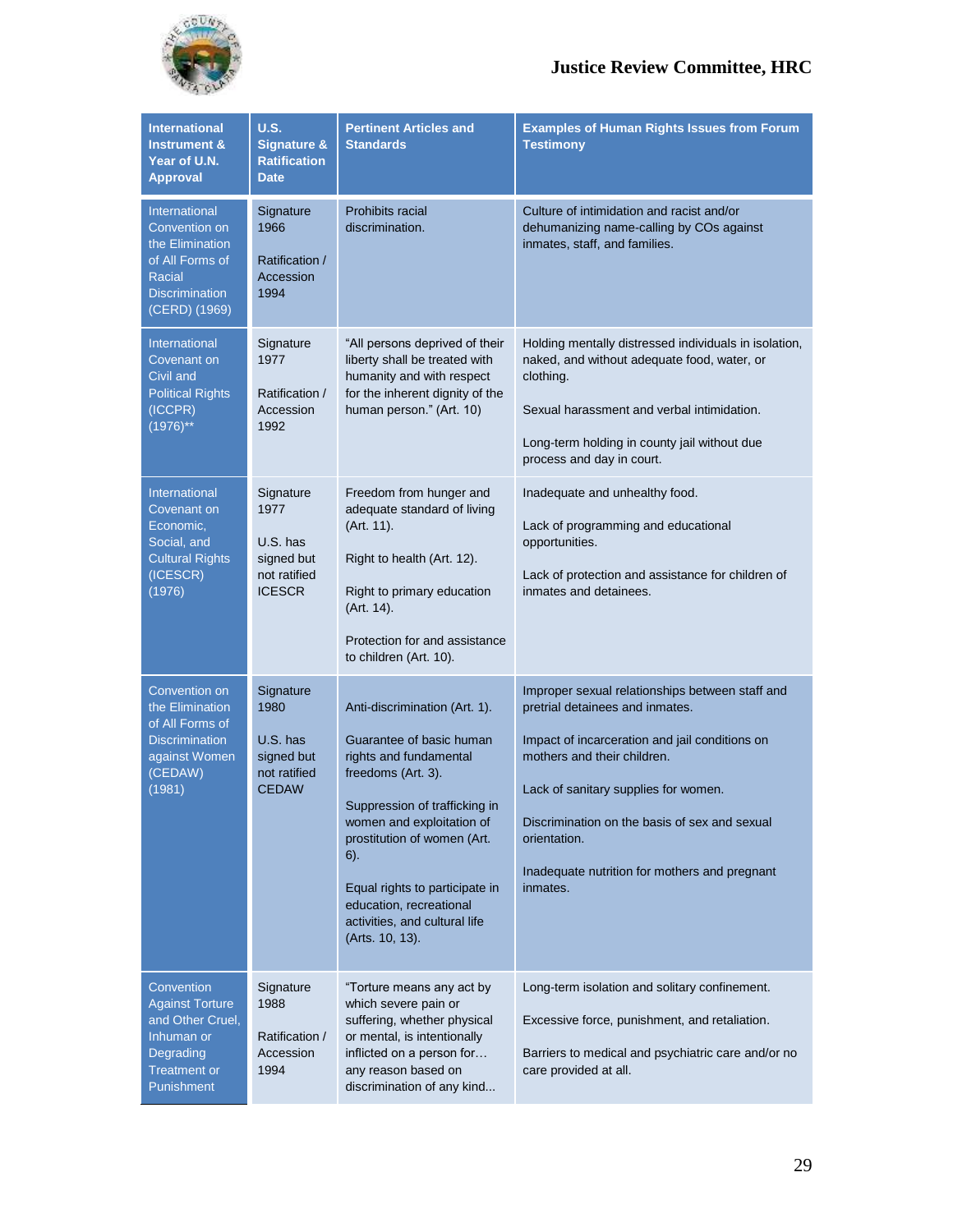| International Instrument & Year of U.N. Approval | U.S. Signature & Ratification Date | Pertinent Articles and Standards | Examples of Human Rights Issues from Forum Testimony |
|---|---|---|---|
| International Convention on the Elimination of All Forms of Racial Discrimination (CERD) (1969) | Signature 1966<br><br>Ratification / Accession 1994 | Prohibits racial discrimination. | Culture of intimidation and racist and/or dehumanizing name-calling by COs against inmates, staff, and families. |
| International Covenant on Civil and Political Rights (ICCPR) (1976)** | Signature 1977<br><br>Ratification / Accession 1992 | "All persons deprived of their liberty shall be treated with humanity and with respect for the inherent dignity of the human person." (Art. 10) | Holding mentally distressed individuals in isolation, naked, and without adequate food, water, or clothing.<br><br>Sexual harassment and verbal intimidation.<br><br>Long-term holding in county jail without due process and day in court. |
| International Covenant on Economic, Social, and Cultural Rights (ICESCR) (1976) | Signature 1977<br><br>U.S. has signed but not ratified ICESCR | Freedom from hunger and adequate standard of living (Art. 11).<br><br>Right to health (Art. 12).<br><br>Right to primary education (Art. 14).<br><br>Protection for and assistance to children (Art. 10). | Inadequate and unhealthy food.<br><br>Lack of programming and educational opportunities.<br><br>Lack of protection and assistance for children of inmates and detainees. |
| Convention on the Elimination of All Forms of Discrimination against Women (CEDAW) (1981) | Signature 1980<br><br>U.S. has signed but not ratified CEDAW | Anti-discrimination (Art. 1).<br><br>Guarantee of basic human rights and fundamental freedoms (Art. 3).<br><br>Suppression of trafficking in women and exploitation of prostitution of women (Art. 6).<br><br>Equal rights to participate in education, recreational activities, and cultural life (Arts. 10, 13). | Improper sexual relationships between staff and pretrial detainees and inmates.<br><br>Impact of incarceration and jail conditions on mothers and their children.<br><br>Lack of sanitary supplies for women.<br><br>Discrimination on the basis of sex and sexual orientation.<br><br>Inadequate nutrition for mothers and pregnant inmates. |
| Convention Against Torture and Other Cruel, Inhuman or Degrading Treatment or Punishment | Signature 1988<br><br>Ratification / Accession 1994 | "Torture means any act by which severe pain or suffering, whether physical or mental, is intentionally inflicted on a person for… any reason based on discrimination of any kind... | Long-term isolation and solitary confinement.<br><br>Excessive force, punishment, and retaliation.<br><br>Barriers to medical and psychiatric care and/or no care provided at all. |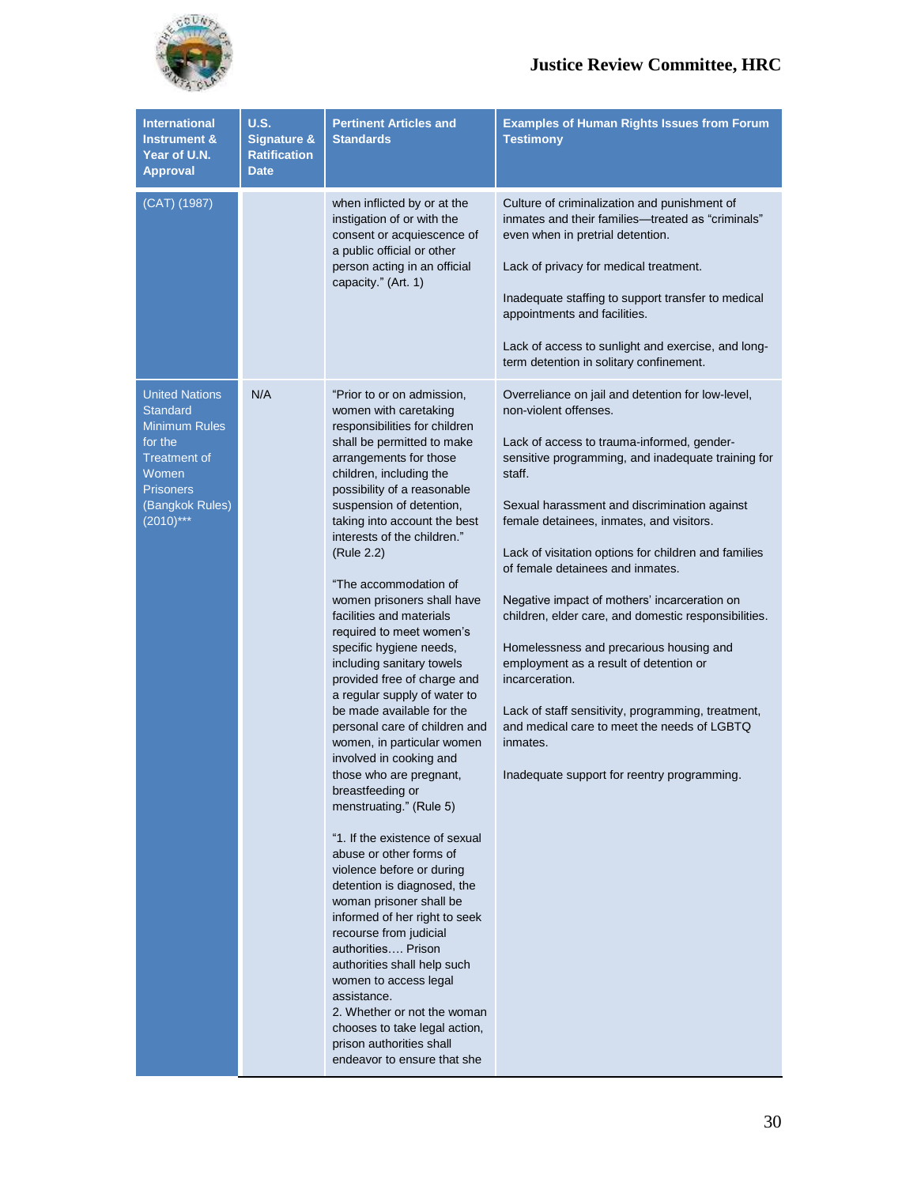| International Instrument & Year of U.N. Approval | U.S. Signature & Ratification Date | Pertinent Articles and Standards | Examples of Human Rights Issues from Forum Testimony |
|---|---|---|---|
| (CAT) (1987) | | when inflicted by or at the instigation of or with the consent or acquiescence of a public official or other person acting in an official capacity." (Art. 1) | Culture of criminalization and punishment of inmates and their families—treated as "criminals" even when in pretrial detention.<br><br>Lack of privacy for medical treatment.<br><br>Inadequate staffing to support transfer to medical appointments and facilities.<br><br>Lack of access to sunlight and exercise, and long-term detention in solitary confinement. |
| United Nations Standard Minimum Rules for the Treatment of Women Prisoners (Bangkok Rules) (2010)*** | N/A | "Prior to or on admission, women with caretaking responsibilities for children shall be permitted to make arrangements for those children, including the possibility of a reasonable suspension of detention, taking into account the best interests of the children." (Rule 2.2)<br><br>"The accommodation of women prisoners shall have facilities and materials required to meet women's specific hygiene needs, including sanitary towels provided free of charge and a regular supply of water to be made available for the personal care of children and women, in particular women involved in cooking and those who are pregnant, breastfeeding or menstruating." (Rule 5)<br><br>"1. If the existence of sexual abuse or other forms of violence before or during detention is diagnosed, the woman prisoner shall be informed of her right to seek recourse from judicial authorities…. Prison authorities shall help such women to access legal assistance.<br>2. Whether or not the woman chooses to take legal action, prison authorities shall endeavor to ensure that she | Overreliance on jail and detention for low-level, non-violent offenses.<br><br>Lack of access to trauma-informed, gender-sensitive programming, and inadequate training for staff.<br><br>Sexual harassment and discrimination against female detainees, inmates, and visitors.<br><br>Lack of visitation options for children and families of female detainees and inmates.<br><br>Negative impact of mothers' incarceration on children, elder care, and domestic responsibilities.<br><br>Homelessness and precarious housing and employment as a result of detention or incarceration.<br><br>Lack of staff sensitivity, programming, treatment, and medical care to meet the needs of LGBTQ inmates.<br><br>Inadequate support for reentry programming. |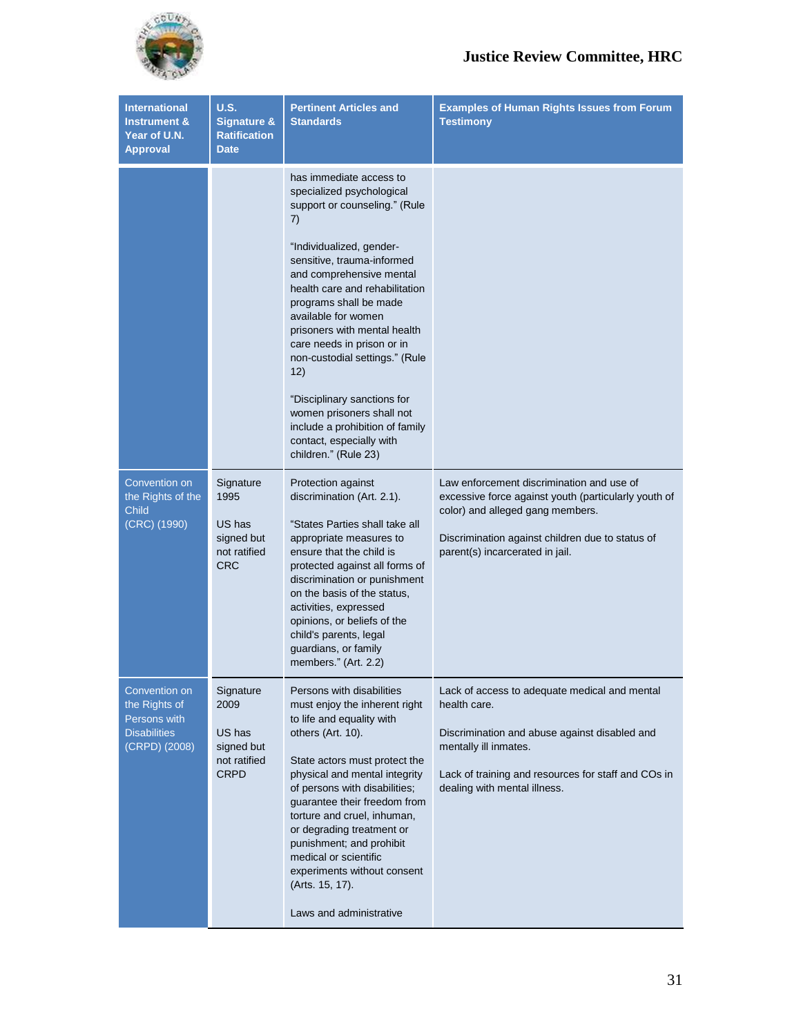| International Instrument & Year of U.N. Approval | U.S. Signature & Ratification Date | Pertinent Articles and Standards | Examples of Human Rights Issues from Forum Testimony |
|---|---|---|---|
| | | has immediate access to specialized psychological support or counseling." (Rule 7)<br><br>"Individualized, gender-sensitive, trauma-informed and comprehensive mental health care and rehabilitation programs shall be made available for women prisoners with mental health care needs in prison or in non-custodial settings." (Rule 12)<br><br>"Disciplinary sanctions for women prisoners shall not include a prohibition of family contact, especially with children." (Rule 23) | |
| Convention on the Rights of the Child (CRC) (1990) | Signature 1995<br><br>US has signed but not ratified CRC | Protection against discrimination (Art. 2.1).<br><br>"States Parties shall take all appropriate measures to ensure that the child is protected against all forms of discrimination or punishment on the basis of the status, activities, expressed opinions, or beliefs of the child's parents, legal guardians, or family members." (Art. 2.2) | Law enforcement discrimination and use of excessive force against youth (particularly youth of color) and alleged gang members.<br><br>Discrimination against children due to status of parent(s) incarcerated in jail. |
| Convention on the Rights of Persons with Disabilities (CRPD) (2008) | Signature 2009<br><br>US has signed but not ratified CRPD | Persons with disabilities must enjoy the inherent right to life and equality with others (Art. 10).<br><br>State actors must protect the physical and mental integrity of persons with disabilities; guarantee their freedom from torture and cruel, inhuman, or degrading treatment or punishment; and prohibit medical or scientific experiments without consent (Arts. 15, 17).<br><br>Laws and administrative | Lack of access to adequate medical and mental health care.<br><br>Discrimination and abuse against disabled and mentally ill inmates.<br><br>Lack of training and resources for staff and COs in dealing with mental illness. |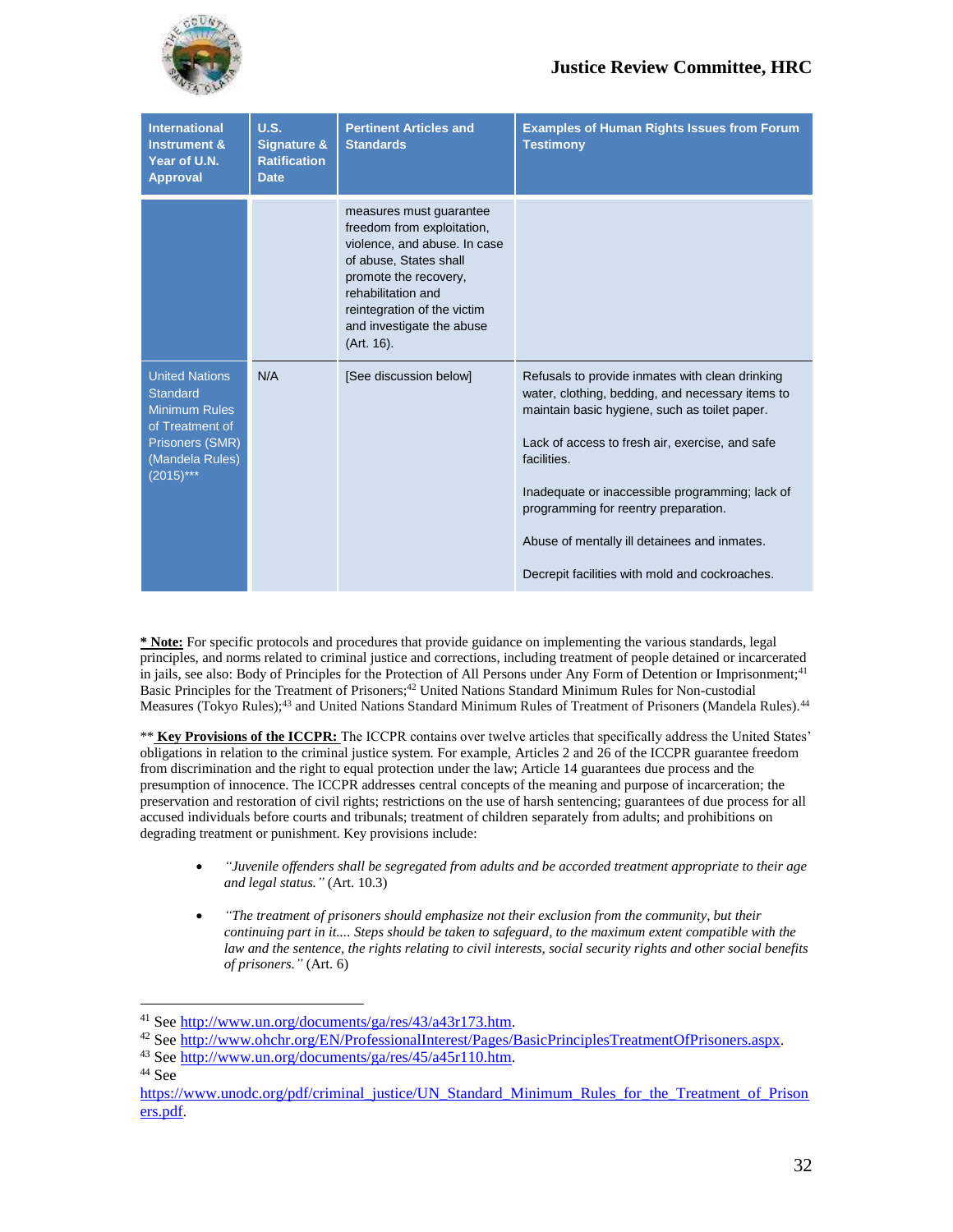| International Instrument & Year of U.N. Approval | U.S. Signature & Ratification Date | Pertinent Articles and Standards | Examples of Human Rights Issues from Forum Testimony |
|---|---|---|---|
| | | measures must guarantee freedom from exploitation, violence, and abuse. In case of abuse, States shall promote the recovery, rehabilitation and reintegration of the victim and investigate the abuse (Art. 16). | |
| United Nations Standard Minimum Rules of Treatment of Prisoners (SMR) (Mandela Rules) (2015)*** | N/A | [See discussion below] | Refusals to provide inmates with clean drinking water, clothing, bedding, and necessary items to maintain basic hygiene, such as toilet paper.<br><br>Lack of access to fresh air, exercise, and safe facilities.<br><br>Inadequate or inaccessible programming; lack of programming for reentry preparation.<br><br>Abuse of mentally ill detainees and inmates.<br><br>Decrepit facilities with mold and cockroaches. |

**_* Note:_** For specific protocols and procedures that provide guidance on implementing the various standards, legal principles, and norms related to criminal justice and corrections, including treatment of people detained or incarcerated in jails, see also: Body of Principles for the Protection of All Persons under Any Form of Detention or Imprisonment;[41] Basic Principles for the Treatment of Prisoners;[42] United Nations Standard Minimum Rules for Non-custodial Measures (Tokyo Rules);[43] and United Nations Standard Minimum Rules of Treatment of Prisoners (Mandela Rules).[44]

** **_Key Provisions of the ICCPR:_** The ICCPR contains over twelve articles that specifically address the United States' obligations in relation to the criminal justice system. For example, Articles 2 and 26 of the ICCPR guarantee freedom from discrimination and the right to equal protection under the law; Article 14 guarantees due process and the presumption of innocence. The ICCPR addresses central concepts of the meaning and purpose of incarceration; the preservation and restoration of civil rights; restrictions on the use of harsh sentencing; guarantees of due process for all accused individuals before courts and tribunals; treatment of children separately from adults; and prohibitions on degrading treatment or punishment. Key provisions include:

- *"Juvenile offenders shall be segregated from adults and be accorded treatment appropriate to their age and legal status."* (Art. 10.3)
- *"The treatment of prisoners should emphasize not their exclusion from the community, but their continuing part in it.... Steps should be taken to safeguard, to the maximum extent compatible with the law and the sentence, the rights relating to civil interests, social security rights and other social benefits of prisoners."* (Art. 6)

---

[41] See http://www.un.org/documents/ga/res/43/a43r173.htm.

[42] See http://www.ohchr.org/EN/ProfessionalInterest/Pages/BasicPrinciplesTreatmentOfPrisoners.aspx.

[43] See http://www.un.org/documents/ga/res/45/a45r110.htm.

[44] See https://www.unodc.org/pdf/criminal_justice/UN_Standard_Minimum_Rules_for_the_Treatment_of_Prisoners.pdf.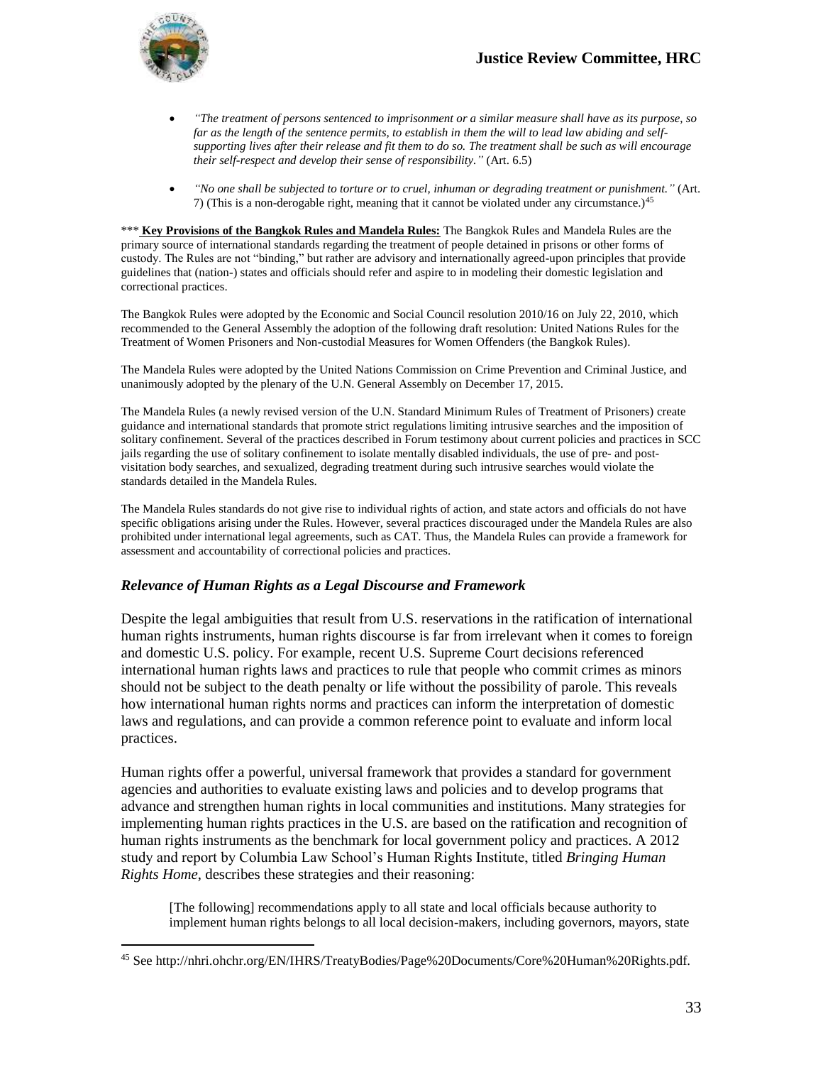- *"The treatment of persons sentenced to imprisonment or a similar measure shall have as its purpose, so far as the length of the sentence permits, to establish in them the will to lead law abiding and self-supporting lives after their release and fit them to do so. The treatment shall be such as will encourage their self-respect and develop their sense of responsibility."* (Art. 6.5)

- *"No one shall be subjected to torture or to cruel, inhuman or degrading treatment or punishment."* (Art. 7) (This is a non-derogable right, meaning that it cannot be violated under any circumstance.)[45]

*** **Key Provisions of the Bangkok Rules and Mandela Rules:** The Bangkok Rules and Mandela Rules are the primary source of international standards regarding the treatment of people detained in prisons or other forms of custody. The Rules are not "binding," but rather are advisory and internationally agreed-upon principles that provide guidelines that (nation-) states and officials should refer and aspire to in modeling their domestic legislation and correctional practices.

The Bangkok Rules were adopted by the Economic and Social Council resolution 2010/16 on July 22, 2010, which recommended to the General Assembly the adoption of the following draft resolution: United Nations Rules for the Treatment of Women Prisoners and Non-custodial Measures for Women Offenders (the Bangkok Rules).

The Mandela Rules were adopted by the United Nations Commission on Crime Prevention and Criminal Justice, and unanimously adopted by the plenary of the U.N. General Assembly on December 17, 2015.

The Mandela Rules (a newly revised version of the U.N. Standard Minimum Rules of Treatment of Prisoners) create guidance and international standards that promote strict regulations limiting intrusive searches and the imposition of solitary confinement. Several of the practices described in Forum testimony about current policies and practices in SCC jails regarding the use of solitary confinement to isolate mentally disabled individuals, the use of pre- and post-visitation body searches, and sexualized, degrading treatment during such intrusive searches would violate the standards detailed in the Mandela Rules.

The Mandela Rules standards do not give rise to individual rights of action, and state actors and officials do not have specific obligations arising under the Rules. However, several practices discouraged under the Mandela Rules are also prohibited under international legal agreements, such as CAT. Thus, the Mandela Rules can provide a framework for assessment and accountability of correctional policies and practices.

### *Relevance of Human Rights as a Legal Discourse and Framework*

Despite the legal ambiguities that result from U.S. reservations in the ratification of international human rights instruments, human rights discourse is far from irrelevant when it comes to foreign and domestic U.S. policy. For example, recent U.S. Supreme Court decisions referenced international human rights laws and practices to rule that people who commit crimes as minors should not be subject to the death penalty or life without the possibility of parole. This reveals how international human rights norms and practices can inform the interpretation of domestic laws and regulations, and can provide a common reference point to evaluate and inform local practices.

Human rights offer a powerful, universal framework that provides a standard for government agencies and authorities to evaluate existing laws and policies and to develop programs that advance and strengthen human rights in local communities and institutions. Many strategies for implementing human rights practices in the U.S. are based on the ratification and recognition of human rights instruments as the benchmark for local government policy and practices. A 2012 study and report by Columbia Law School's Human Rights Institute, titled *Bringing Human Rights Home*, describes these strategies and their reasoning:

> [The following] recommendations apply to all state and local officials because authority to implement human rights belongs to all local decision-makers, including governors, mayors, state

---

[45] See http://nhri.ohchr.org/EN/IHRS/TreatyBodies/Page%20Documents/Core%20Human%20Rights.pdf.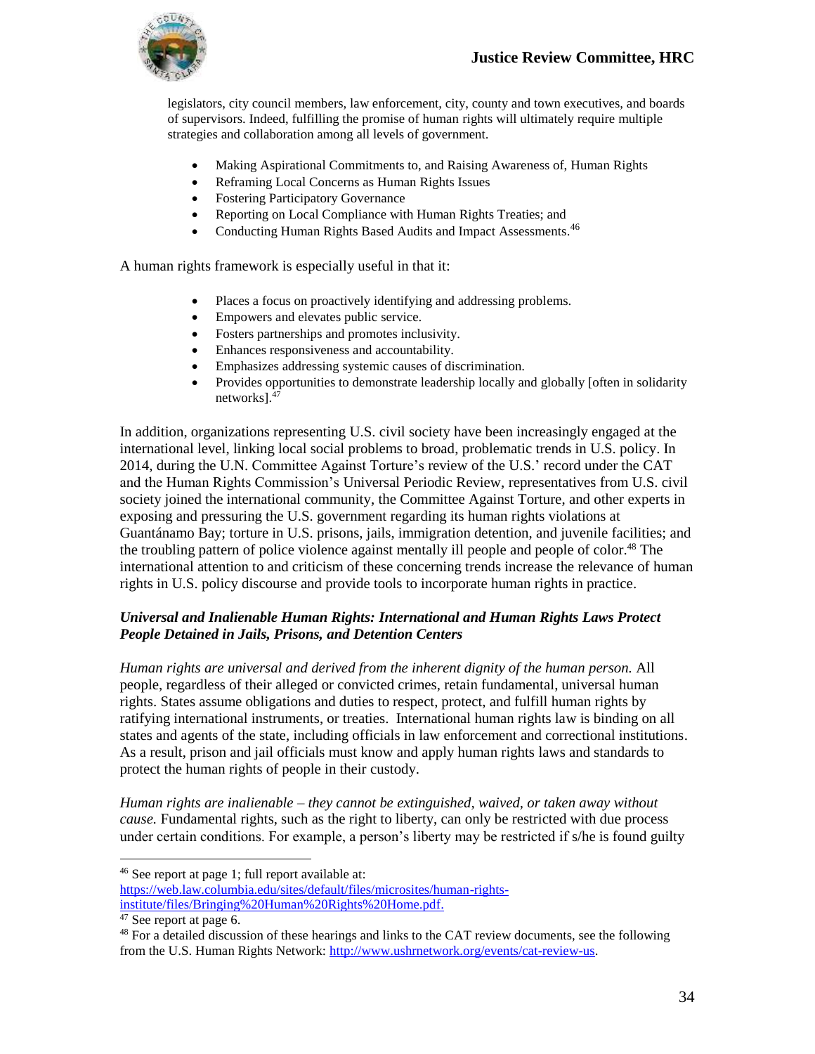legislators, city council members, law enforcement, city, county and town executives, and boards of supervisors. Indeed, fulfilling the promise of human rights will ultimately require multiple strategies and collaboration among all levels of government.

- Making Aspirational Commitments to, and Raising Awareness of, Human Rights
- Reframing Local Concerns as Human Rights Issues
- Fostering Participatory Governance
- Reporting on Local Compliance with Human Rights Treaties; and
- Conducting Human Rights Based Audits and Impact Assessments.[46]

A human rights framework is especially useful in that it:

- Places a focus on proactively identifying and addressing problems.
- Empowers and elevates public service.
- Fosters partnerships and promotes inclusivity.
- Enhances responsiveness and accountability.
- Emphasizes addressing systemic causes of discrimination.
- Provides opportunities to demonstrate leadership locally and globally [often in solidarity networks].[47]

In addition, organizations representing U.S. civil society have been increasingly engaged at the international level, linking local social problems to broad, problematic trends in U.S. policy. In 2014, during the U.N. Committee Against Torture's review of the U.S.' record under the CAT and the Human Rights Commission's Universal Periodic Review, representatives from U.S. civil society joined the international community, the Committee Against Torture, and other experts in exposing and pressuring the U.S. government regarding its human rights violations at Guantánamo Bay; torture in U.S. prisons, jails, immigration detention, and juvenile facilities; and the troubling pattern of police violence against mentally ill people and people of color.[48] The international attention to and criticism of these concerning trends increase the relevance of human rights in U.S. policy discourse and provide tools to incorporate human rights in practice.

***Universal and Inalienable Human Rights: International and Human Rights Laws Protect People Detained in Jails, Prisons, and Detention Centers***

*Human rights are universal and derived from the inherent dignity of the human person.* All people, regardless of their alleged or convicted crimes, retain fundamental, universal human rights. States assume obligations and duties to respect, protect, and fulfill human rights by ratifying international instruments, or treaties. International human rights law is binding on all states and agents of the state, including officials in law enforcement and correctional institutions. As a result, prison and jail officials must know and apply human rights laws and standards to protect the human rights of people in their custody.

*Human rights are inalienable – they cannot be extinguished, waived, or taken away without cause.* Fundamental rights, such as the right to liberty, can only be restricted with due process under certain conditions. For example, a person's liberty may be restricted if s/he is found guilty

---

[46] See report at page 1; full report available at: https://web.law.columbia.edu/sites/default/files/microsites/human-rights-institute/files/Bringing%20Human%20Rights%20Home.pdf.

[47] See report at page 6.

[48] For a detailed discussion of these hearings and links to the CAT review documents, see the following from the U.S. Human Rights Network: http://www.ushrnetwork.org/events/cat-review-us.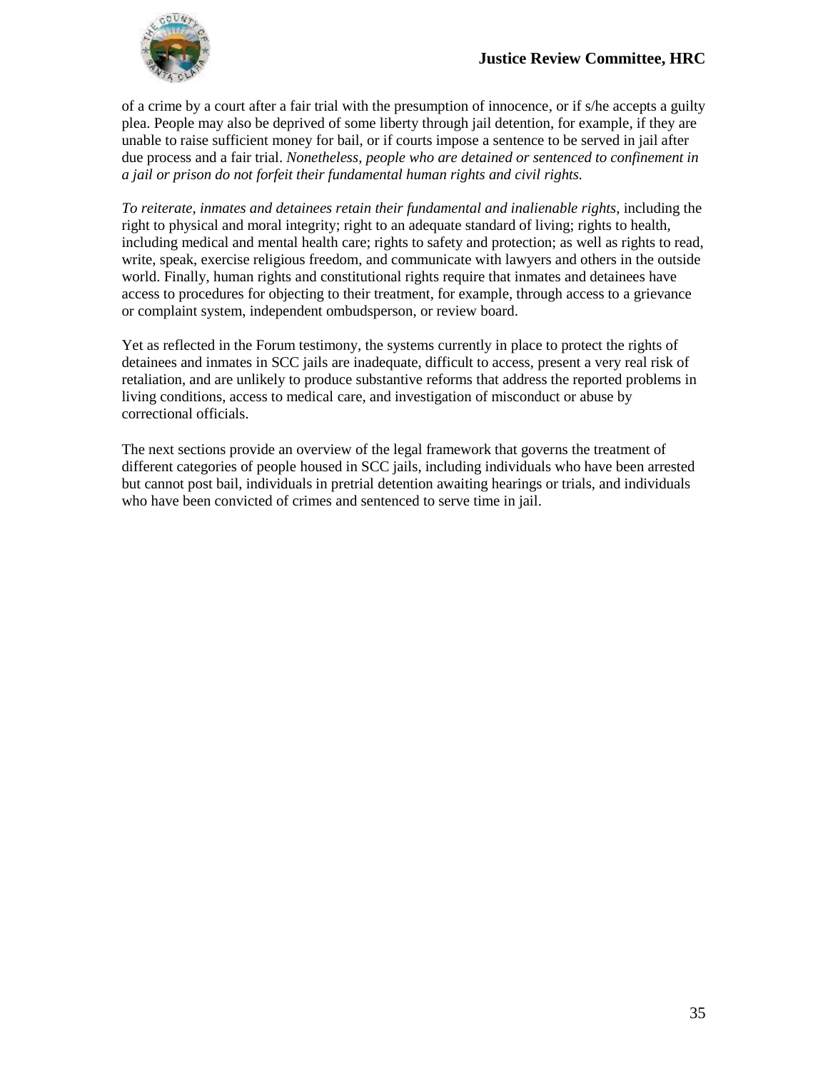of a crime by a court after a fair trial with the presumption of innocence, or if s/he accepts a guilty plea. People may also be deprived of some liberty through jail detention, for example, if they are unable to raise sufficient money for bail, or if courts impose a sentence to be served in jail after due process and a fair trial. *Nonetheless, people who are detained or sentenced to confinement in a jail or prison do not forfeit their fundamental human rights and civil rights.*

*To reiterate, inmates and detainees retain their fundamental and inalienable rights*, including the right to physical and moral integrity; right to an adequate standard of living; rights to health, including medical and mental health care; rights to safety and protection; as well as rights to read, write, speak, exercise religious freedom, and communicate with lawyers and others in the outside world. Finally, human rights and constitutional rights require that inmates and detainees have access to procedures for objecting to their treatment, for example, through access to a grievance or complaint system, independent ombudsperson, or review board.

Yet as reflected in the Forum testimony, the systems currently in place to protect the rights of detainees and inmates in SCC jails are inadequate, difficult to access, present a very real risk of retaliation, and are unlikely to produce substantive reforms that address the reported problems in living conditions, access to medical care, and investigation of misconduct or abuse by correctional officials.

The next sections provide an overview of the legal framework that governs the treatment of different categories of people housed in SCC jails, including individuals who have been arrested but cannot post bail, individuals in pretrial detention awaiting hearings or trials, and individuals who have been convicted of crimes and sentenced to serve time in jail.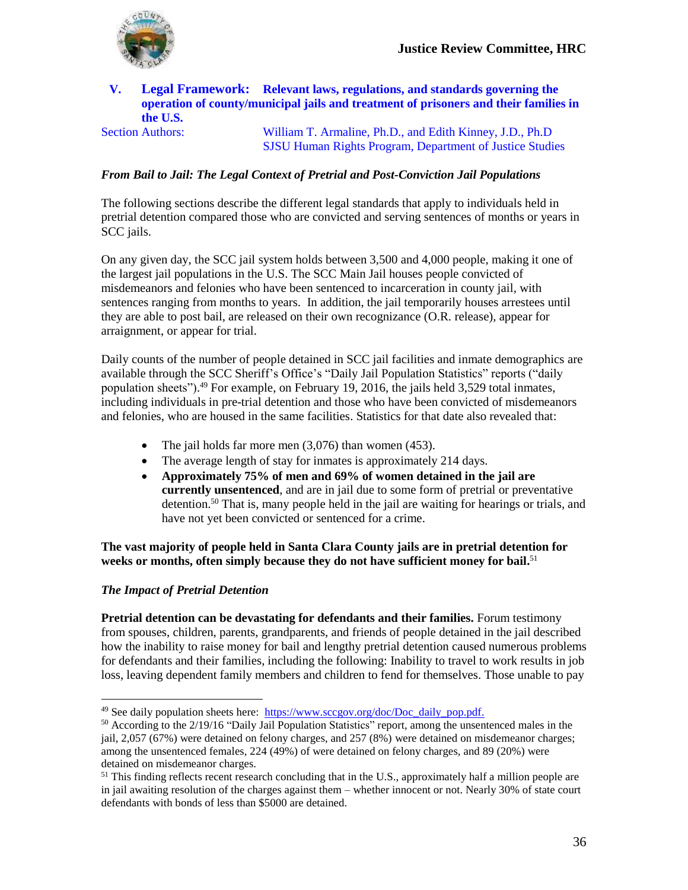## V. Legal Framework: Relevant laws, regulations, and standards governing the operation of county/municipal jails and treatment of prisoners and their families in the U.S.

Section Authors: William T. Armaline, Ph.D., and Edith Kinney, J.D., Ph.D
SJSU Human Rights Program, Department of Justice Studies

### *From Bail to Jail: The Legal Context of Pretrial and Post-Conviction Jail Populations*

The following sections describe the different legal standards that apply to individuals held in pretrial detention compared those who are convicted and serving sentences of months or years in SCC jails.

On any given day, the SCC jail system holds between 3,500 and 4,000 people, making it one of the largest jail populations in the U.S. The SCC Main Jail houses people convicted of misdemeanors and felonies who have been sentenced to incarceration in county jail, with sentences ranging from months to years. In addition, the jail temporarily houses arrestees until they are able to post bail, are released on their own recognizance (O.R. release), appear for arraignment, or appear for trial.

Daily counts of the number of people detained in SCC jail facilities and inmate demographics are available through the SCC Sheriff's Office's "Daily Jail Population Statistics" reports ("daily population sheets").[49] For example, on February 19, 2016, the jails held 3,529 total inmates, including individuals in pre-trial detention and those who have been convicted of misdemeanors and felonies, who are housed in the same facilities. Statistics for that date also revealed that:

- The jail holds far more men (3,076) than women (453).
- The average length of stay for inmates is approximately 214 days.
- **Approximately 75% of men and 69% of women detained in the jail are currently unsentenced**, and are in jail due to some form of pretrial or preventative detention.[50] That is, many people held in the jail are waiting for hearings or trials, and have not yet been convicted or sentenced for a crime.

**The vast majority of people held in Santa Clara County jails are in pretrial detention for weeks or months, often simply because they do not have sufficient money for bail.**[51]

### *The Impact of Pretrial Detention*

**Pretrial detention can be devastating for defendants and their families.** Forum testimony from spouses, children, parents, grandparents, and friends of people detained in the jail described how the inability to raise money for bail and lengthy pretrial detention caused numerous problems for defendants and their families, including the following: Inability to travel to work results in job loss, leaving dependent family members and children to fend for themselves. Those unable to pay

---

[49] See daily population sheets here: https://www.sccgov.org/doc/Doc_daily_pop.pdf.

[50] According to the 2/19/16 "Daily Jail Population Statistics" report, among the unsentenced males in the jail, 2,057 (67%) were detained on felony charges, and 257 (8%) were detained on misdemeanor charges; among the unsentenced females, 224 (49%) of were detained on felony charges, and 89 (20%) were detained on misdemeanor charges.

[51] This finding reflects recent research concluding that in the U.S., approximately half a million people are in jail awaiting resolution of the charges against them – whether innocent or not. Nearly 30% of state court defendants with bonds of less than $5000 are detained.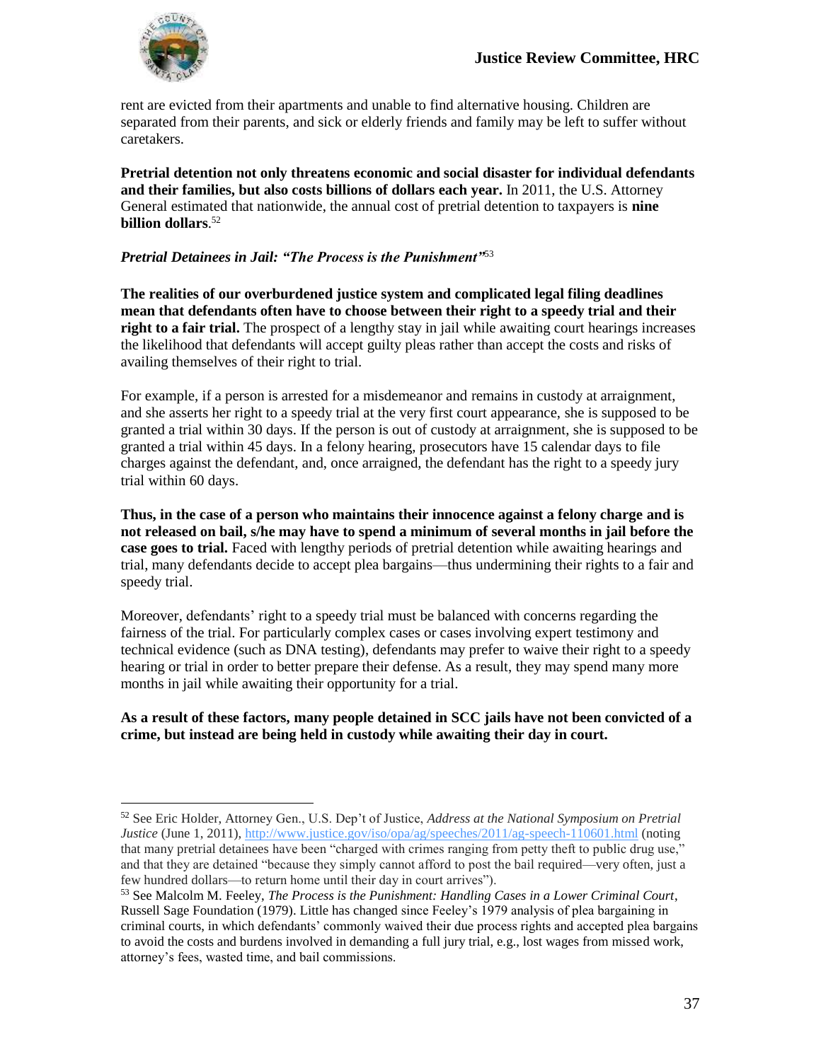rent are evicted from their apartments and unable to find alternative housing. Children are separated from their parents, and sick or elderly friends and family may be left to suffer without caretakers.

**Pretrial detention not only threatens economic and social disaster for individual defendants and their families, but also costs billions of dollars each year.** In 2011, the U.S. Attorney General estimated that nationwide, the annual cost of pretrial detention to taxpayers is **nine billion dollars**.[52]

***Pretrial Detainees in Jail: "The Process is the Punishment"***[53]

**The realities of our overburdened justice system and complicated legal filing deadlines mean that defendants often have to choose between their right to a speedy trial and their right to a fair trial.** The prospect of a lengthy stay in jail while awaiting court hearings increases the likelihood that defendants will accept guilty pleas rather than accept the costs and risks of availing themselves of their right to trial.

For example, if a person is arrested for a misdemeanor and remains in custody at arraignment, and she asserts her right to a speedy trial at the very first court appearance, she is supposed to be granted a trial within 30 days. If the person is out of custody at arraignment, she is supposed to be granted a trial within 45 days. In a felony hearing, prosecutors have 15 calendar days to file charges against the defendant, and, once arraigned, the defendant has the right to a speedy jury trial within 60 days.

**Thus, in the case of a person who maintains their innocence against a felony charge and is not released on bail, s/he may have to spend a minimum of several months in jail before the case goes to trial.** Faced with lengthy periods of pretrial detention while awaiting hearings and trial, many defendants decide to accept plea bargains—thus undermining their rights to a fair and speedy trial.

Moreover, defendants' right to a speedy trial must be balanced with concerns regarding the fairness of the trial. For particularly complex cases or cases involving expert testimony and technical evidence (such as DNA testing), defendants may prefer to waive their right to a speedy hearing or trial in order to better prepare their defense. As a result, they may spend many more months in jail while awaiting their opportunity for a trial.

**As a result of these factors, many people detained in SCC jails have not been convicted of a crime, but instead are being held in custody while awaiting their day in court.**

---

[52] See Eric Holder, Attorney Gen., U.S. Dep't of Justice, *Address at the National Symposium on Pretrial Justice* (June 1, 2011), http://www.justice.gov/iso/opa/ag/speeches/2011/ag-speech-110601.html (noting that many pretrial detainees have been "charged with crimes ranging from petty theft to public drug use," and that they are detained "because they simply cannot afford to post the bail required—very often, just a few hundred dollars—to return home until their day in court arrives").

[53] See Malcolm M. Feeley, *The Process is the Punishment: Handling Cases in a Lower Criminal Court*, Russell Sage Foundation (1979). Little has changed since Feeley's 1979 analysis of plea bargaining in criminal courts, in which defendants' commonly waived their due process rights and accepted plea bargains to avoid the costs and burdens involved in demanding a full jury trial, e.g., lost wages from missed work, attorney's fees, wasted time, and bail commissions.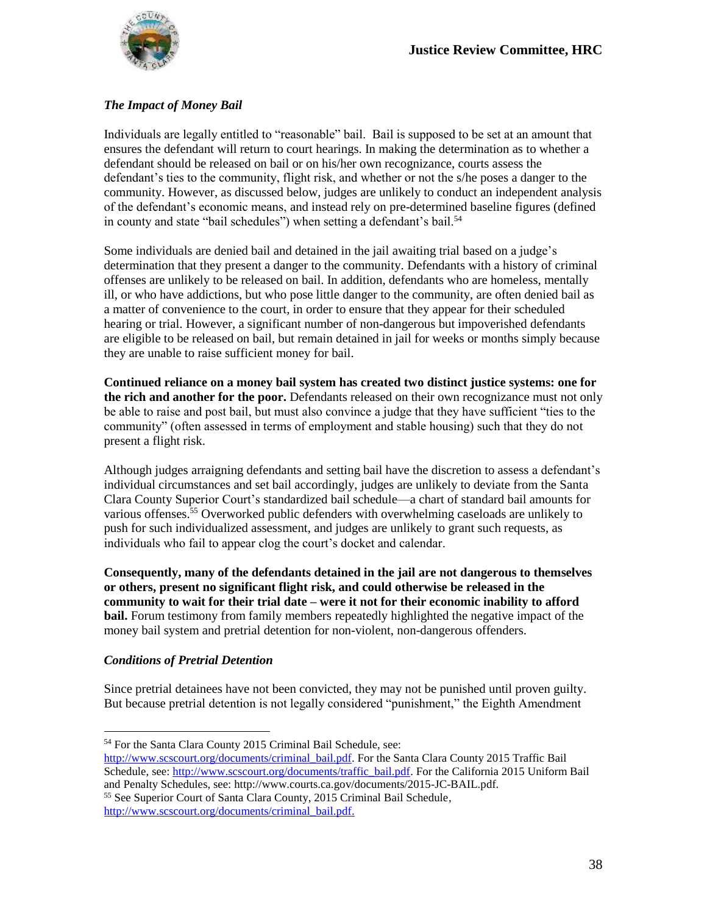### *The Impact of Money Bail*

Individuals are legally entitled to "reasonable" bail. Bail is supposed to be set at an amount that ensures the defendant will return to court hearings. In making the determination as to whether a defendant should be released on bail or on his/her own recognizance, courts assess the defendant's ties to the community, flight risk, and whether or not the s/he poses a danger to the community. However, as discussed below, judges are unlikely to conduct an independent analysis of the defendant's economic means, and instead rely on pre-determined baseline figures (defined in county and state "bail schedules") when setting a defendant's bail.[54]

Some individuals are denied bail and detained in the jail awaiting trial based on a judge's determination that they present a danger to the community. Defendants with a history of criminal offenses are unlikely to be released on bail. In addition, defendants who are homeless, mentally ill, or who have addictions, but who pose little danger to the community, are often denied bail as a matter of convenience to the court, in order to ensure that they appear for their scheduled hearing or trial. However, a significant number of non-dangerous but impoverished defendants are eligible to be released on bail, but remain detained in jail for weeks or months simply because they are unable to raise sufficient money for bail.

**Continued reliance on a money bail system has created two distinct justice systems: one for the rich and another for the poor.** Defendants released on their own recognizance must not only be able to raise and post bail, but must also convince a judge that they have sufficient "ties to the community" (often assessed in terms of employment and stable housing) such that they do not present a flight risk.

Although judges arraigning defendants and setting bail have the discretion to assess a defendant's individual circumstances and set bail accordingly, judges are unlikely to deviate from the Santa Clara County Superior Court's standardized bail schedule—a chart of standard bail amounts for various offenses.[55] Overworked public defenders with overwhelming caseloads are unlikely to push for such individualized assessment, and judges are unlikely to grant such requests, as individuals who fail to appear clog the court's docket and calendar.

**Consequently, many of the defendants detained in the jail are not dangerous to themselves or others, present no significant flight risk, and could otherwise be released in the community to wait for their trial date – were it not for their economic inability to afford bail.** Forum testimony from family members repeatedly highlighted the negative impact of the money bail system and pretrial detention for non-violent, non-dangerous offenders.

### *Conditions of Pretrial Detention*

Since pretrial detainees have not been convicted, they may not be punished until proven guilty. But because pretrial detention is not legally considered "punishment," the Eighth Amendment

---

[54] For the Santa Clara County 2015 Criminal Bail Schedule, see: http://www.scscourt.org/documents/criminal_bail.pdf. For the Santa Clara County 2015 Traffic Bail Schedule, see: http://www.scscourt.org/documents/traffic_bail.pdf. For the California 2015 Uniform Bail and Penalty Schedules, see: http://www.courts.ca.gov/documents/2015-JC-BAIL.pdf.

[55] See Superior Court of Santa Clara County, 2015 Criminal Bail Schedule, http://www.scscourt.org/documents/criminal_bail.pdf.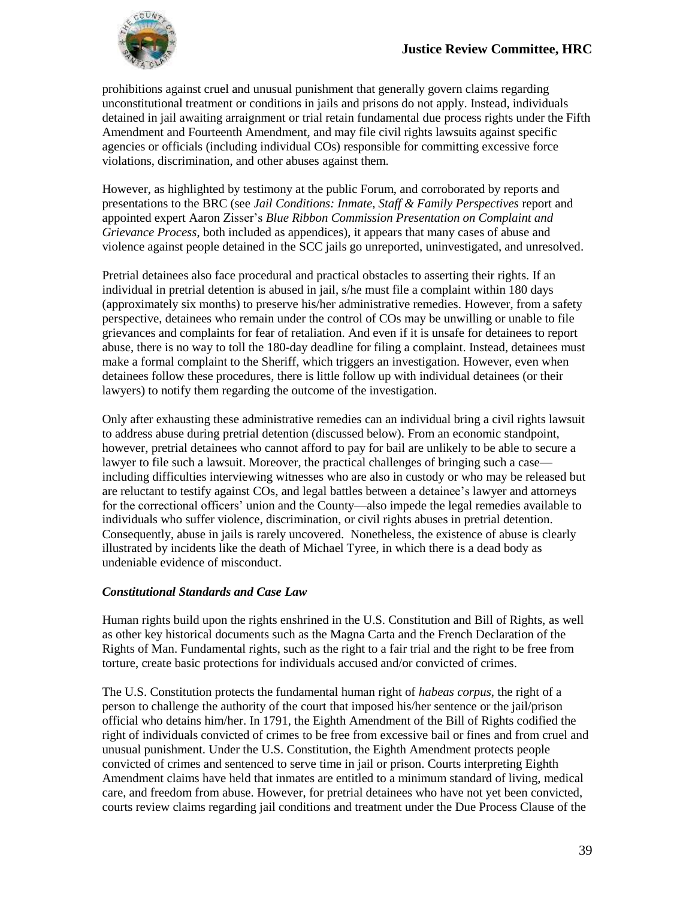prohibitions against cruel and unusual punishment that generally govern claims regarding unconstitutional treatment or conditions in jails and prisons do not apply. Instead, individuals detained in jail awaiting arraignment or trial retain fundamental due process rights under the Fifth Amendment and Fourteenth Amendment, and may file civil rights lawsuits against specific agencies or officials (including individual COs) responsible for committing excessive force violations, discrimination, and other abuses against them.

However, as highlighted by testimony at the public Forum, and corroborated by reports and presentations to the BRC (see *Jail Conditions: Inmate, Staff & Family Perspectives* report and appointed expert Aaron Zisser's *Blue Ribbon Commission Presentation on Complaint and Grievance Process*, both included as appendices), it appears that many cases of abuse and violence against people detained in the SCC jails go unreported, uninvestigated, and unresolved.

Pretrial detainees also face procedural and practical obstacles to asserting their rights. If an individual in pretrial detention is abused in jail, s/he must file a complaint within 180 days (approximately six months) to preserve his/her administrative remedies. However, from a safety perspective, detainees who remain under the control of COs may be unwilling or unable to file grievances and complaints for fear of retaliation. And even if it is unsafe for detainees to report abuse, there is no way to toll the 180-day deadline for filing a complaint. Instead, detainees must make a formal complaint to the Sheriff, which triggers an investigation. However, even when detainees follow these procedures, there is little follow up with individual detainees (or their lawyers) to notify them regarding the outcome of the investigation.

Only after exhausting these administrative remedies can an individual bring a civil rights lawsuit to address abuse during pretrial detention (discussed below). From an economic standpoint, however, pretrial detainees who cannot afford to pay for bail are unlikely to be able to secure a lawyer to file such a lawsuit. Moreover, the practical challenges of bringing such a case—including difficulties interviewing witnesses who are also in custody or who may be released but are reluctant to testify against COs, and legal battles between a detainee's lawyer and attorneys for the correctional officers' union and the County—also impede the legal remedies available to individuals who suffer violence, discrimination, or civil rights abuses in pretrial detention. Consequently, abuse in jails is rarely uncovered. Nonetheless, the existence of abuse is clearly illustrated by incidents like the death of Michael Tyree, in which there is a dead body as undeniable evidence of misconduct.

### *Constitutional Standards and Case Law*

Human rights build upon the rights enshrined in the U.S. Constitution and Bill of Rights, as well as other key historical documents such as the Magna Carta and the French Declaration of the Rights of Man. Fundamental rights, such as the right to a fair trial and the right to be free from torture, create basic protections for individuals accused and/or convicted of crimes.

The U.S. Constitution protects the fundamental human right of *habeas corpus*, the right of a person to challenge the authority of the court that imposed his/her sentence or the jail/prison official who detains him/her. In 1791, the Eighth Amendment of the Bill of Rights codified the right of individuals convicted of crimes to be free from excessive bail or fines and from cruel and unusual punishment. Under the U.S. Constitution, the Eighth Amendment protects people convicted of crimes and sentenced to serve time in jail or prison. Courts interpreting Eighth Amendment claims have held that inmates are entitled to a minimum standard of living, medical care, and freedom from abuse. However, for pretrial detainees who have not yet been convicted, courts review claims regarding jail conditions and treatment under the Due Process Clause of the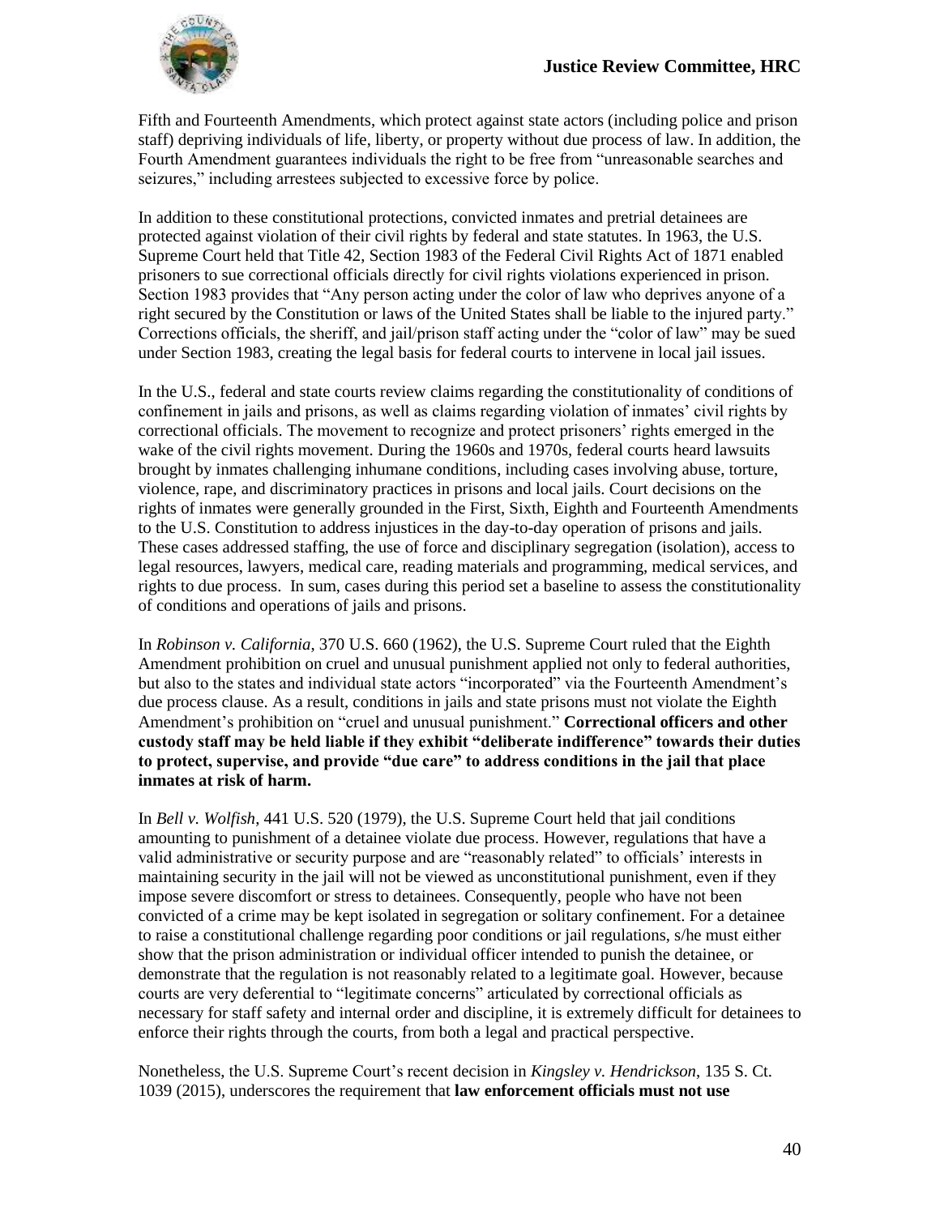Fifth and Fourteenth Amendments, which protect against state actors (including police and prison staff) depriving individuals of life, liberty, or property without due process of law. In addition, the Fourth Amendment guarantees individuals the right to be free from "unreasonable searches and seizures," including arrestees subjected to excessive force by police.

In addition to these constitutional protections, convicted inmates and pretrial detainees are protected against violation of their civil rights by federal and state statutes. In 1963, the U.S. Supreme Court held that Title 42, Section 1983 of the Federal Civil Rights Act of 1871 enabled prisoners to sue correctional officials directly for civil rights violations experienced in prison. Section 1983 provides that "Any person acting under the color of law who deprives anyone of a right secured by the Constitution or laws of the United States shall be liable to the injured party." Corrections officials, the sheriff, and jail/prison staff acting under the "color of law" may be sued under Section 1983, creating the legal basis for federal courts to intervene in local jail issues.

In the U.S., federal and state courts review claims regarding the constitutionality of conditions of confinement in jails and prisons, as well as claims regarding violation of inmates' civil rights by correctional officials. The movement to recognize and protect prisoners' rights emerged in the wake of the civil rights movement. During the 1960s and 1970s, federal courts heard lawsuits brought by inmates challenging inhumane conditions, including cases involving abuse, torture, violence, rape, and discriminatory practices in prisons and local jails. Court decisions on the rights of inmates were generally grounded in the First, Sixth, Eighth and Fourteenth Amendments to the U.S. Constitution to address injustices in the day-to-day operation of prisons and jails. These cases addressed staffing, the use of force and disciplinary segregation (isolation), access to legal resources, lawyers, medical care, reading materials and programming, medical services, and rights to due process. In sum, cases during this period set a baseline to assess the constitutionality of conditions and operations of jails and prisons.

In *Robinson v. California*, 370 U.S. 660 (1962), the U.S. Supreme Court ruled that the Eighth Amendment prohibition on cruel and unusual punishment applied not only to federal authorities, but also to the states and individual state actors "incorporated" via the Fourteenth Amendment's due process clause. As a result, conditions in jails and state prisons must not violate the Eighth Amendment's prohibition on "cruel and unusual punishment." **Correctional officers and other custody staff may be held liable if they exhibit "deliberate indifference" towards their duties to protect, supervise, and provide "due care" to address conditions in the jail that place inmates at risk of harm.**

In *Bell v. Wolfish*, 441 U.S. 520 (1979), the U.S. Supreme Court held that jail conditions amounting to punishment of a detainee violate due process. However, regulations that have a valid administrative or security purpose and are "reasonably related" to officials' interests in maintaining security in the jail will not be viewed as unconstitutional punishment, even if they impose severe discomfort or stress to detainees. Consequently, people who have not been convicted of a crime may be kept isolated in segregation or solitary confinement. For a detainee to raise a constitutional challenge regarding poor conditions or jail regulations, s/he must either show that the prison administration or individual officer intended to punish the detainee, or demonstrate that the regulation is not reasonably related to a legitimate goal. However, because courts are very deferential to "legitimate concerns" articulated by correctional officials as necessary for staff safety and internal order and discipline, it is extremely difficult for detainees to enforce their rights through the courts, from both a legal and practical perspective.

Nonetheless, the U.S. Supreme Court's recent decision in *Kingsley v. Hendrickson*, 135 S. Ct. 1039 (2015), underscores the requirement that **law enforcement officials must not use**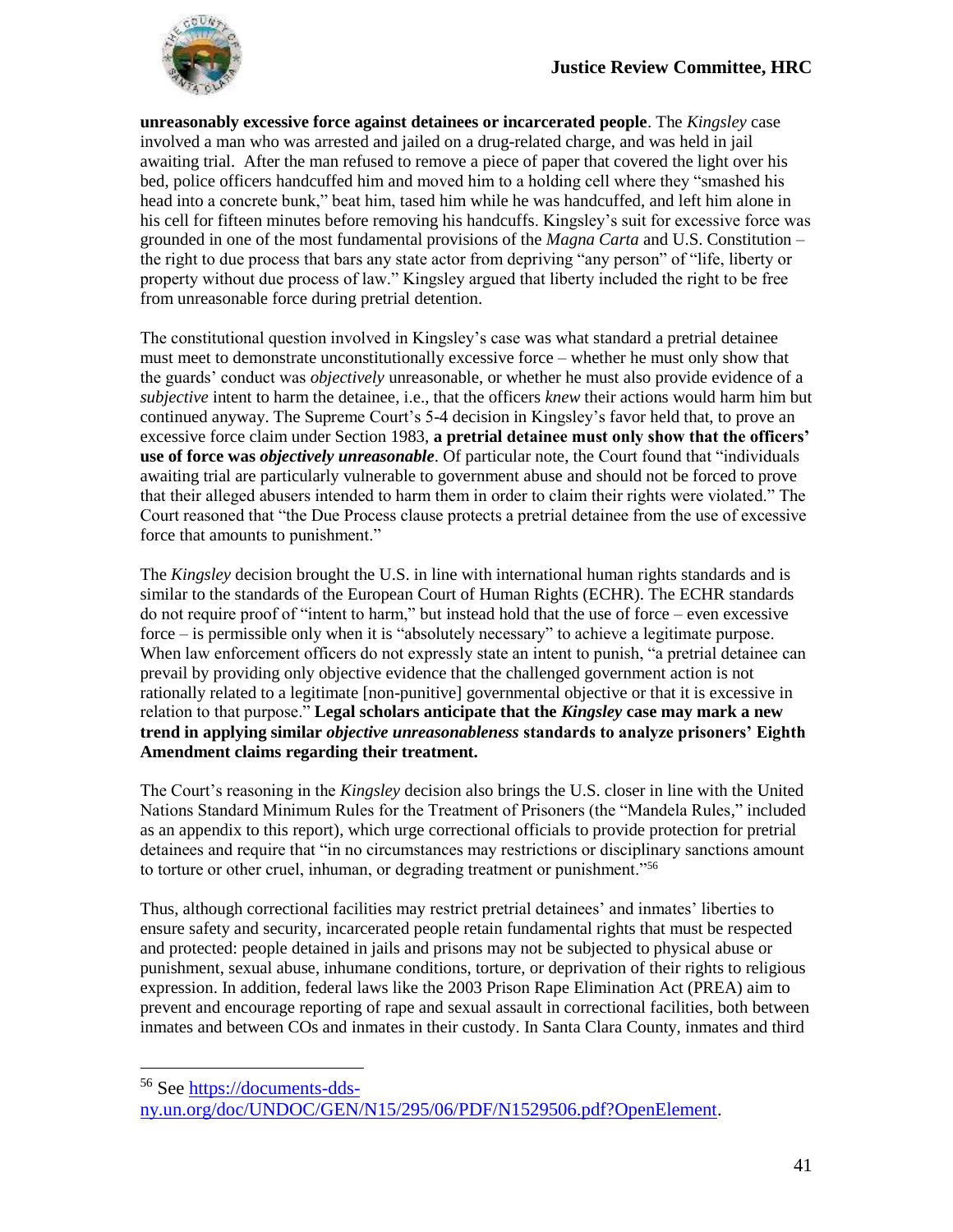**unreasonably excessive force against detainees or incarcerated people**. The *Kingsley* case involved a man who was arrested and jailed on a drug-related charge, and was held in jail awaiting trial. After the man refused to remove a piece of paper that covered the light over his bed, police officers handcuffed him and moved him to a holding cell where they "smashed his head into a concrete bunk," beat him, tased him while he was handcuffed, and left him alone in his cell for fifteen minutes before removing his handcuffs. Kingsley's suit for excessive force was grounded in one of the most fundamental provisions of the *Magna Carta* and U.S. Constitution – the right to due process that bars any state actor from depriving "any person" of "life, liberty or property without due process of law." Kingsley argued that liberty included the right to be free from unreasonable force during pretrial detention.

The constitutional question involved in Kingsley's case was what standard a pretrial detainee must meet to demonstrate unconstitutionally excessive force – whether he must only show that the guards' conduct was *objectively* unreasonable, or whether he must also provide evidence of a *subjective* intent to harm the detainee, i.e., that the officers *knew* their actions would harm him but continued anyway. The Supreme Court's 5-4 decision in Kingsley's favor held that, to prove an excessive force claim under Section 1983, **a pretrial detainee must only show that the officers' use of force was *objectively unreasonable***. Of particular note, the Court found that "individuals awaiting trial are particularly vulnerable to government abuse and should not be forced to prove that their alleged abusers intended to harm them in order to claim their rights were violated." The Court reasoned that "the Due Process clause protects a pretrial detainee from the use of excessive force that amounts to punishment."

The *Kingsley* decision brought the U.S. in line with international human rights standards and is similar to the standards of the European Court of Human Rights (ECHR). The ECHR standards do not require proof of "intent to harm," but instead hold that the use of force – even excessive force – is permissible only when it is "absolutely necessary" to achieve a legitimate purpose. When law enforcement officers do not expressly state an intent to punish, "a pretrial detainee can prevail by providing only objective evidence that the challenged government action is not rationally related to a legitimate [non-punitive] governmental objective or that it is excessive in relation to that purpose." **Legal scholars anticipate that the *Kingsley* case may mark a new trend in applying similar *objective unreasonableness* standards to analyze prisoners' Eighth Amendment claims regarding their treatment.**

The Court's reasoning in the *Kingsley* decision also brings the U.S. closer in line with the United Nations Standard Minimum Rules for the Treatment of Prisoners (the "Mandela Rules," included as an appendix to this report), which urge correctional officials to provide protection for pretrial detainees and require that "in no circumstances may restrictions or disciplinary sanctions amount to torture or other cruel, inhuman, or degrading treatment or punishment."[56]

Thus, although correctional facilities may restrict pretrial detainees' and inmates' liberties to ensure safety and security, incarcerated people retain fundamental rights that must be respected and protected: people detained in jails and prisons may not be subjected to physical abuse or punishment, sexual abuse, inhumane conditions, torture, or deprivation of their rights to religious expression. In addition, federal laws like the 2003 Prison Rape Elimination Act (PREA) aim to prevent and encourage reporting of rape and sexual assault in correctional facilities, both between inmates and between COs and inmates in their custody. In Santa Clara County, inmates and third

---

[56] See https://documents-dds-ny.un.org/doc/UNDOC/GEN/N15/295/06/PDF/N1529506.pdf?OpenElement.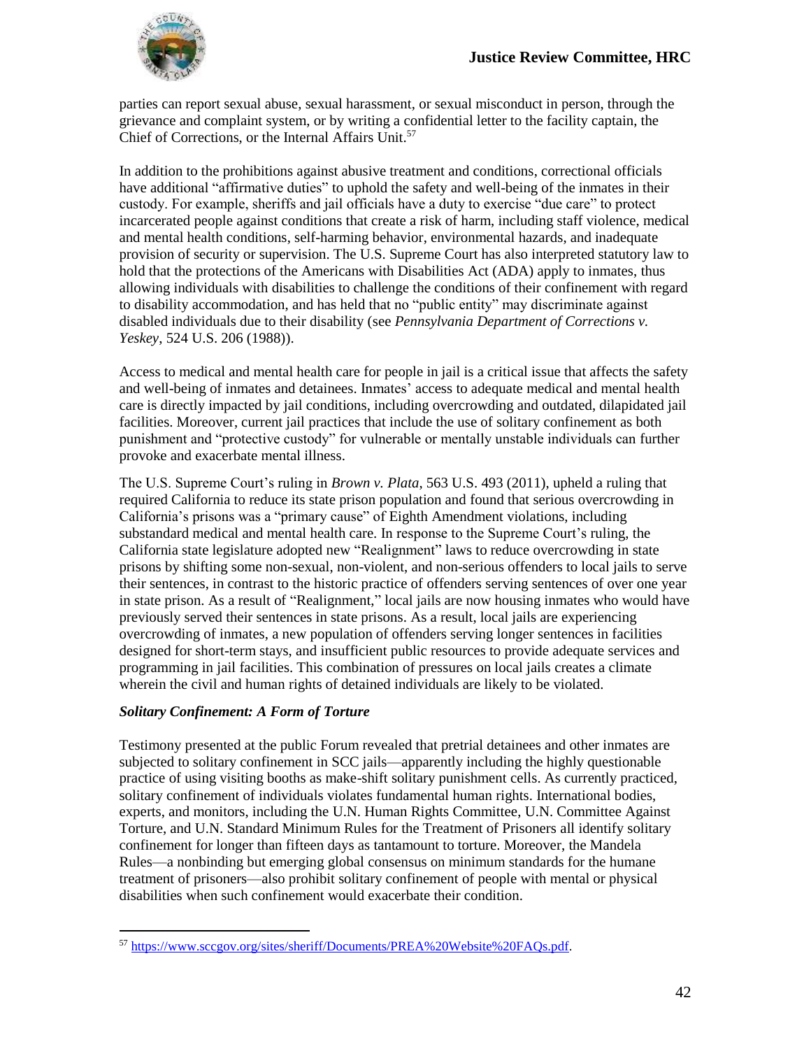parties can report sexual abuse, sexual harassment, or sexual misconduct in person, through the grievance and complaint system, or by writing a confidential letter to the facility captain, the Chief of Corrections, or the Internal Affairs Unit.[57]

In addition to the prohibitions against abusive treatment and conditions, correctional officials have additional "affirmative duties" to uphold the safety and well-being of the inmates in their custody. For example, sheriffs and jail officials have a duty to exercise "due care" to protect incarcerated people against conditions that create a risk of harm, including staff violence, medical and mental health conditions, self-harming behavior, environmental hazards, and inadequate provision of security or supervision. The U.S. Supreme Court has also interpreted statutory law to hold that the protections of the Americans with Disabilities Act (ADA) apply to inmates, thus allowing individuals with disabilities to challenge the conditions of their confinement with regard to disability accommodation, and has held that no "public entity" may discriminate against disabled individuals due to their disability (see *Pennsylvania Department of Corrections v. Yeskey*, 524 U.S. 206 (1988)).

Access to medical and mental health care for people in jail is a critical issue that affects the safety and well-being of inmates and detainees. Inmates' access to adequate medical and mental health care is directly impacted by jail conditions, including overcrowding and outdated, dilapidated jail facilities. Moreover, current jail practices that include the use of solitary confinement as both punishment and "protective custody" for vulnerable or mentally unstable individuals can further provoke and exacerbate mental illness.

The U.S. Supreme Court's ruling in *Brown v. Plata*, 563 U.S. 493 (2011), upheld a ruling that required California to reduce its state prison population and found that serious overcrowding in California's prisons was a "primary cause" of Eighth Amendment violations, including substandard medical and mental health care. In response to the Supreme Court's ruling, the California state legislature adopted new "Realignment" laws to reduce overcrowding in state prisons by shifting some non-sexual, non-violent, and non-serious offenders to local jails to serve their sentences, in contrast to the historic practice of offenders serving sentences of over one year in state prison. As a result of "Realignment," local jails are now housing inmates who would have previously served their sentences in state prisons. As a result, local jails are experiencing overcrowding of inmates, a new population of offenders serving longer sentences in facilities designed for short-term stays, and insufficient public resources to provide adequate services and programming in jail facilities. This combination of pressures on local jails creates a climate wherein the civil and human rights of detained individuals are likely to be violated.

***Solitary Confinement: A Form of Torture***

Testimony presented at the public Forum revealed that pretrial detainees and other inmates are subjected to solitary confinement in SCC jails—apparently including the highly questionable practice of using visiting booths as make-shift solitary punishment cells. As currently practiced, solitary confinement of individuals violates fundamental human rights. International bodies, experts, and monitors, including the U.N. Human Rights Committee, U.N. Committee Against Torture, and U.N. Standard Minimum Rules for the Treatment of Prisoners all identify solitary confinement for longer than fifteen days as tantamount to torture. Moreover, the Mandela Rules—a nonbinding but emerging global consensus on minimum standards for the humane treatment of prisoners—also prohibit solitary confinement of people with mental or physical disabilities when such confinement would exacerbate their condition.

[57] https://www.sccgov.org/sites/sheriff/Documents/PREA%20Website%20FAQs.pdf.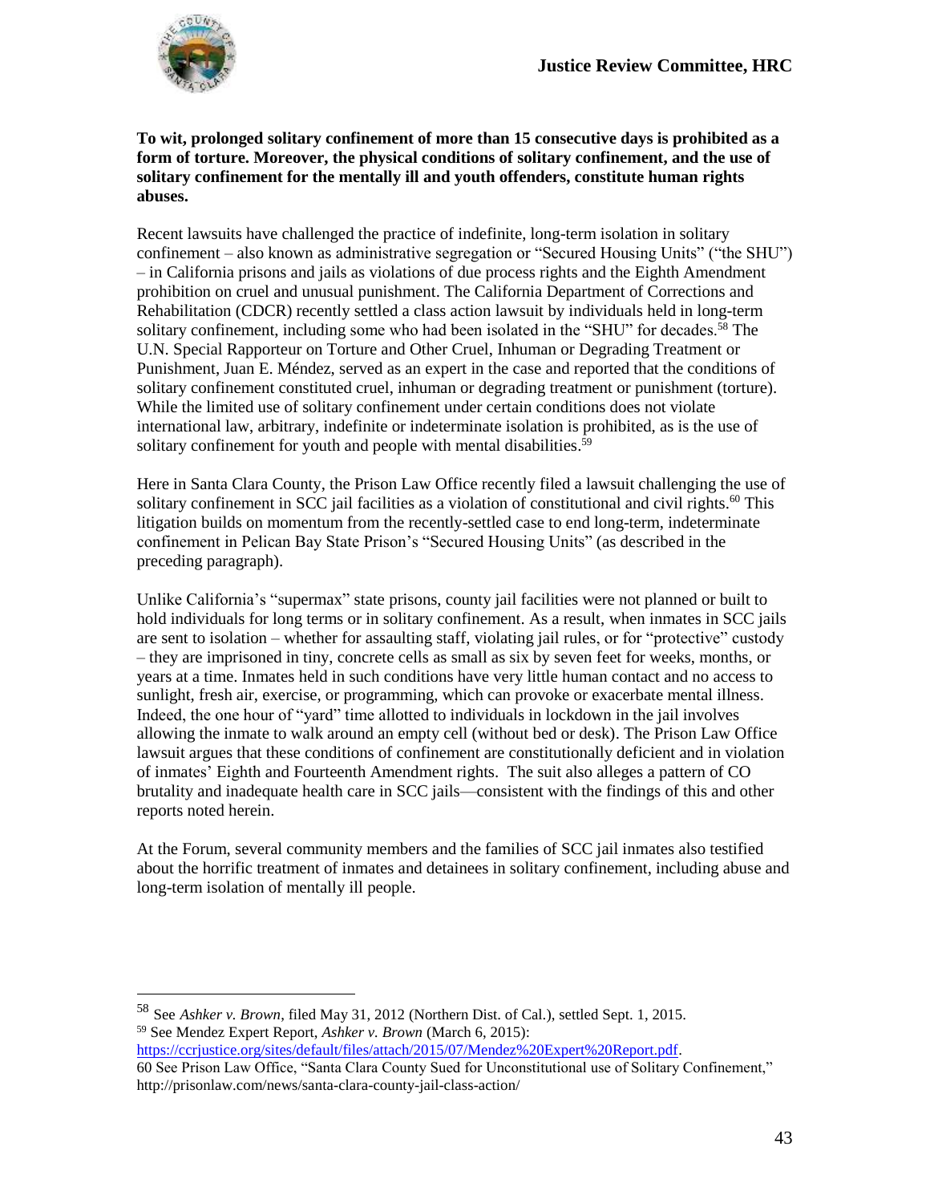**To wit, prolonged solitary confinement of more than 15 consecutive days is prohibited as a form of torture. Moreover, the physical conditions of solitary confinement, and the use of solitary confinement for the mentally ill and youth offenders, constitute human rights abuses.**

Recent lawsuits have challenged the practice of indefinite, long-term isolation in solitary confinement – also known as administrative segregation or "Secured Housing Units" ("the SHU") – in California prisons and jails as violations of due process rights and the Eighth Amendment prohibition on cruel and unusual punishment. The California Department of Corrections and Rehabilitation (CDCR) recently settled a class action lawsuit by individuals held in long-term solitary confinement, including some who had been isolated in the "SHU" for decades.[58] The U.N. Special Rapporteur on Torture and Other Cruel, Inhuman or Degrading Treatment or Punishment, Juan E. Méndez, served as an expert in the case and reported that the conditions of solitary confinement constituted cruel, inhuman or degrading treatment or punishment (torture). While the limited use of solitary confinement under certain conditions does not violate international law, arbitrary, indefinite or indeterminate isolation is prohibited, as is the use of solitary confinement for youth and people with mental disabilities.[59]

Here in Santa Clara County, the Prison Law Office recently filed a lawsuit challenging the use of solitary confinement in SCC jail facilities as a violation of constitutional and civil rights.[60] This litigation builds on momentum from the recently-settled case to end long-term, indeterminate confinement in Pelican Bay State Prison's "Secured Housing Units" (as described in the preceding paragraph).

Unlike California's "supermax" state prisons, county jail facilities were not planned or built to hold individuals for long terms or in solitary confinement. As a result, when inmates in SCC jails are sent to isolation – whether for assaulting staff, violating jail rules, or for "protective" custody – they are imprisoned in tiny, concrete cells as small as six by seven feet for weeks, months, or years at a time. Inmates held in such conditions have very little human contact and no access to sunlight, fresh air, exercise, or programming, which can provoke or exacerbate mental illness. Indeed, the one hour of "yard" time allotted to individuals in lockdown in the jail involves allowing the inmate to walk around an empty cell (without bed or desk). The Prison Law Office lawsuit argues that these conditions of confinement are constitutionally deficient and in violation of inmates' Eighth and Fourteenth Amendment rights. The suit also alleges a pattern of CO brutality and inadequate health care in SCC jails—consistent with the findings of this and other reports noted herein.

At the Forum, several community members and the families of SCC jail inmates also testified about the horrific treatment of inmates and detainees in solitary confinement, including abuse and long-term isolation of mentally ill people.

---

[58] See *Ashker v. Brown*, filed May 31, 2012 (Northern Dist. of Cal.), settled Sept. 1, 2015.

[59] See Mendez Expert Report, *Ashker v. Brown* (March 6, 2015): https://ccrjustice.org/sites/default/files/attach/2015/07/Mendez%20Expert%20Report.pdf.

[60] See Prison Law Office, "Santa Clara County Sued for Unconstitutional use of Solitary Confinement," http://prisonlaw.com/news/santa-clara-county-jail-class-action/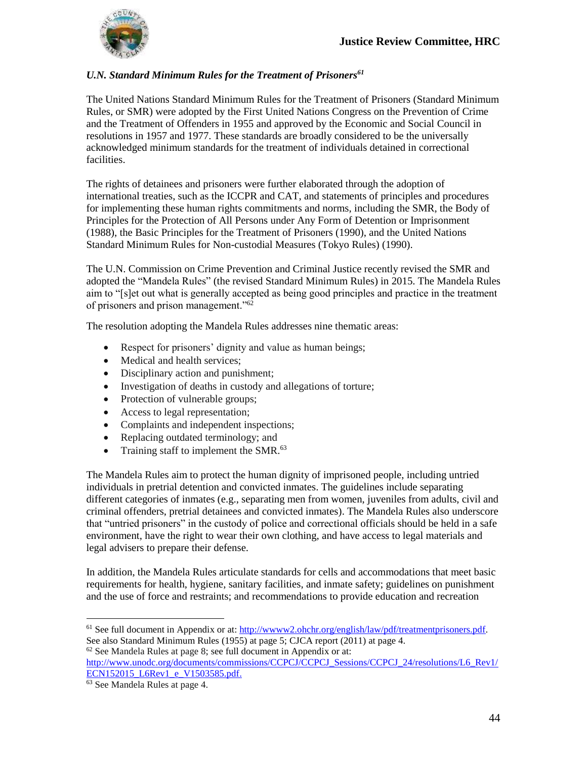### *U.N. Standard Minimum Rules for the Treatment of Prisoners*[61]

The United Nations Standard Minimum Rules for the Treatment of Prisoners (Standard Minimum Rules, or SMR) were adopted by the First United Nations Congress on the Prevention of Crime and the Treatment of Offenders in 1955 and approved by the Economic and Social Council in resolutions in 1957 and 1977. These standards are broadly considered to be the universally acknowledged minimum standards for the treatment of individuals detained in correctional facilities.

The rights of detainees and prisoners were further elaborated through the adoption of international treaties, such as the ICCPR and CAT, and statements of principles and procedures for implementing these human rights commitments and norms, including the SMR, the Body of Principles for the Protection of All Persons under Any Form of Detention or Imprisonment (1988), the Basic Principles for the Treatment of Prisoners (1990), and the United Nations Standard Minimum Rules for Non-custodial Measures (Tokyo Rules) (1990).

The U.N. Commission on Crime Prevention and Criminal Justice recently revised the SMR and adopted the "Mandela Rules" (the revised Standard Minimum Rules) in 2015. The Mandela Rules aim to "[s]et out what is generally accepted as being good principles and practice in the treatment of prisoners and prison management."[62]

The resolution adopting the Mandela Rules addresses nine thematic areas:

- Respect for prisoners' dignity and value as human beings;
- Medical and health services;
- Disciplinary action and punishment;
- Investigation of deaths in custody and allegations of torture;
- Protection of vulnerable groups;
- Access to legal representation;
- Complaints and independent inspections;
- Replacing outdated terminology; and
- Training staff to implement the SMR.[63]

The Mandela Rules aim to protect the human dignity of imprisoned people, including untried individuals in pretrial detention and convicted inmates. The guidelines include separating different categories of inmates (e.g., separating men from women, juveniles from adults, civil and criminal offenders, pretrial detainees and convicted inmates). The Mandela Rules also underscore that "untried prisoners" in the custody of police and correctional officials should be held in a safe environment, have the right to wear their own clothing, and have access to legal materials and legal advisers to prepare their defense.

In addition, the Mandela Rules articulate standards for cells and accommodations that meet basic requirements for health, hygiene, sanitary facilities, and inmate safety; guidelines on punishment and the use of force and restraints; and recommendations to provide education and recreation

---

[61] See full document in Appendix or at: http://wwww2.ohchr.org/english/law/pdf/treatmentprisoners.pdf. See also Standard Minimum Rules (1955) at page 5; CJCA report (2011) at page 4.

[62] See Mandela Rules at page 8; see full document in Appendix or at: http://www.unodc.org/documents/commissions/CCPCJ/CCPCJ_Sessions/CCPCJ_24/resolutions/L6_Rev1/ECN152015_L6Rev1_e_V1503585.pdf.

[63] See Mandela Rules at page 4.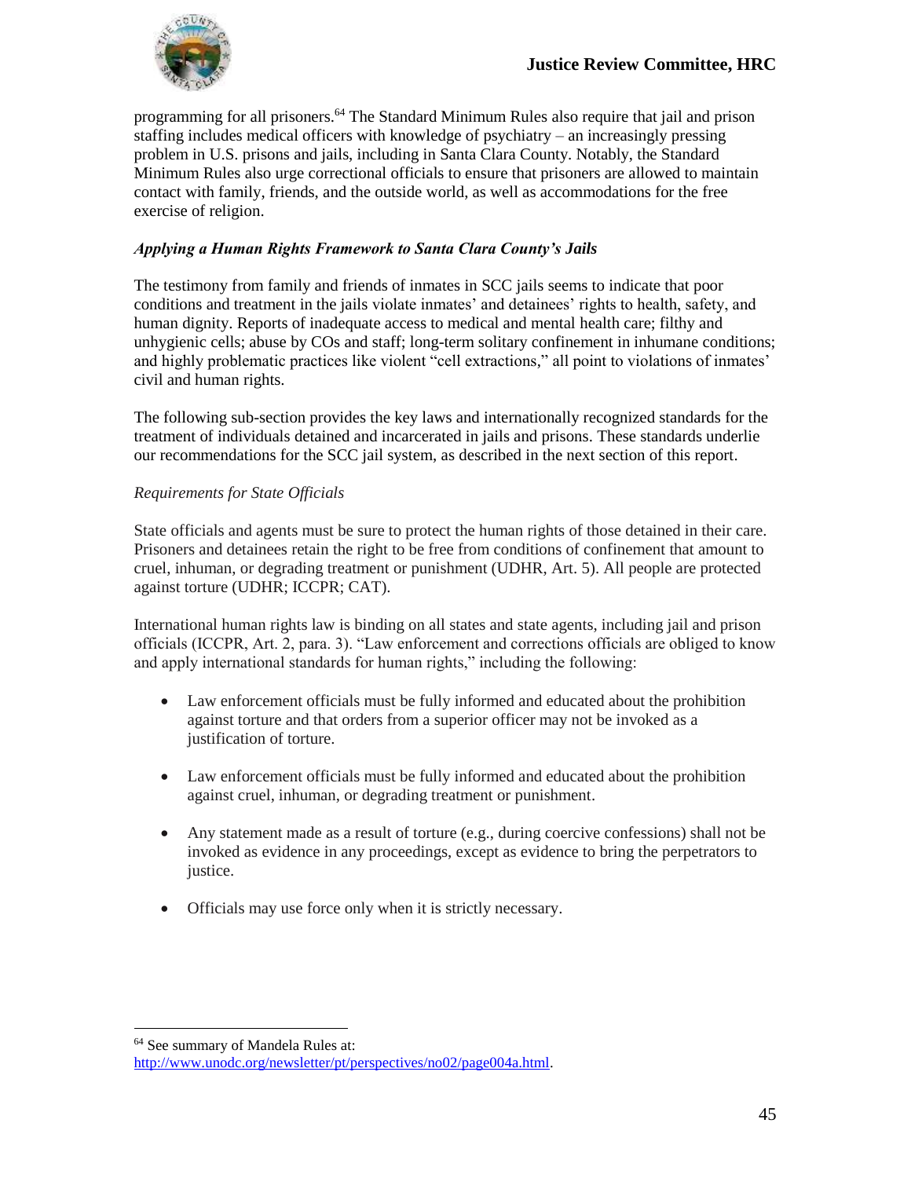programming for all prisoners.[64] The Standard Minimum Rules also require that jail and prison staffing includes medical officers with knowledge of psychiatry – an increasingly pressing problem in U.S. prisons and jails, including in Santa Clara County. Notably, the Standard Minimum Rules also urge correctional officials to ensure that prisoners are allowed to maintain contact with family, friends, and the outside world, as well as accommodations for the free exercise of religion.

### *Applying a Human Rights Framework to Santa Clara County's Jails*

The testimony from family and friends of inmates in SCC jails seems to indicate that poor conditions and treatment in the jails violate inmates' and detainees' rights to health, safety, and human dignity. Reports of inadequate access to medical and mental health care; filthy and unhygienic cells; abuse by COs and staff; long-term solitary confinement in inhumane conditions; and highly problematic practices like violent "cell extractions," all point to violations of inmates' civil and human rights.

The following sub-section provides the key laws and internationally recognized standards for the treatment of individuals detained and incarcerated in jails and prisons. These standards underlie our recommendations for the SCC jail system, as described in the next section of this report.

#### *Requirements for State Officials*

State officials and agents must be sure to protect the human rights of those detained in their care. Prisoners and detainees retain the right to be free from conditions of confinement that amount to cruel, inhuman, or degrading treatment or punishment (UDHR, Art. 5). All people are protected against torture (UDHR; ICCPR; CAT).

International human rights law is binding on all states and state agents, including jail and prison officials (ICCPR, Art. 2, para. 3). "Law enforcement and corrections officials are obliged to know and apply international standards for human rights," including the following:

- Law enforcement officials must be fully informed and educated about the prohibition against torture and that orders from a superior officer may not be invoked as a justification of torture.
- Law enforcement officials must be fully informed and educated about the prohibition against cruel, inhuman, or degrading treatment or punishment.
- Any statement made as a result of torture (e.g., during coercive confessions) shall not be invoked as evidence in any proceedings, except as evidence to bring the perpetrators to justice.
- Officials may use force only when it is strictly necessary.

---

[64] See summary of Mandela Rules at: http://www.unodc.org/newsletter/pt/perspectives/no02/page004a.html.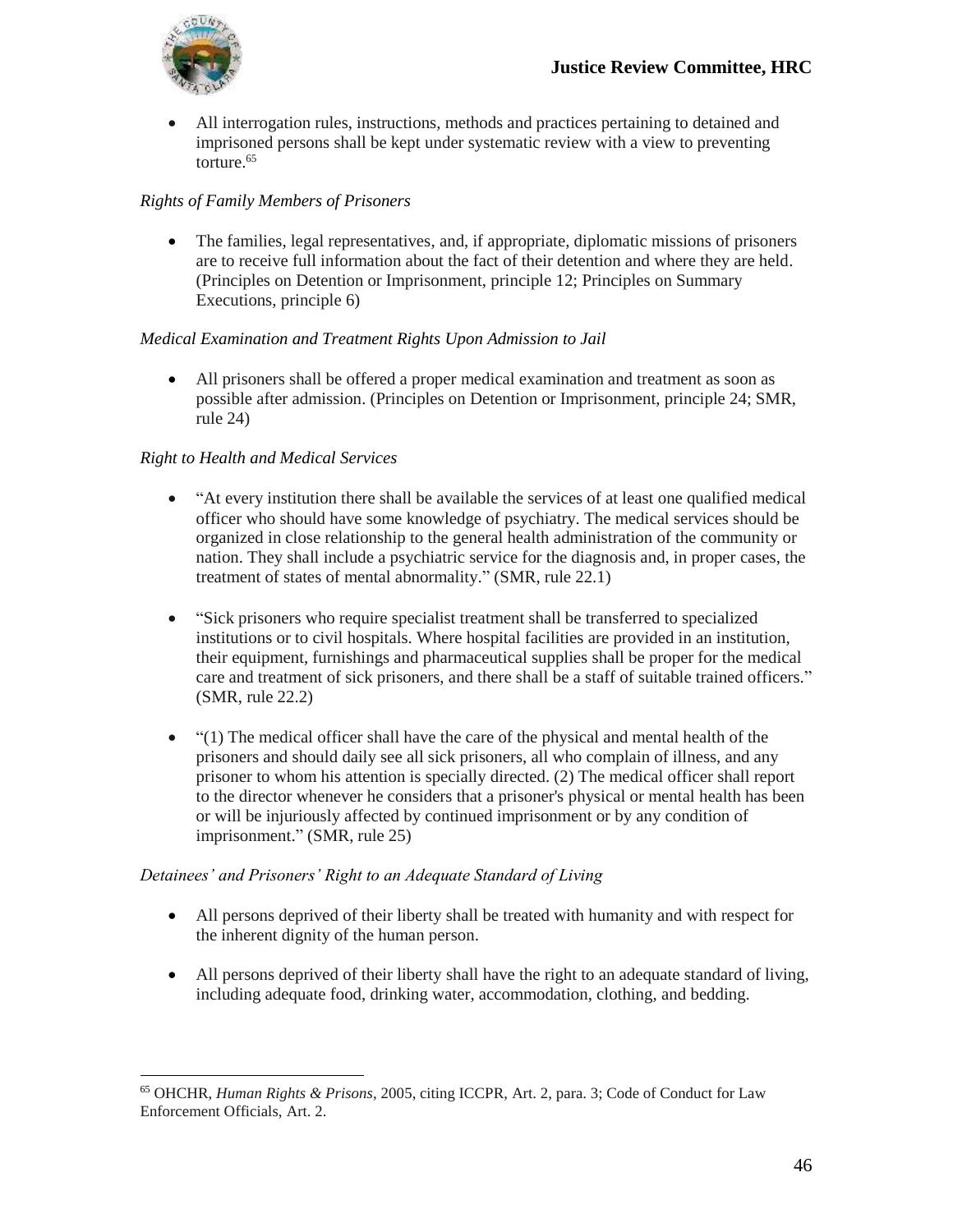- All interrogation rules, instructions, methods and practices pertaining to detained and imprisoned persons shall be kept under systematic review with a view to preventing torture.[65]

*Rights of Family Members of Prisoners*

- The families, legal representatives, and, if appropriate, diplomatic missions of prisoners are to receive full information about the fact of their detention and where they are held. (Principles on Detention or Imprisonment, principle 12; Principles on Summary Executions, principle 6)

*Medical Examination and Treatment Rights Upon Admission to Jail*

- All prisoners shall be offered a proper medical examination and treatment as soon as possible after admission. (Principles on Detention or Imprisonment, principle 24; SMR, rule 24)

*Right to Health and Medical Services*

- "At every institution there shall be available the services of at least one qualified medical officer who should have some knowledge of psychiatry. The medical services should be organized in close relationship to the general health administration of the community or nation. They shall include a psychiatric service for the diagnosis and, in proper cases, the treatment of states of mental abnormality." (SMR, rule 22.1)

- "Sick prisoners who require specialist treatment shall be transferred to specialized institutions or to civil hospitals. Where hospital facilities are provided in an institution, their equipment, furnishings and pharmaceutical supplies shall be proper for the medical care and treatment of sick prisoners, and there shall be a staff of suitable trained officers." (SMR, rule 22.2)

- "(1) The medical officer shall have the care of the physical and mental health of the prisoners and should daily see all sick prisoners, all who complain of illness, and any prisoner to whom his attention is specially directed. (2) The medical officer shall report to the director whenever he considers that a prisoner's physical or mental health has been or will be injuriously affected by continued imprisonment or by any condition of imprisonment." (SMR, rule 25)

*Detainees' and Prisoners' Right to an Adequate Standard of Living*

- All persons deprived of their liberty shall be treated with humanity and with respect for the inherent dignity of the human person.

- All persons deprived of their liberty shall have the right to an adequate standard of living, including adequate food, drinking water, accommodation, clothing, and bedding.

---

[65] OHCHR, *Human Rights & Prisons*, 2005, citing ICCPR, Art. 2, para. 3; Code of Conduct for Law Enforcement Officials, Art. 2.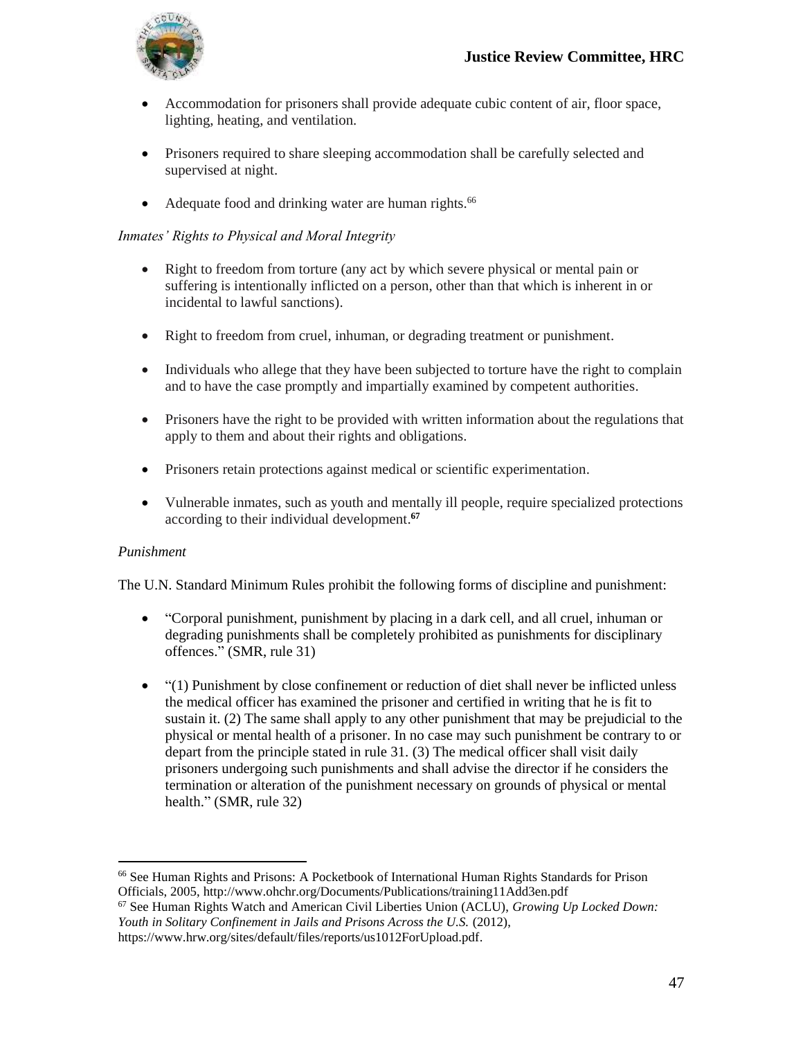- Accommodation for prisoners shall provide adequate cubic content of air, floor space, lighting, heating, and ventilation.

- Prisoners required to share sleeping accommodation shall be carefully selected and supervised at night.

- Adequate food and drinking water are human rights.[66]

*Inmates' Rights to Physical and Moral Integrity*

- Right to freedom from torture (any act by which severe physical or mental pain or suffering is intentionally inflicted on a person, other than that which is inherent in or incidental to lawful sanctions).

- Right to freedom from cruel, inhuman, or degrading treatment or punishment.

- Individuals who allege that they have been subjected to torture have the right to complain and to have the case promptly and impartially examined by competent authorities.

- Prisoners have the right to be provided with written information about the regulations that apply to them and about their rights and obligations.

- Prisoners retain protections against medical or scientific experimentation.

- Vulnerable inmates, such as youth and mentally ill people, require specialized protections according to their individual development.[67]

*Punishment*

The U.N. Standard Minimum Rules prohibit the following forms of discipline and punishment:

- "Corporal punishment, punishment by placing in a dark cell, and all cruel, inhuman or degrading punishments shall be completely prohibited as punishments for disciplinary offences." (SMR, rule 31)

- "(1) Punishment by close confinement or reduction of diet shall never be inflicted unless the medical officer has examined the prisoner and certified in writing that he is fit to sustain it. (2) The same shall apply to any other punishment that may be prejudicial to the physical or mental health of a prisoner. In no case may such punishment be contrary to or depart from the principle stated in rule 31. (3) The medical officer shall visit daily prisoners undergoing such punishments and shall advise the director if he considers the termination or alteration of the punishment necessary on grounds of physical or mental health." (SMR, rule 32)

---

[66] See Human Rights and Prisons: A Pocketbook of International Human Rights Standards for Prison Officials, 2005, http://www.ohchr.org/Documents/Publications/training11Add3en.pdf

[67] See Human Rights Watch and American Civil Liberties Union (ACLU), *Growing Up Locked Down: Youth in Solitary Confinement in Jails and Prisons Across the U.S.* (2012), https://www.hrw.org/sites/default/files/reports/us1012ForUpload.pdf.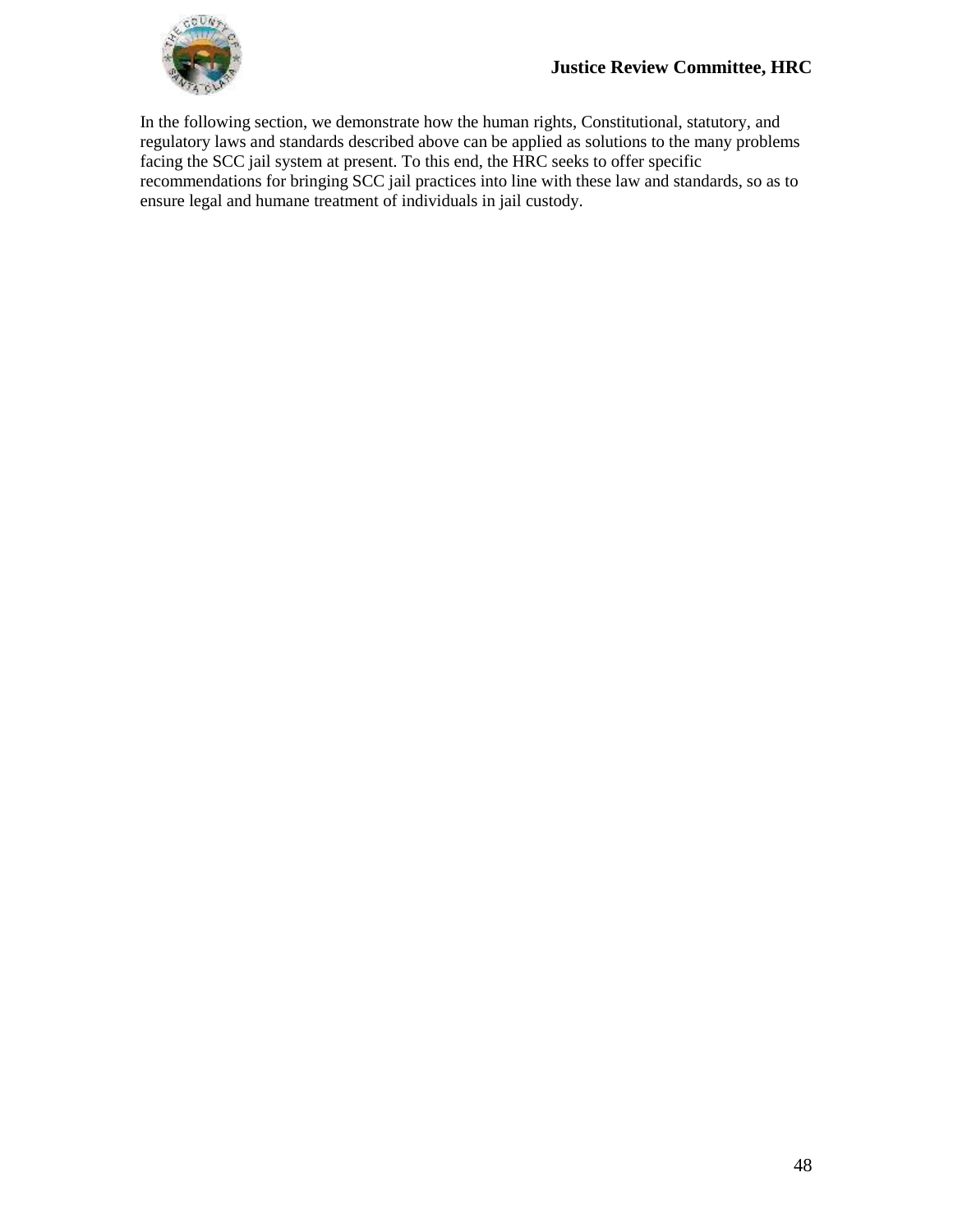In the following section, we demonstrate how the human rights, Constitutional, statutory, and regulatory laws and standards described above can be applied as solutions to the many problems facing the SCC jail system at present. To this end, the HRC seeks to offer specific recommendations for bringing SCC jail practices into line with these law and standards, so as to ensure legal and humane treatment of individuals in jail custody.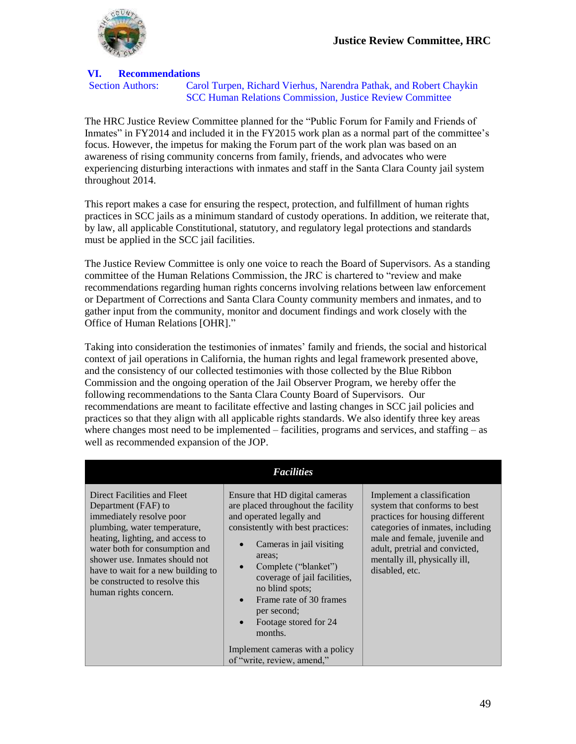## VI. Recommendations

Section Authors: Carol Turpen, Richard Vierhus, Narendra Pathak, and Robert Chaykin
SCC Human Relations Commission, Justice Review Committee

The HRC Justice Review Committee planned for the "Public Forum for Family and Friends of Inmates" in FY2014 and included it in the FY2015 work plan as a normal part of the committee's focus. However, the impetus for making the Forum part of the work plan was based on an awareness of rising community concerns from family, friends, and advocates who were experiencing disturbing interactions with inmates and staff in the Santa Clara County jail system throughout 2014.

This report makes a case for ensuring the respect, protection, and fulfillment of human rights practices in SCC jails as a minimum standard of custody operations. In addition, we reiterate that, by law, all applicable Constitutional, statutory, and regulatory legal protections and standards must be applied in the SCC jail facilities.

The Justice Review Committee is only one voice to reach the Board of Supervisors. As a standing committee of the Human Relations Commission, the JRC is chartered to "review and make recommendations regarding human rights concerns involving relations between law enforcement or Department of Corrections and Santa Clara County community members and inmates, and to gather input from the community, monitor and document findings and work closely with the Office of Human Relations [OHR]."

Taking into consideration the testimonies of inmates' family and friends, the social and historical context of jail operations in California, the human rights and legal framework presented above, and the consistency of our collected testimonies with those collected by the Blue Ribbon Commission and the ongoing operation of the Jail Observer Program, we hereby offer the following recommendations to the Santa Clara County Board of Supervisors. Our recommendations are meant to facilitate effective and lasting changes in SCC jail policies and practices so that they align with all applicable rights standards. We also identify three key areas where changes most need to be implemented – facilities, programs and services, and staffing – as well as recommended expansion of the JOP.

| ***Facilities*** | | |
|---|---|---|
| Direct Facilities and Fleet Department (FAF) to immediately resolve poor plumbing, water temperature, heating, lighting, and access to water both for consumption and shower use. Inmates should not have to wait for a new building to be constructed to resolve this human rights concern. | Ensure that HD digital cameras are placed throughout the facility and operated legally and consistently with best practices:<br>• Cameras in jail visiting areas;<br>• Complete ("blanket") coverage of jail facilities, no blind spots;<br>• Frame rate of 30 frames per second;<br>• Footage stored for 24 months.<br><br>Implement cameras with a policy of "write, review, amend," | Implement a classification system that conforms to best practices for housing different categories of inmates, including male and female, juvenile and adult, pretrial and convicted, mentally ill, physically ill, disabled, etc. |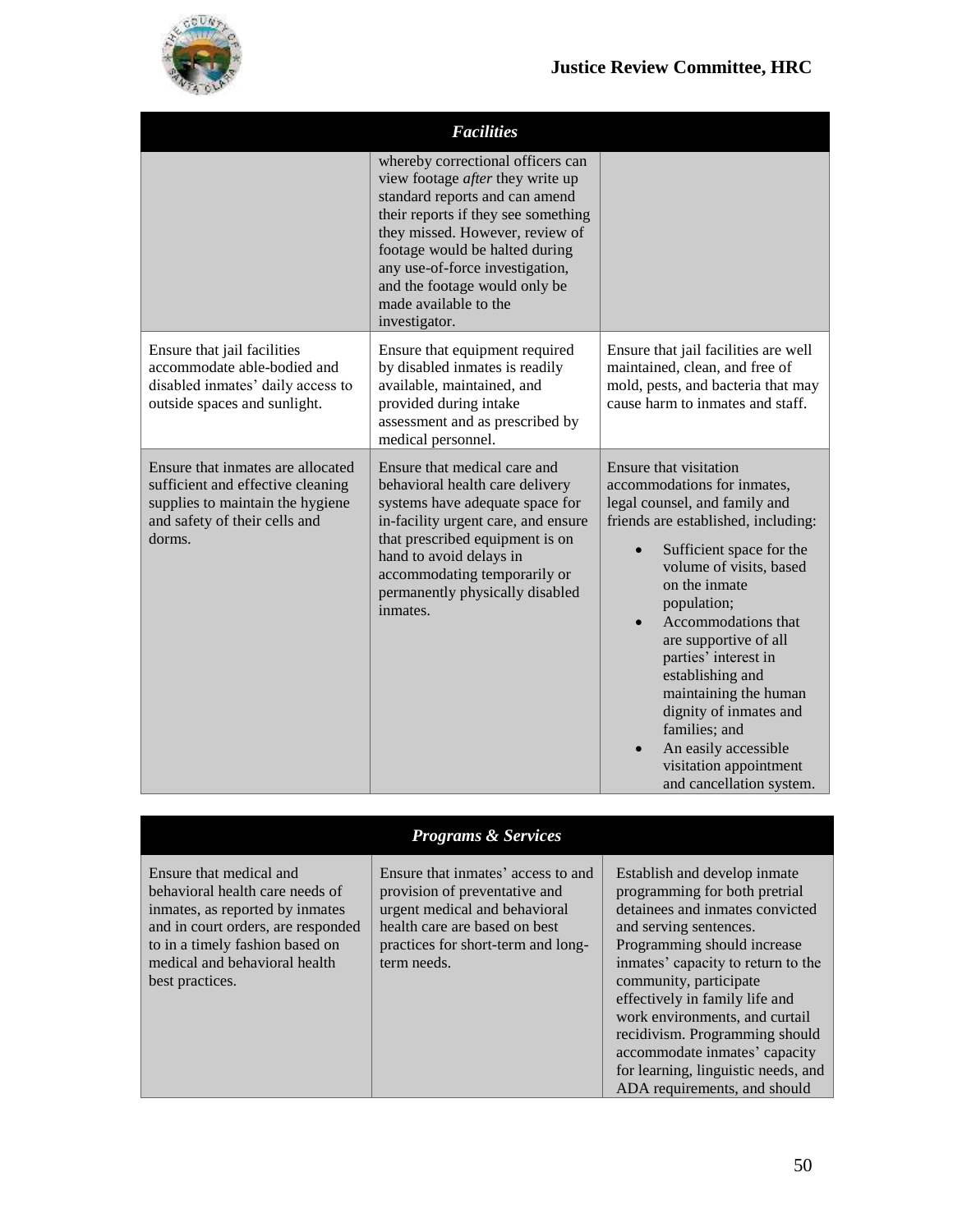| *Facilities* | | |
|---|---|---|
| | whereby correctional officers can view footage *after* they write up standard reports and can amend their reports if they see something they missed. However, review of footage would be halted during any use-of-force investigation, and the footage would only be made available to the investigator. | |
| Ensure that jail facilities accommodate able-bodied and disabled inmates' daily access to outside spaces and sunlight. | Ensure that equipment required by disabled inmates is readily available, maintained, and provided during intake assessment and as prescribed by medical personnel. | Ensure that jail facilities are well maintained, clean, and free of mold, pests, and bacteria that may cause harm to inmates and staff. |
| Ensure that inmates are allocated sufficient and effective cleaning supplies to maintain the hygiene and safety of their cells and dorms. | Ensure that medical care and behavioral health care delivery systems have adequate space for in-facility urgent care, and ensure that prescribed equipment is on hand to avoid delays in accommodating temporarily or permanently physically disabled inmates. | Ensure that visitation accommodations for inmates, legal counsel, and family and friends are established, including: <br>• Sufficient space for the volume of visits, based on the inmate population; <br>• Accommodations that are supportive of all parties' interest in establishing and maintaining the human dignity of inmates and families; and <br>• An easily accessible visitation appointment and cancellation system. |

| *Programs & Services* | | |
|---|---|---|
| Ensure that medical and behavioral health care needs of inmates, as reported by inmates and in court orders, are responded to in a timely fashion based on medical and behavioral health best practices. | Ensure that inmates' access to and provision of preventative and urgent medical and behavioral health care are based on best practices for short-term and long-term needs. | Establish and develop inmate programming for both pretrial detainees and inmates convicted and serving sentences. Programming should increase inmates' capacity to return to the community, participate effectively in family life and work environments, and curtail recidivism. Programming should accommodate inmates' capacity for learning, linguistic needs, and ADA requirements, and should |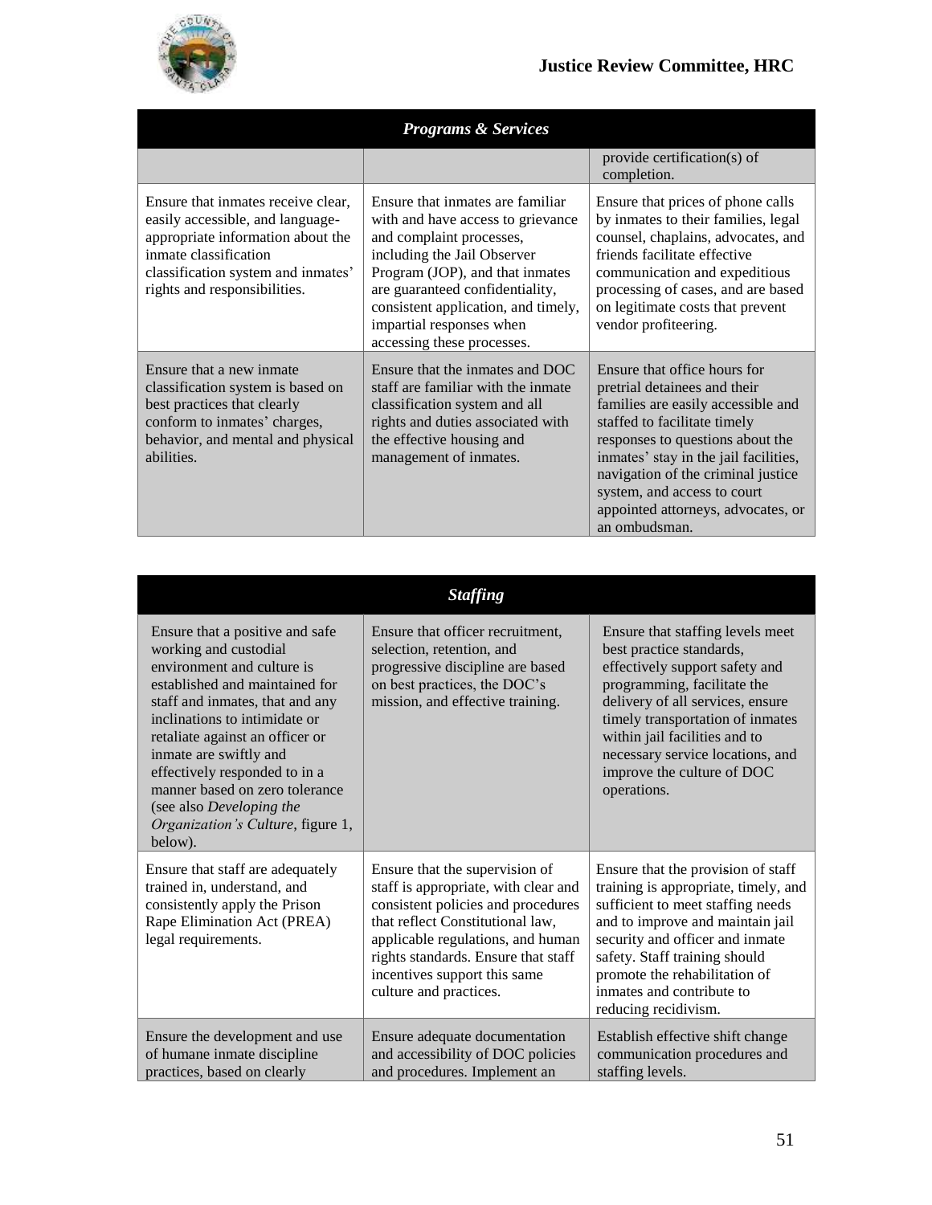| *Programs & Services* | | |
|---|---|---|
| | | provide certification(s) of completion. |
| Ensure that inmates receive clear, easily accessible, and language-appropriate information about the inmate classification classification system and inmates' rights and responsibilities. | Ensure that inmates are familiar with and have access to grievance and complaint processes, including the Jail Observer Program (JOP), and that inmates are guaranteed confidentiality, consistent application, and timely, impartial responses when accessing these processes. | Ensure that prices of phone calls by inmates to their families, legal counsel, chaplains, advocates, and friends facilitate effective communication and expeditious processing of cases, and are based on legitimate costs that prevent vendor profiteering. |
| Ensure that a new inmate classification system is based on best practices that clearly conform to inmates' charges, behavior, and mental and physical abilities. | Ensure that the inmates and DOC staff are familiar with the inmate classification system and all rights and duties associated with the effective housing and management of inmates. | Ensure that office hours for pretrial detainees and their families are easily accessible and staffed to facilitate timely responses to questions about the inmates' stay in the jail facilities, navigation of the criminal justice system, and access to court appointed attorneys, advocates, or an ombudsman. |

| *Staffing* | | |
|---|---|---|
| Ensure that a positive and safe working and custodial environment and culture is established and maintained for staff and inmates, that and any inclinations to intimidate or retaliate against an officer or inmate are swiftly and effectively responded to in a manner based on zero tolerance (see also *Developing the Organization's Culture*, figure 1, below). | Ensure that officer recruitment, selection, retention, and progressive discipline are based on best practices, the DOC's mission, and effective training. | Ensure that staffing levels meet best practice standards, effectively support safety and programming, facilitate the delivery of all services, ensure timely transportation of inmates within jail facilities and to necessary service locations, and improve the culture of DOC operations. |
| Ensure that staff are adequately trained in, understand, and consistently apply the Prison Rape Elimination Act (PREA) legal requirements. | Ensure that the supervision of staff is appropriate, with clear and consistent policies and procedures that reflect Constitutional law, applicable regulations, and human rights standards. Ensure that staff incentives support this same culture and practices. | Ensure that the provision of staff training is appropriate, timely, and sufficient to meet staffing needs and to improve and maintain jail security and officer and inmate safety. Staff training should promote the rehabilitation of inmates and contribute to reducing recidivism. |
| Ensure the development and use of humane inmate discipline practices, based on clearly | Ensure adequate documentation and accessibility of DOC policies and procedures. Implement an | Establish effective shift change communication procedures and staffing levels. |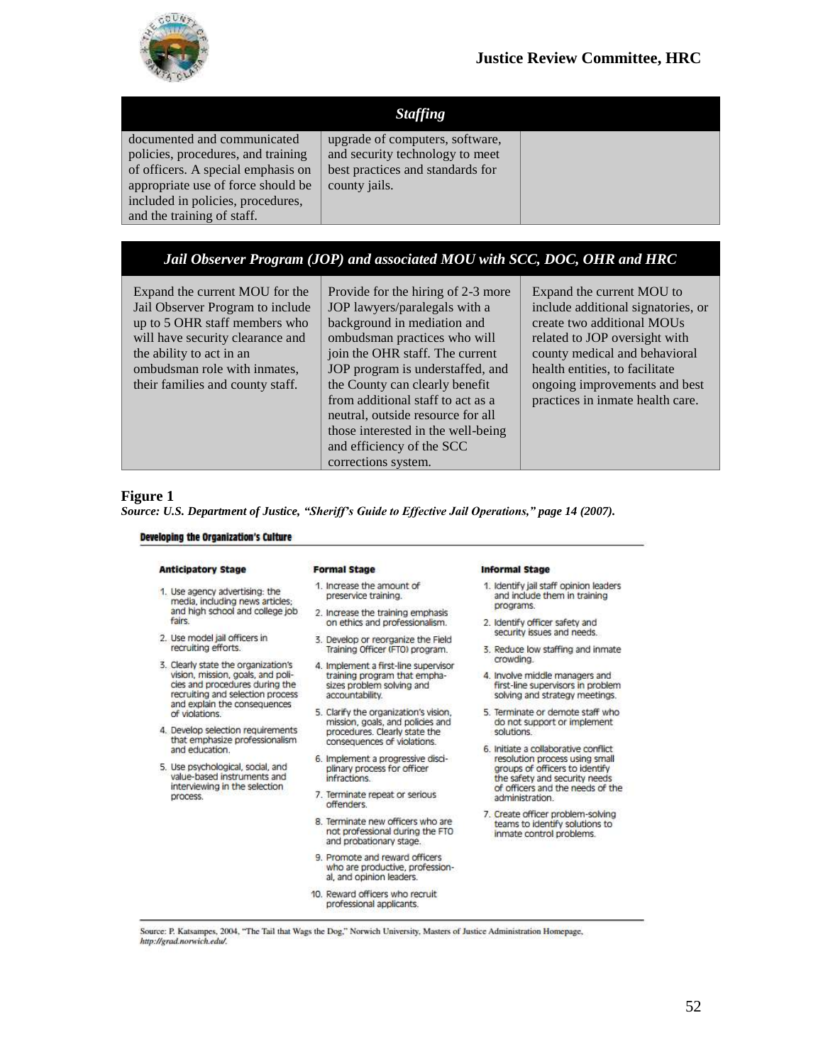| *Staffing* | | |
|---|---|---|
| documented and communicated policies, procedures, and training of officers. A special emphasis on appropriate use of force should be included in policies, procedures, and the training of staff. | upgrade of computers, software, and security technology to meet best practices and standards for county jails. | |

| *Jail Observer Program (JOP) and associated MOU with SCC, DOC, OHR and HRC* | | |
|---|---|---|
| Expand the current MOU for the Jail Observer Program to include up to 5 OHR staff members who will have security clearance and the ability to act in an ombudsman role with inmates, their families and county staff. | Provide for the hiring of 2-3 more JOP lawyers/paralegals with a background in mediation and ombudsman practices who will join the OHR staff. The current JOP program is understaffed, and the County can clearly benefit from additional staff to act as a neutral, outside resource for all those interested in the well-being and efficiency of the SCC corrections system. | Expand the current MOU to include additional signatories, or create two additional MOUs related to JOP oversight with county medical and behavioral health entities, to facilitate ongoing improvements and best practices in inmate health care. |

**Figure 1**
***Source: U.S. Department of Justice, "Sheriff's Guide to Effective Jail Operations," page 14 (2007).***

**Developing the Organization's Culture**

**Anticipatory Stage**

1. Use agency advertising: the media, including news articles; and high school and college job fairs.
2. Use model jail officers in recruiting efforts.
3. Clearly state the organization's vision, mission, goals, and policies and procedures during the recruiting and selection process and explain the consequences of violations.
4. Develop selection requirements that emphasize professionalism and education.
5. Use psychological, social, and value-based instruments and interviewing in the selection process.

**Formal Stage**

1. Increase the amount of preservice training.
2. Increase the training emphasis on ethics and professionalism.
3. Develop or reorganize the Field Training Officer (FTO) program.
4. Implement a first-line supervisor training program that emphasizes problem solving and accountability.
5. Clarify the organization's vision, mission, goals, and policies and procedures. Clearly state the consequences of violations.
6. Implement a progressive disciplinary process for officer infractions.
7. Terminate repeat or serious offenders.
8. Terminate new officers who are not professional during the FTO and probationary stage.
9. Promote and reward officers who are productive, professional, and opinion leaders.
10. Reward officers who recruit professional applicants.

**Informal Stage**

1. Identify jail staff opinion leaders and include them in training programs.
2. Identify officer safety and security issues and needs.
3. Reduce low staffing and inmate crowding.
4. Involve middle managers and first-line supervisors in problem solving and strategy meetings.
5. Terminate or demote staff who do not support or implement solutions.
6. Initiate a collaborative conflict resolution process using small groups of officers to identify the safety and security needs of officers and the needs of the administration.
7. Create officer problem-solving teams to identify solutions to inmate control problems.

Source: P. Katsampes, 2004, "The Tail that Wags the Dog," Norwich University, Masters of Justice Administration Homepage, *http://grad.norwich.edu/*.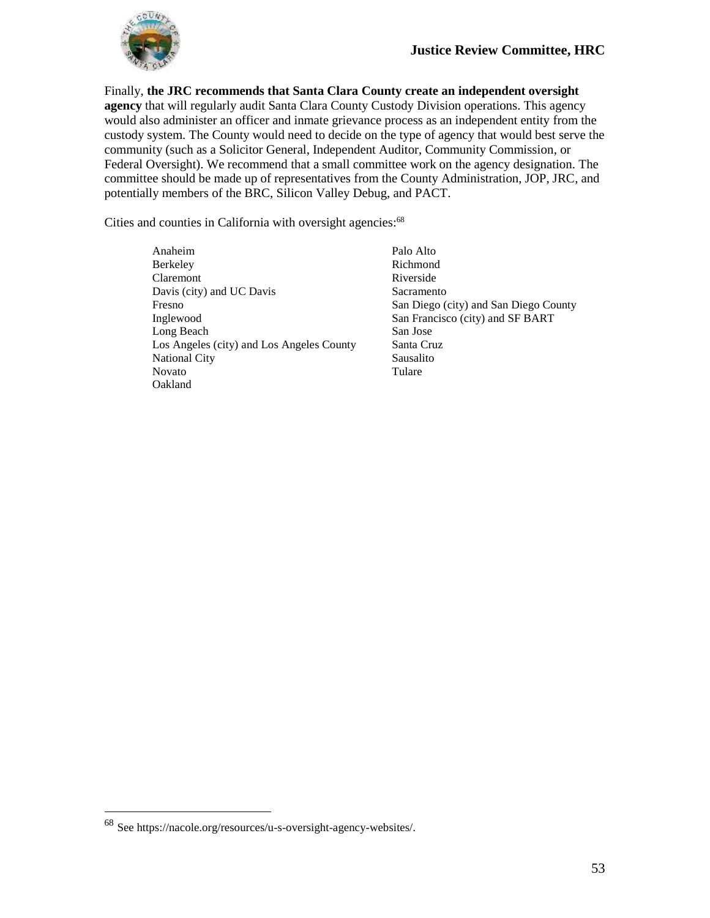Finally, **the JRC recommends that Santa Clara County create an independent oversight agency** that will regularly audit Santa Clara County Custody Division operations. This agency would also administer an officer and inmate grievance process as an independent entity from the custody system. The County would need to decide on the type of agency that would best serve the community (such as a Solicitor General, Independent Auditor, Community Commission, or Federal Oversight). We recommend that a small committee work on the agency designation. The committee should be made up of representatives from the County Administration, JOP, JRC, and potentially members of the BRC, Silicon Valley Debug, and PACT.

Cities and counties in California with oversight agencies:[68]

- Anaheim
- Berkeley
- Claremont
- Davis (city) and UC Davis
- Fresno
- Inglewood
- Long Beach
- Los Angeles (city) and Los Angeles County
- National City
- Novato
- Oakland
- Palo Alto
- Richmond
- Riverside
- Sacramento
- San Diego (city) and San Diego County
- San Francisco (city) and SF BART
- San Jose
- Santa Cruz
- Sausalito
- Tulare

---

[68] See https://nacole.org/resources/u-s-oversight-agency-websites/.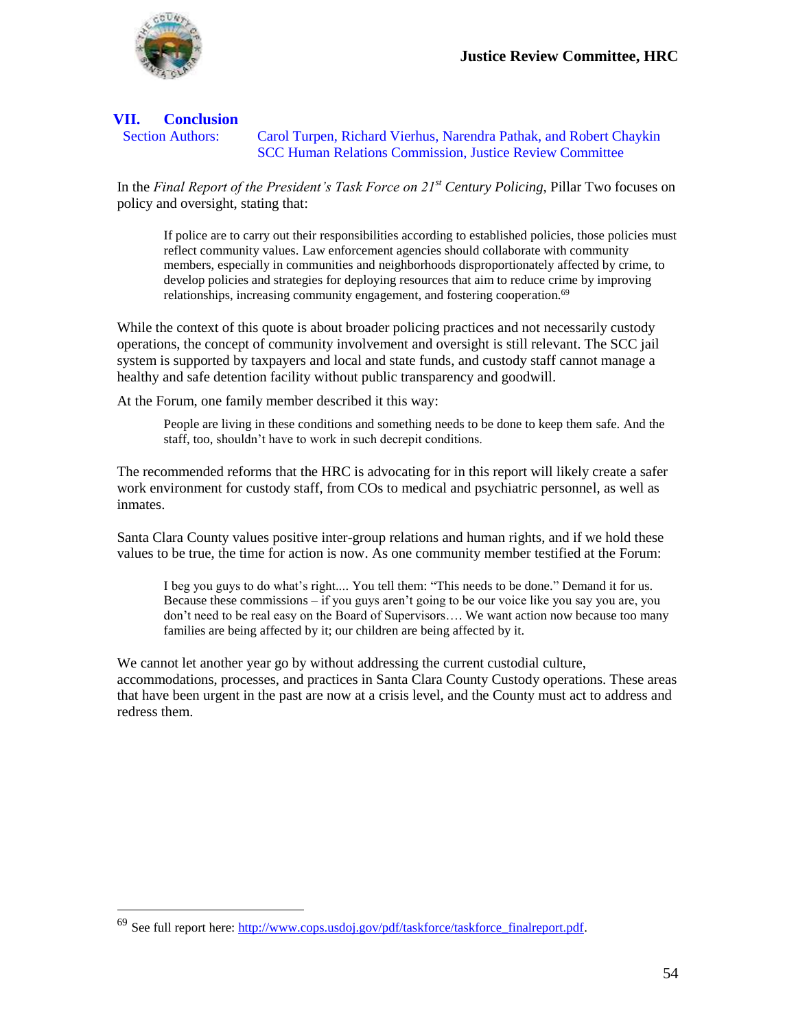## VII. Conclusion

Section Authors: Carol Turpen, Richard Vierhus, Narendra Pathak, and Robert Chaykin
SCC Human Relations Commission, Justice Review Committee

In the *Final Report of the President's Task Force on 21st Century Policing*, Pillar Two focuses on policy and oversight, stating that:

> If police are to carry out their responsibilities according to established policies, those policies must reflect community values. Law enforcement agencies should collaborate with community members, especially in communities and neighborhoods disproportionately affected by crime, to develop policies and strategies for deploying resources that aim to reduce crime by improving relationships, increasing community engagement, and fostering cooperation.[69]

While the context of this quote is about broader policing practices and not necessarily custody operations, the concept of community involvement and oversight is still relevant. The SCC jail system is supported by taxpayers and local and state funds, and custody staff cannot manage a healthy and safe detention facility without public transparency and goodwill.

At the Forum, one family member described it this way:

> People are living in these conditions and something needs to be done to keep them safe. And the staff, too, shouldn't have to work in such decrepit conditions.

The recommended reforms that the HRC is advocating for in this report will likely create a safer work environment for custody staff, from COs to medical and psychiatric personnel, as well as inmates.

Santa Clara County values positive inter-group relations and human rights, and if we hold these values to be true, the time for action is now. As one community member testified at the Forum:

> I beg you guys to do what's right.... You tell them: "This needs to be done." Demand it for us. Because these commissions – if you guys aren't going to be our voice like you say you are, you don't need to be real easy on the Board of Supervisors…. We want action now because too many families are being affected by it; our children are being affected by it.

We cannot let another year go by without addressing the current custodial culture, accommodations, processes, and practices in Santa Clara County Custody operations. These areas that have been urgent in the past are now at a crisis level, and the County must act to address and redress them.

---

[69] See full report here: http://www.cops.usdoj.gov/pdf/taskforce/taskforce_finalreport.pdf.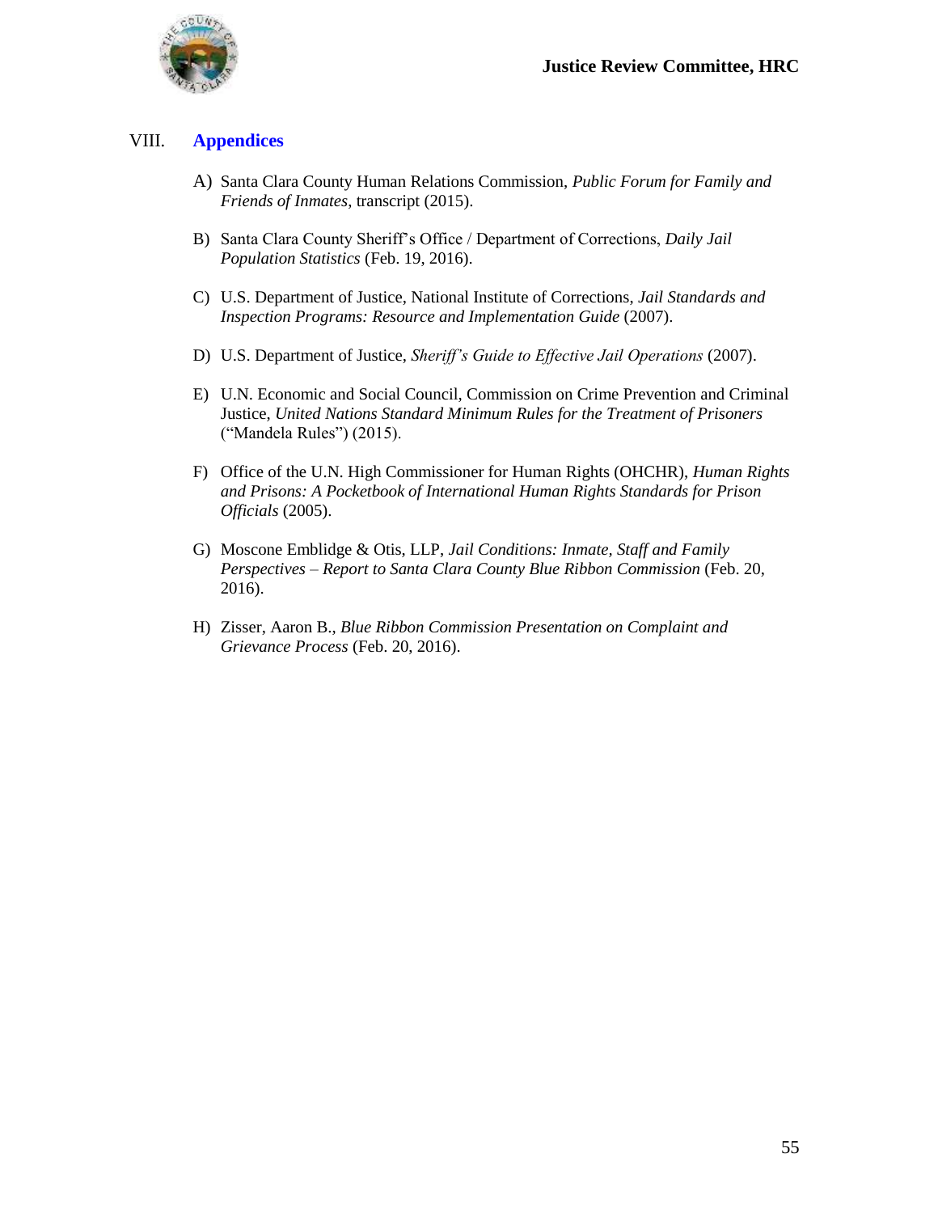## VIII. Appendices

A) Santa Clara County Human Relations Commission, *Public Forum for Family and Friends of Inmates*, transcript (2015).

B) Santa Clara County Sheriff's Office / Department of Corrections, *Daily Jail Population Statistics* (Feb. 19, 2016).

C) U.S. Department of Justice, National Institute of Corrections, *Jail Standards and Inspection Programs: Resource and Implementation Guide* (2007).

D) U.S. Department of Justice, *Sheriff's Guide to Effective Jail Operations* (2007).

E) U.N. Economic and Social Council, Commission on Crime Prevention and Criminal Justice, *United Nations Standard Minimum Rules for the Treatment of Prisoners* ("Mandela Rules") (2015).

F) Office of the U.N. High Commissioner for Human Rights (OHCHR), *Human Rights and Prisons: A Pocketbook of International Human Rights Standards for Prison Officials* (2005).

G) Moscone Emblidge & Otis, LLP, *Jail Conditions: Inmate, Staff and Family Perspectives – Report to Santa Clara County Blue Ribbon Commission* (Feb. 20, 2016).

H) Zisser, Aaron B., *Blue Ribbon Commission Presentation on Complaint and Grievance Process* (Feb. 20, 2016).